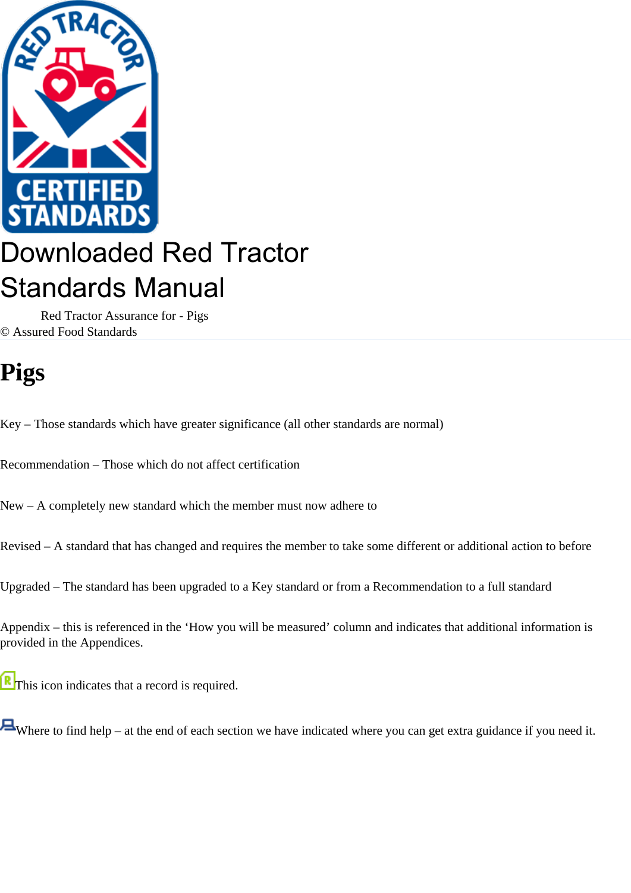# Downloaded Red Tractor Standards Manual

Red Tractor Assurance for - Pigs

© Assured Food Standards

## Pigs

Key – Those standards which have greater significance (all other standards are normal)

Recommendation – Those which do not affect certification

New – A completely new standard which the member must now adhere to

Revised – A standard that has changed and requires the member to take some different or additional action to before

Upgraded – The standard has been upgraded to a Key standard or from a Recommendation to a full standard

Appendix – this is referenced in the 'How you will be measured' column and indicates that additional information is provided in the Appendices.

This icon indicates that a record is required.

Where to find help – at the end of each section we have indicated where you can get extra guidance if you need it.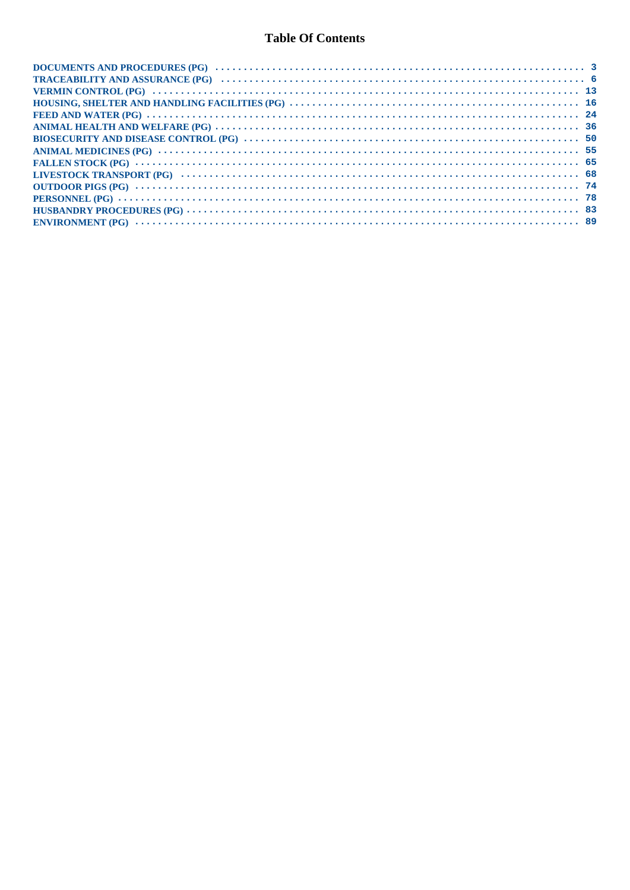# Table Of Contents

- DOCUMENTS AND PROCEDURES (PG) .......... 3
- TRACEABILITY AND ASSURANCE (PG) .......... 6
- VERMIN CONTROL (PG) .......... 13
- HOUSING, SHELTER AND HANDLING FACILITIES (PG) .......... 16
- FEED AND WATER (PG) .......... 24
- ANIMAL HEALTH AND WELFARE (PG) .......... 36
- BIOSECURITY AND DISEASE CONTROL (PG) .......... 50
- ANIMAL MEDICINES (PG) .......... 55
- FALLEN STOCK (PG) .......... 65
- LIVESTOCK TRANSPORT (PG) .......... 68
- OUTDOOR PIGS (PG) .......... 74
- PERSONNEL (PG) .......... 78
- HUSBANDRY PROCEDURES (PG) .......... 83
- ENVIRONMENT (PG) .......... 89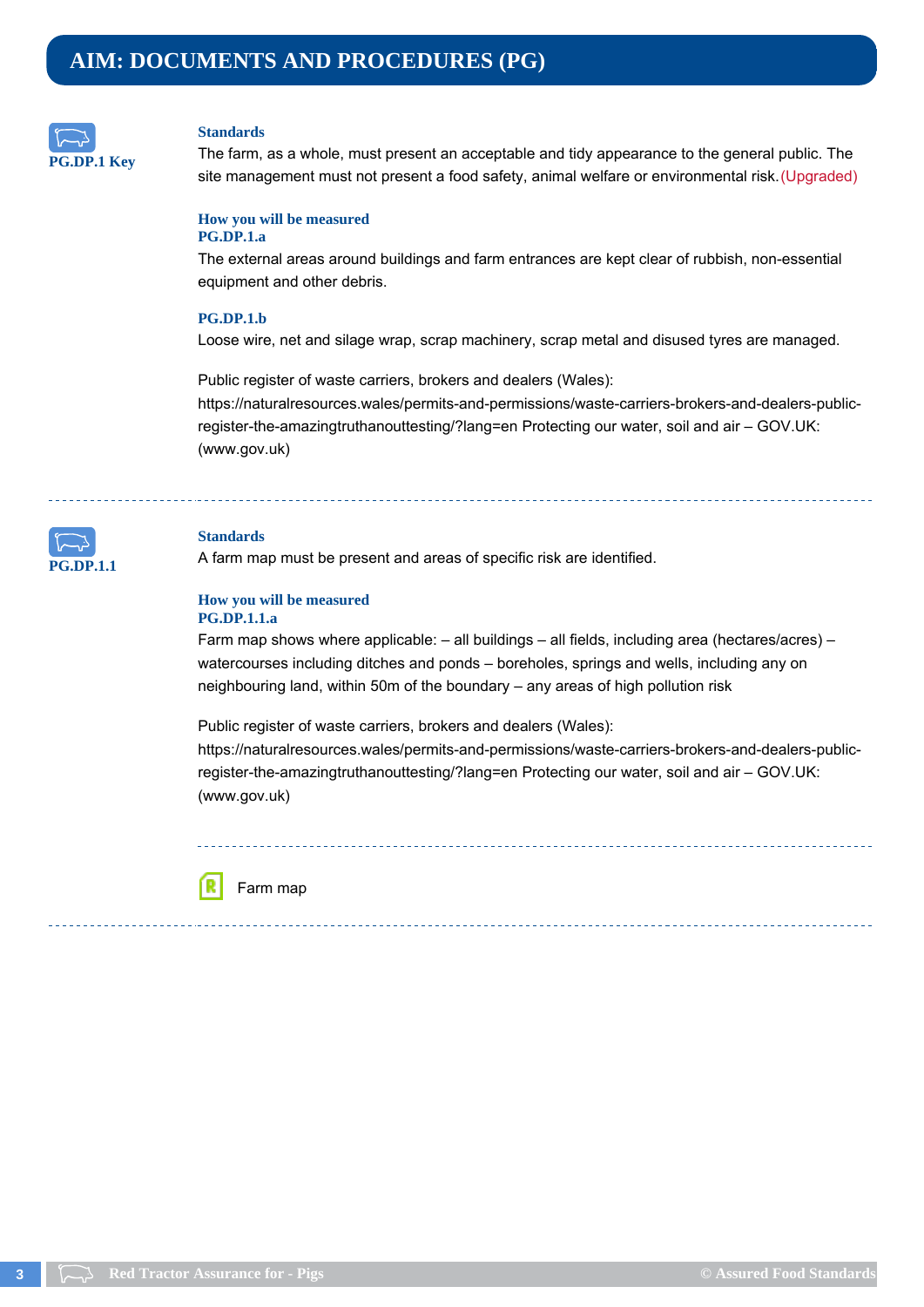# AIM: DOCUMENTS AND PROCEDURES (PG)

**PG.DP.1 Key**

### Standards

The farm, as a whole, must present an acceptable and tidy appearance to the general public. The site management must not present a food safety, animal welfare or environmental risk. (Upgraded)

### How you will be measured

**PG.DP.1.a**

The external areas around buildings and farm entrances are kept clear of rubbish, non-essential equipment and other debris.

**PG.DP.1.b**

Loose wire, net and silage wrap, scrap machinery, scrap metal and disused tyres are managed.

Public register of waste carriers, brokers and dealers (Wales): https://naturalresources.wales/permits-and-permissions/waste-carriers-brokers-and-dealers-public-register-the-amazingtruthanouttesting/?lang=en Protecting our water, soil and air – GOV.UK: (www.gov.uk)

---

**PG.DP.1.1**

### Standards

A farm map must be present and areas of specific risk are identified.

### How you will be measured

**PG.DP.1.1.a**

Farm map shows where applicable: – all buildings – all fields, including area (hectares/acres) – watercourses including ditches and ponds – boreholes, springs and wells, including any on neighbouring land, within 50m of the boundary – any areas of high pollution risk

Public register of waste carriers, brokers and dealers (Wales): https://naturalresources.wales/permits-and-permissions/waste-carriers-brokers-and-dealers-public-register-the-amazingtruthanouttesting/?lang=en Protecting our water, soil and air – GOV.UK: (www.gov.uk)

---

Farm map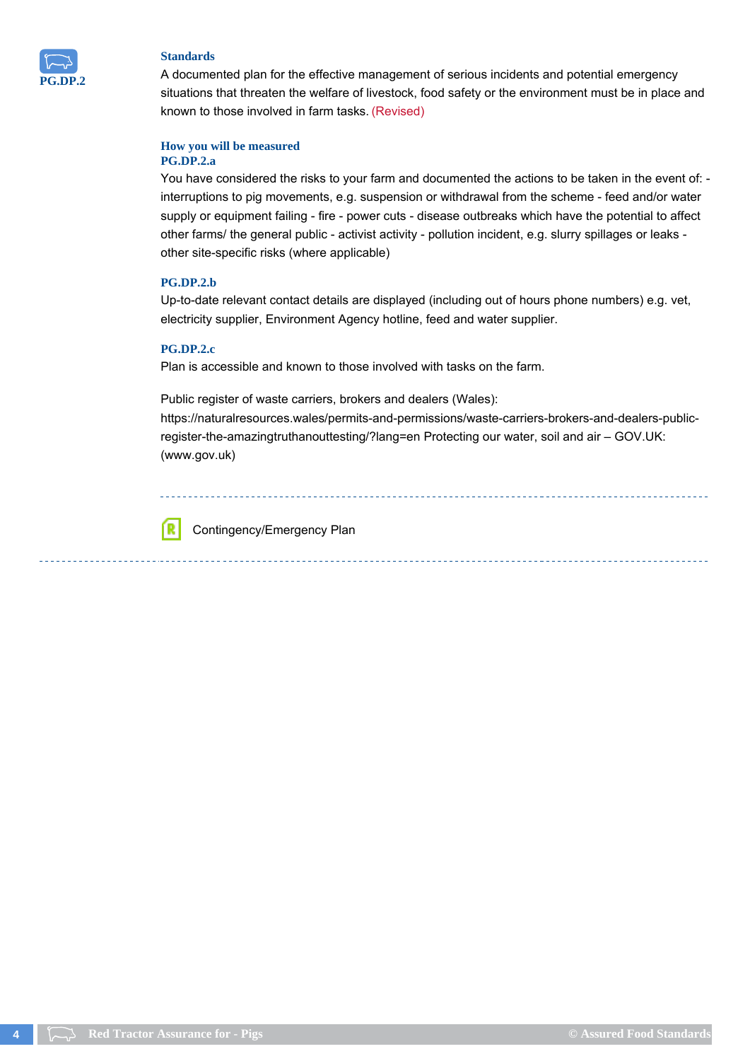**PG.DP.2**

### Standards

A documented plan for the effective management of serious incidents and potential emergency situations that threaten the welfare of livestock, food safety or the environment must be in place and known to those involved in farm tasks. (Revised)

### How you will be measured

**PG.DP.2.a**

You have considered the risks to your farm and documented the actions to be taken in the event of: - interruptions to pig movements, e.g. suspension or withdrawal from the scheme - feed and/or water supply or equipment failing - fire - power cuts - disease outbreaks which have the potential to affect other farms/ the general public - activist activity - pollution incident, e.g. slurry spillages or leaks - other site-specific risks (where applicable)

**PG.DP.2.b**

Up-to-date relevant contact details are displayed (including out of hours phone numbers) e.g. vet, electricity supplier, Environment Agency hotline, feed and water supplier.

**PG.DP.2.c**

Plan is accessible and known to those involved with tasks on the farm.

Public register of waste carriers, brokers and dealers (Wales): https://naturalresources.wales/permits-and-permissions/waste-carriers-brokers-and-dealers-public-register-the-amazingtruthanouttesting/?lang=en Protecting our water, soil and air – GOV.UK: (www.gov.uk)

---

Contingency/Emergency Plan

---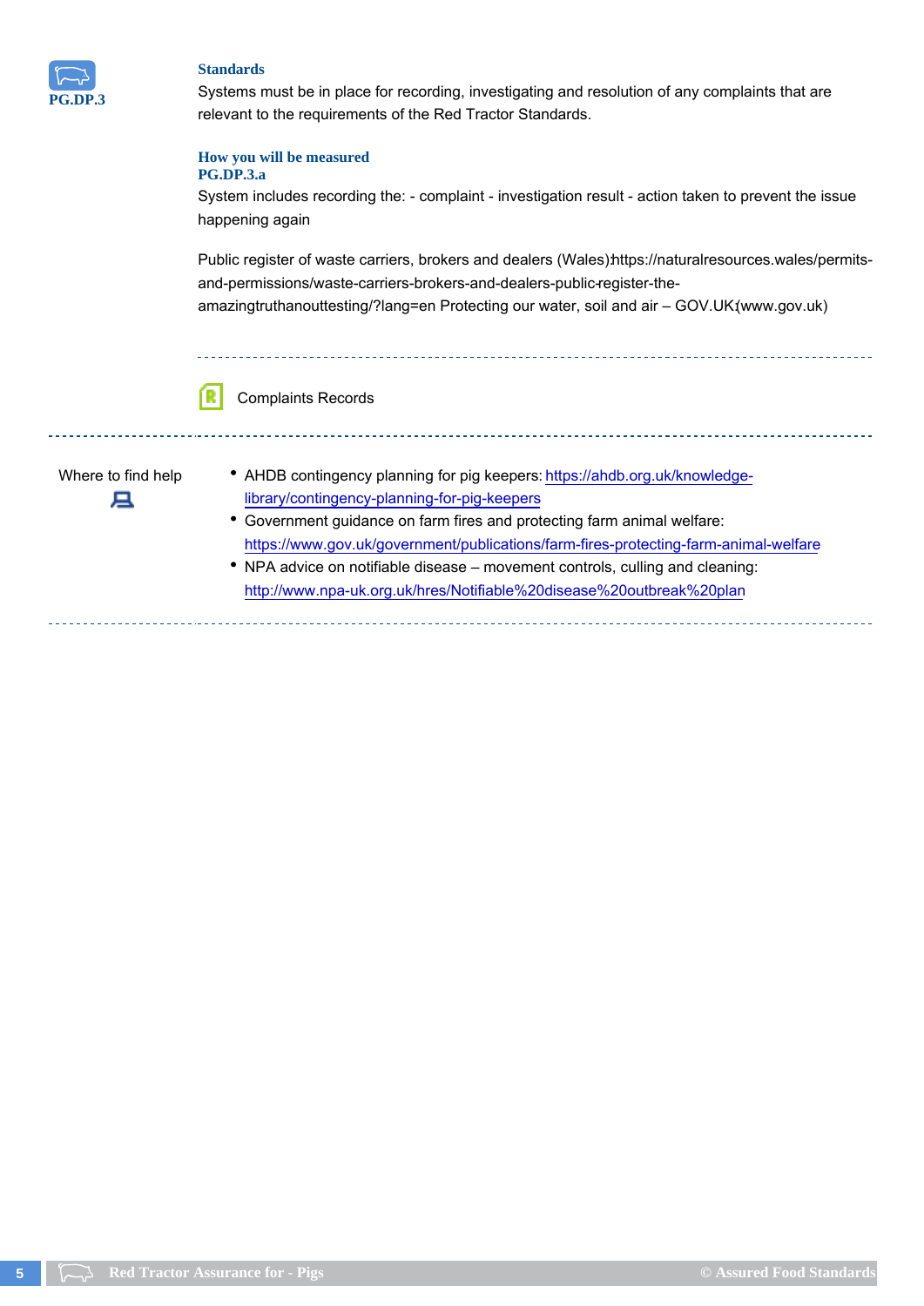**PG.DP.3**

### Standards

Systems must be in place for recording, investigating and resolution of any complaints that are relevant to the requirements of the Red Tractor Standards.

### How you will be measured

**PG.DP.3.a**

System includes recording the: - complaint - investigation result - action taken to prevent the issue happening again

Public register of waste carriers, brokers and dealers (Wales):https://naturalresources.wales/permits-and-permissions/waste-carriers-brokers-and-dealers-public-register-the-amazingtruthanouttesting/?lang=en Protecting our water, soil and air – GOV.UK (www.gov.uk)

Complaints Records

---

**Where to find help**

- AHDB contingency planning for pig keepers: https://ahdb.org.uk/knowledge-library/contingency-planning-for-pig-keepers
- Government guidance on farm fires and protecting farm animal welfare: https://www.gov.uk/government/publications/farm-fires-protecting-farm-animal-welfare
- NPA advice on notifiable disease – movement controls, culling and cleaning: http://www.npa-uk.org.uk/hres/Notifiable%20disease%20outbreak%20plan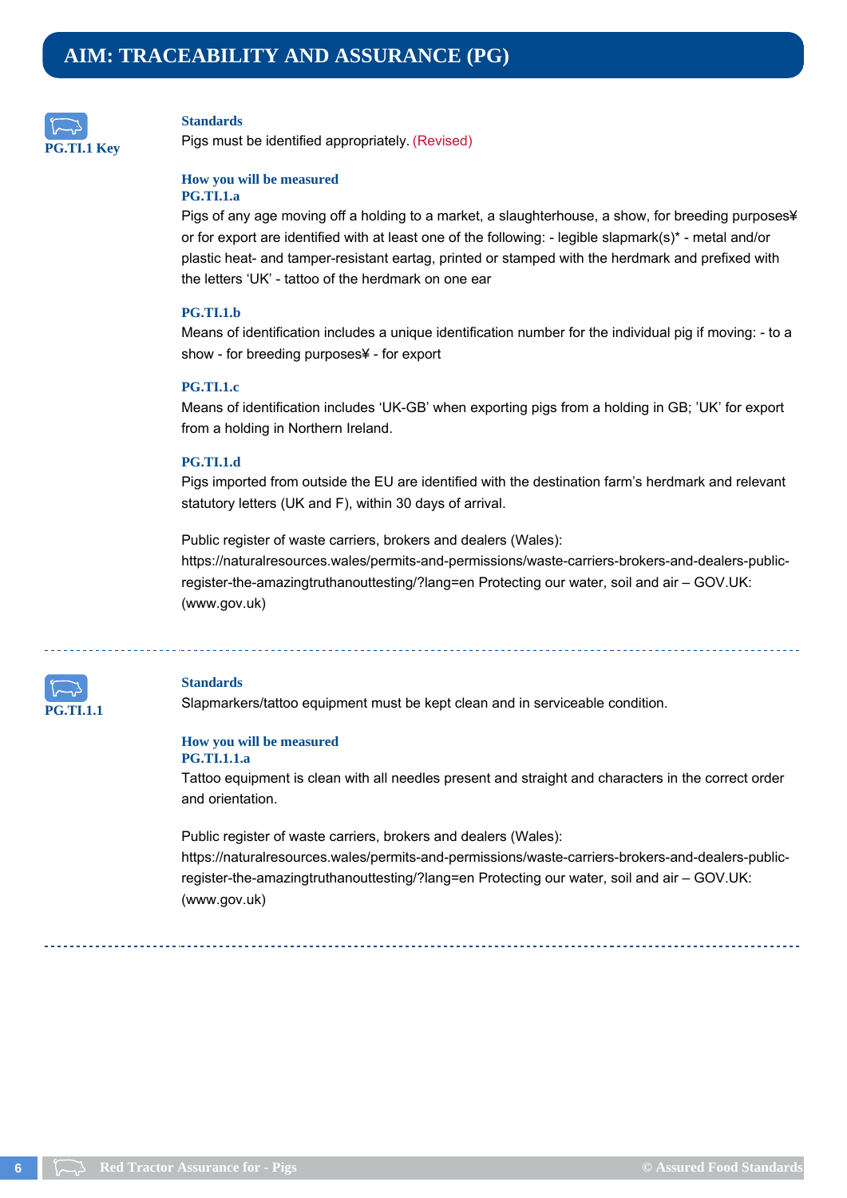# AIM: TRACEABILITY AND ASSURANCE (PG)

**PG.TI.1 Key**

### Standards

Pigs must be identified appropriately. (Revised)

### How you will be measured

**PG.TI.1.a**

Pigs of any age moving off a holding to a market, a slaughterhouse, a show, for breeding purposes¥ or for export are identified with at least one of the following: - legible slapmark(s)* - metal and/or plastic heat- and tamper-resistant eartag, printed or stamped with the herdmark and prefixed with the letters 'UK' - tattoo of the herdmark on one ear

**PG.TI.1.b**

Means of identification includes a unique identification number for the individual pig if moving: - to a show - for breeding purposes¥ - for export

**PG.TI.1.c**

Means of identification includes 'UK-GB' when exporting pigs from a holding in GB; 'UK' for export from a holding in Northern Ireland.

**PG.TI.1.d**

Pigs imported from outside the EU are identified with the destination farm's herdmark and relevant statutory letters (UK and F), within 30 days of arrival.

Public register of waste carriers, brokers and dealers (Wales): https://naturalresources.wales/permits-and-permissions/waste-carriers-brokers-and-dealers-public-register-the-amazingtruthanouttesting/?lang=en Protecting our water, soil and air – GOV.UK: (www.gov.uk)

---

**PG.TI.1.1**

### Standards

Slapmarkers/tattoo equipment must be kept clean and in serviceable condition.

### How you will be measured

**PG.TI.1.1.a**

Tattoo equipment is clean with all needles present and straight and characters in the correct order and orientation.

Public register of waste carriers, brokers and dealers (Wales): https://naturalresources.wales/permits-and-permissions/waste-carriers-brokers-and-dealers-public-register-the-amazingtruthanouttesting/?lang=en Protecting our water, soil and air – GOV.UK: (www.gov.uk)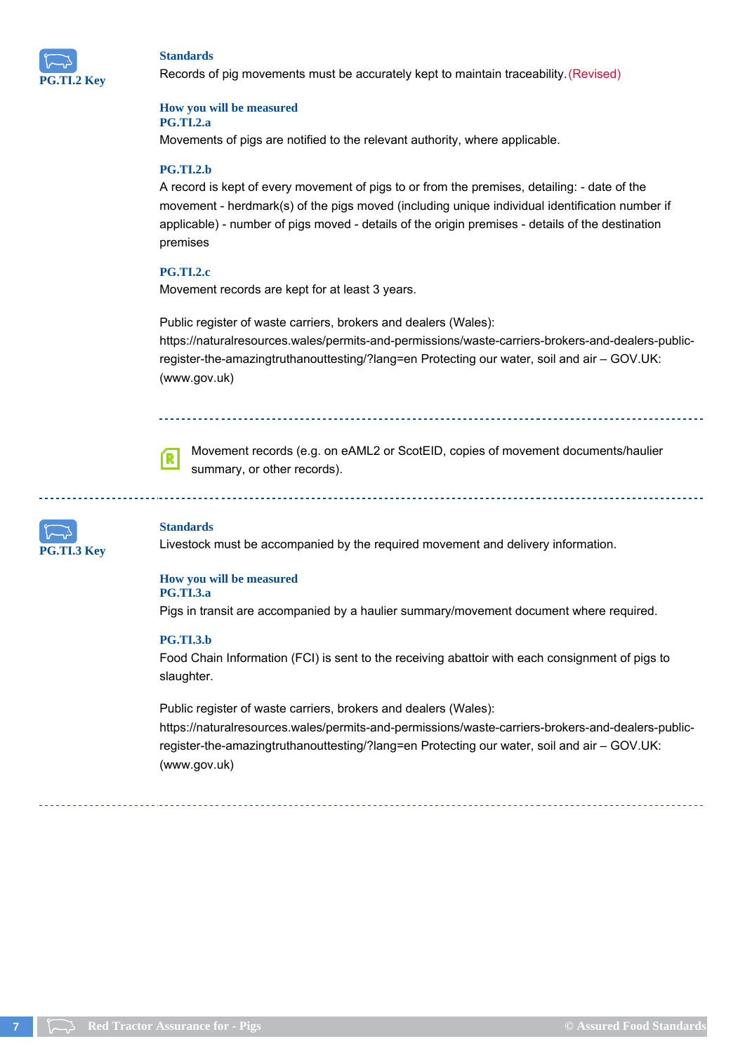## PG.TI.2 Key

### Standards

Records of pig movements must be accurately kept to maintain traceability. (Revised)

### How you will be measured

**PG.TI.2.a**

Movements of pigs are notified to the relevant authority, where applicable.

**PG.TI.2.b**

A record is kept of every movement of pigs to or from the premises, detailing: - date of the movement - herdmark(s) of the pigs moved (including unique individual identification number if applicable) - number of pigs moved - details of the origin premises - details of the destination premises

**PG.TI.2.c**

Movement records are kept for at least 3 years.

Public register of waste carriers, brokers and dealers (Wales): https://naturalresources.wales/permits-and-permissions/waste-carriers-brokers-and-dealers-public-register-the-amazingtruthanouttesting/?lang=en Protecting our water, soil and air – GOV.UK: (www.gov.uk)

---

Movement records (e.g. on eAML2 or ScotEID, copies of movement documents/haulier summary, or other records).

---

## PG.TI.3 Key

### Standards

Livestock must be accompanied by the required movement and delivery information.

### How you will be measured

**PG.TI.3.a**

Pigs in transit are accompanied by a haulier summary/movement document where required.

**PG.TI.3.b**

Food Chain Information (FCI) is sent to the receiving abattoir with each consignment of pigs to slaughter.

Public register of waste carriers, brokers and dealers (Wales): https://naturalresources.wales/permits-and-permissions/waste-carriers-brokers-and-dealers-public-register-the-amazingtruthanouttesting/?lang=en Protecting our water, soil and air – GOV.UK: (www.gov.uk)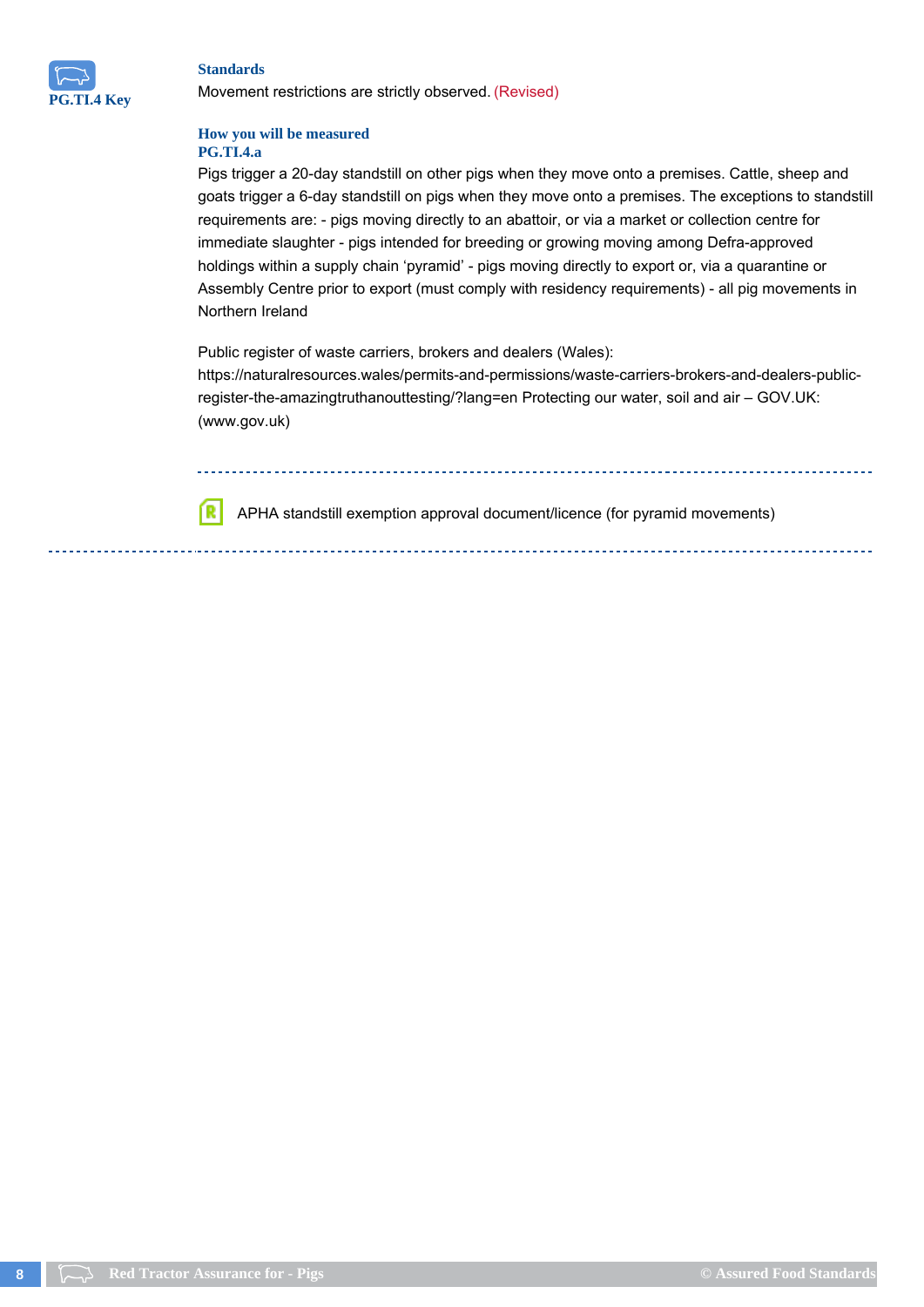**PG.TI.4 Key**

### Standards

Movement restrictions are strictly observed. (Revised)

### How you will be measured

**PG.TI.4.a**

Pigs trigger a 20-day standstill on other pigs when they move onto a premises. Cattle, sheep and goats trigger a 6-day standstill on pigs when they move onto a premises. The exceptions to standstill requirements are: - pigs moving directly to an abattoir, or via a market or collection centre for immediate slaughter - pigs intended for breeding or growing moving among Defra-approved holdings within a supply chain 'pyramid' - pigs moving directly to export or, via a quarantine or Assembly Centre prior to export (must comply with residency requirements) - all pig movements in Northern Ireland

Public register of waste carriers, brokers and dealers (Wales): https://naturalresources.wales/permits-and-permissions/waste-carriers-brokers-and-dealers-public-register-the-amazingtruthanouttesting/?lang=en Protecting our water, soil and air – GOV.UK: (www.gov.uk)

---

APHA standstill exemption approval document/licence (for pyramid movements)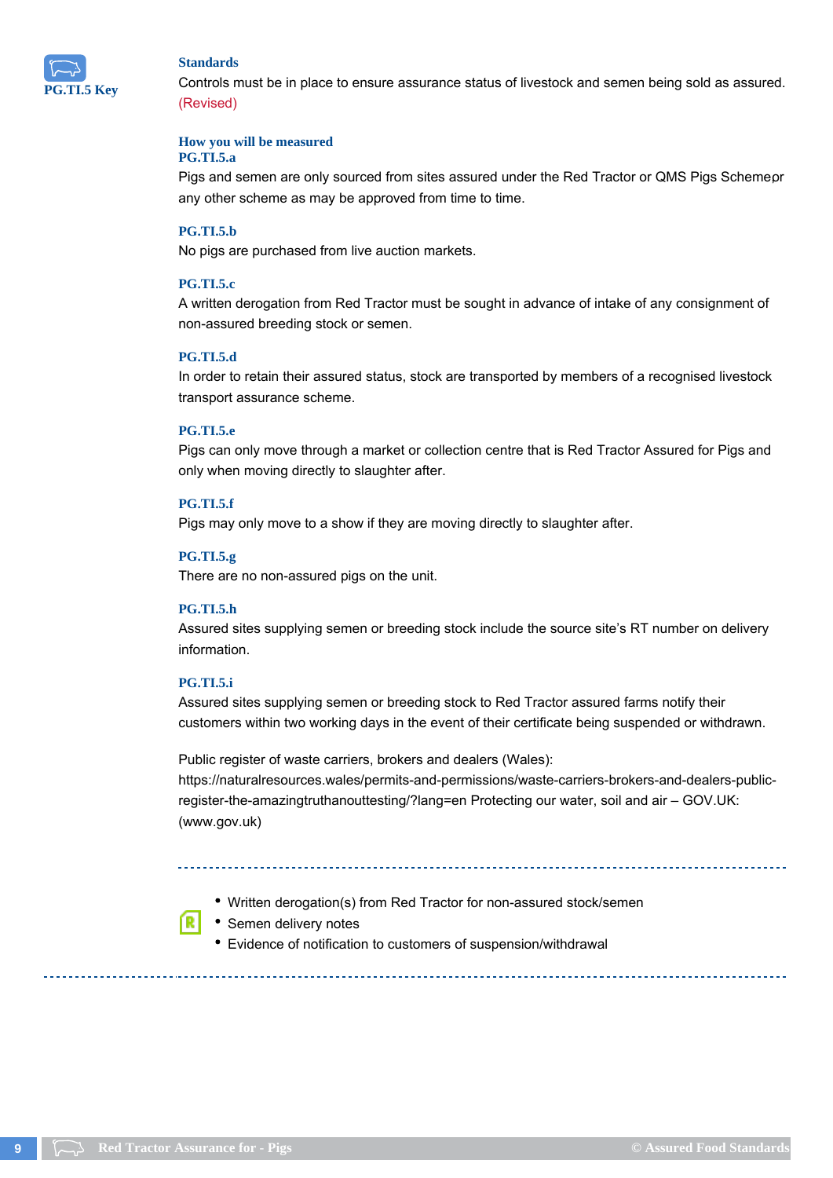**PG.TI.5 Key**

### Standards

Controls must be in place to ensure assurance status of livestock and semen being sold as assured. (Revised)

### How you will be measured

**PG.TI.5.a**

Pigs and semen are only sourced from sites assured under the Red Tractor or QMS Pigs Schemeor any other scheme as may be approved from time to time.

**PG.TI.5.b**

No pigs are purchased from live auction markets.

**PG.TI.5.c**

A written derogation from Red Tractor must be sought in advance of intake of any consignment of non-assured breeding stock or semen.

**PG.TI.5.d**

In order to retain their assured status, stock are transported by members of a recognised livestock transport assurance scheme.

**PG.TI.5.e**

Pigs can only move through a market or collection centre that is Red Tractor Assured for Pigs and only when moving directly to slaughter after.

**PG.TI.5.f**

Pigs may only move to a show if they are moving directly to slaughter after.

**PG.TI.5.g**

There are no non-assured pigs on the unit.

**PG.TI.5.h**

Assured sites supplying semen or breeding stock include the source site's RT number on delivery information.

**PG.TI.5.i**

Assured sites supplying semen or breeding stock to Red Tractor assured farms notify their customers within two working days in the event of their certificate being suspended or withdrawn.

Public register of waste carriers, brokers and dealers (Wales): https://naturalresources.wales/permits-and-permissions/waste-carriers-brokers-and-dealers-public-register-the-amazingtruthanouttesting/?lang=en Protecting our water, soil and air – GOV.UK: (www.gov.uk)

---

- Written derogation(s) from Red Tractor for non-assured stock/semen
- Semen delivery notes
- Evidence of notification to customers of suspension/withdrawal

---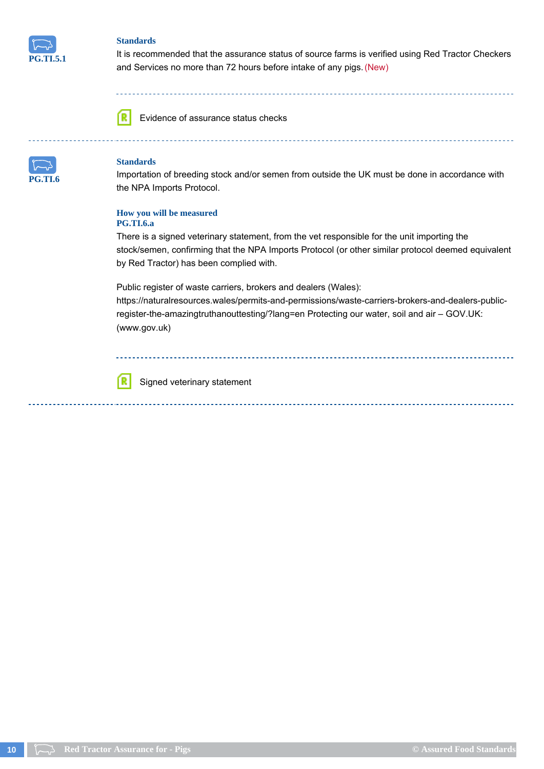**PG.TI.5.1**

### Standards

It is recommended that the assurance status of source farms is verified using Red Tractor Checkers and Services no more than 72 hours before intake of any pigs. (New)

---

Evidence of assurance status checks

---

**PG.TI.6**

### Standards

Importation of breeding stock and/or semen from outside the UK must be done in accordance with the NPA Imports Protocol.

### How you will be measured

**PG.TI.6.a**

There is a signed veterinary statement, from the vet responsible for the unit importing the stock/semen, confirming that the NPA Imports Protocol (or other similar protocol deemed equivalent by Red Tractor) has been complied with.

Public register of waste carriers, brokers and dealers (Wales): https://naturalresources.wales/permits-and-permissions/waste-carriers-brokers-and-dealers-public-register-the-amazingtruthanouttesting/?lang=en Protecting our water, soil and air – GOV.UK: (www.gov.uk)

---

Signed veterinary statement

---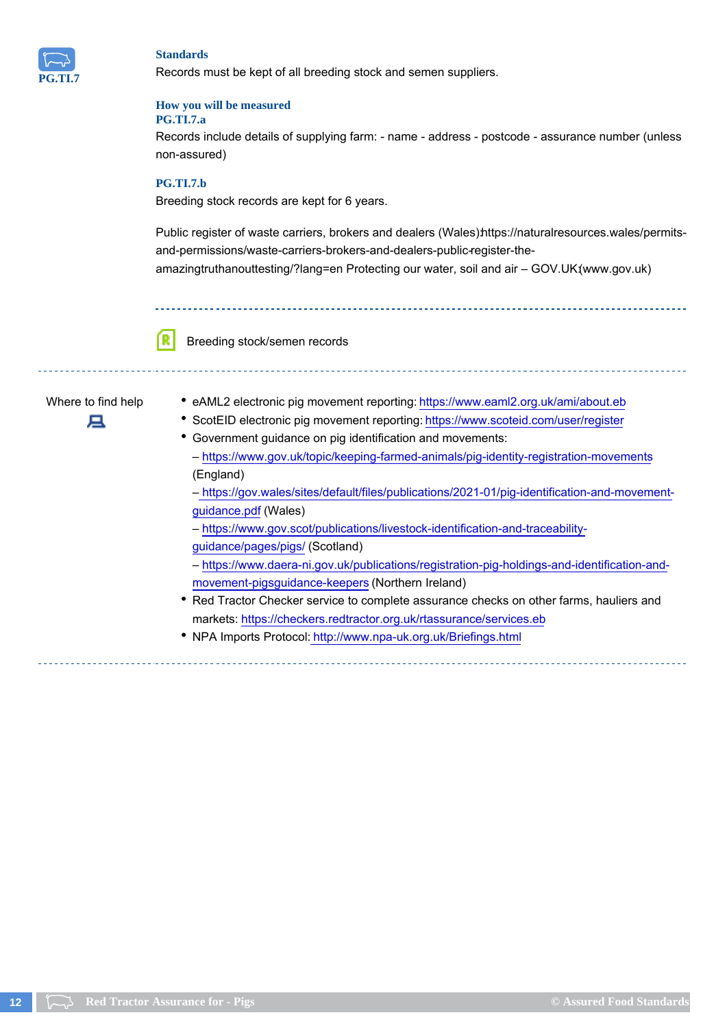PG.TI.7

### Standards

Records must be kept of all breeding stock and semen suppliers.

### How you will be measured

**PG.TI.7.a**

Records include details of supplying farm: - name - address - postcode - assurance number (unless non-assured)

**PG.TI.7.b**

Breeding stock records are kept for 6 years.

Public register of waste carriers, brokers and dealers (Wales): https://naturalresources.wales/permits-and-permissions/waste-carriers-brokers-and-dealers-public-register-the-amazingtruthanouttesting/?lang=en Protecting our water, soil and air – GOV.UK (www.gov.uk)

---

Breeding stock/semen records

---

Where to find help

- eAML2 electronic pig movement reporting: https://www.eaml2.org.uk/ami/about.eb
- ScotEID electronic pig movement reporting: https://www.scoteid.com/user/register
- Government guidance on pig identification and movements:
  – https://www.gov.uk/topic/keeping-farmed-animals/pig-identity-registration-movements (England)
  – https://gov.wales/sites/default/files/publications/2021-01/pig-identification-and-movement-guidance.pdf (Wales)
  – https://www.gov.scot/publications/livestock-identification-and-traceability-guidance/pages/pigs/ (Scotland)
  – https://www.daera-ni.gov.uk/publications/registration-pig-holdings-and-identification-and-movement-pigsguidance-keepers (Northern Ireland)
- Red Tractor Checker service to complete assurance checks on other farms, hauliers and markets: https://checkers.redtractor.org.uk/rtassurance/services.eb
- NPA Imports Protocol: http://www.npa-uk.org.uk/Briefings.html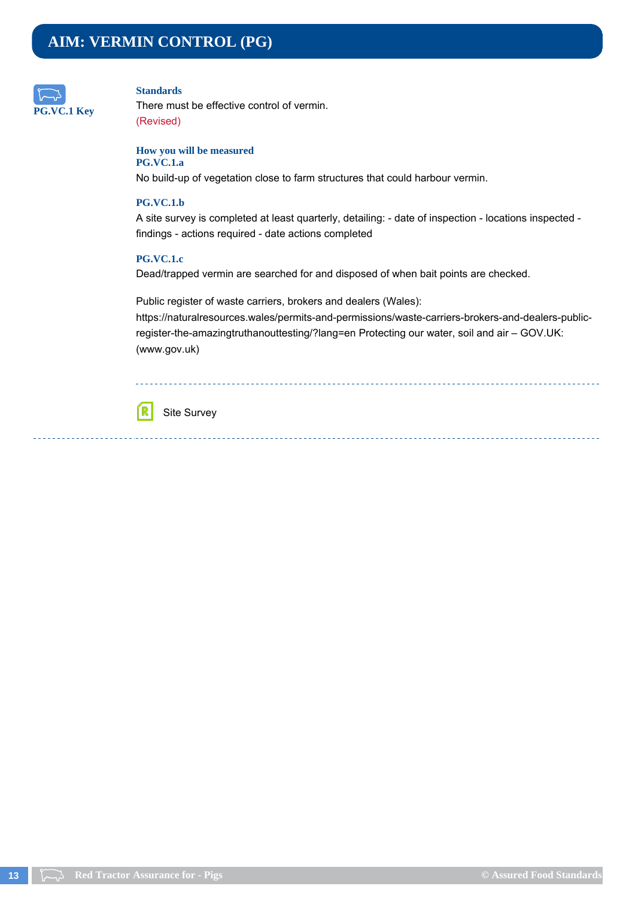# AIM: VERMIN CONTROL (PG)

**PG.VC.1 Key**

### Standards

There must be effective control of vermin.

(Revised)

### How you will be measured

**PG.VC.1.a**

No build-up of vegetation close to farm structures that could harbour vermin.

**PG.VC.1.b**

A site survey is completed at least quarterly, detailing: - date of inspection - locations inspected - findings - actions required - date actions completed

**PG.VC.1.c**

Dead/trapped vermin are searched for and disposed of when bait points are checked.

Public register of waste carriers, brokers and dealers (Wales): https://naturalresources.wales/permits-and-permissions/waste-carriers-brokers-and-dealers-public-register-the-amazingtruthanouttesting/?lang=en Protecting our water, soil and air – GOV.UK: (www.gov.uk)

---

Site Survey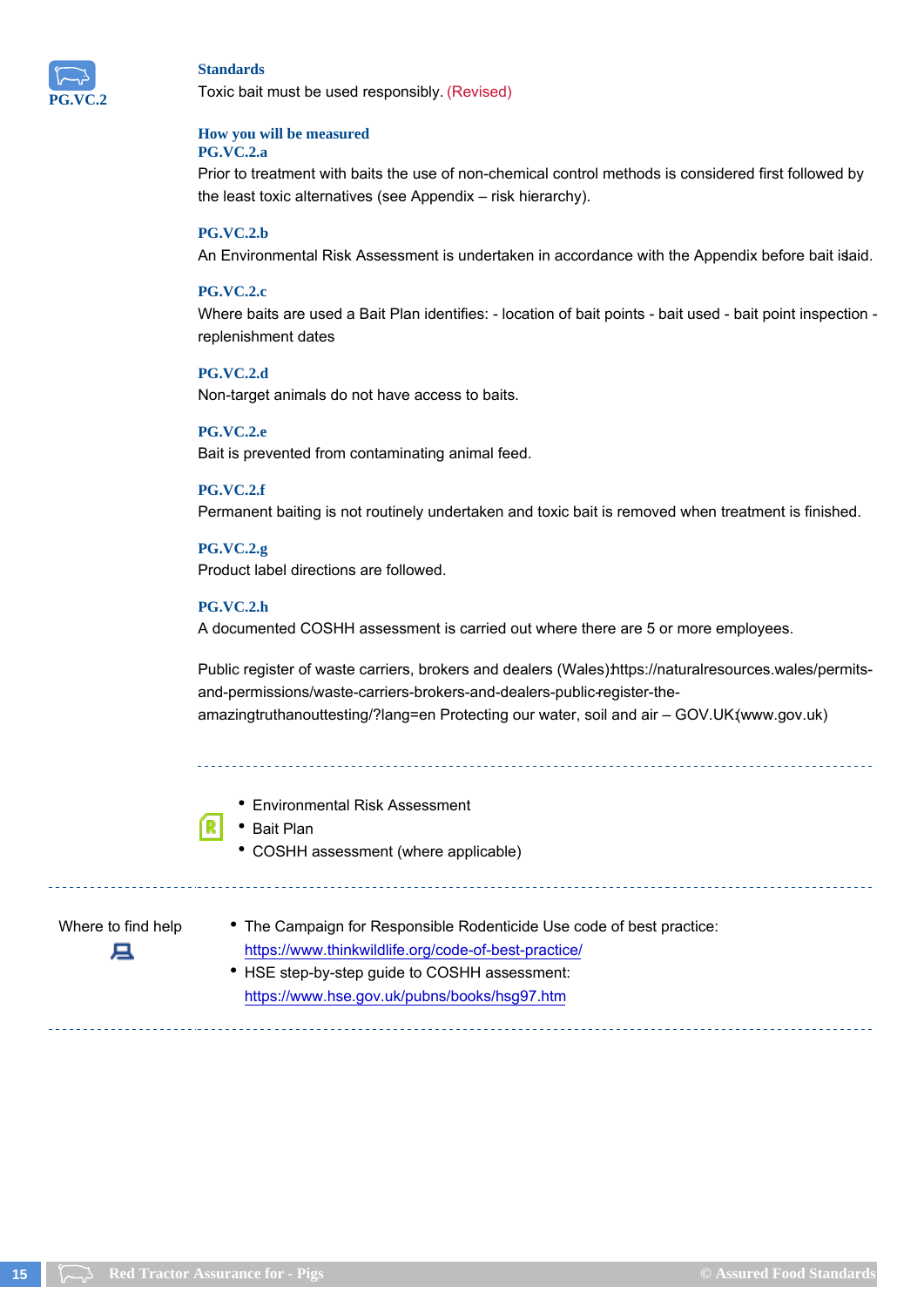**PG.VC.2**

### Standards

Toxic bait must be used responsibly. (Revised)

### How you will be measured

**PG.VC.2.a**

Prior to treatment with baits the use of non-chemical control methods is considered first followed by the least toxic alternatives (see Appendix – risk hierarchy).

**PG.VC.2.b**

An Environmental Risk Assessment is undertaken in accordance with the Appendix before bait is laid.

**PG.VC.2.c**

Where baits are used a Bait Plan identifies: - location of bait points - bait used - bait point inspection - replenishment dates

**PG.VC.2.d**

Non-target animals do not have access to baits.

**PG.VC.2.e**

Bait is prevented from contaminating animal feed.

**PG.VC.2.f**

Permanent baiting is not routinely undertaken and toxic bait is removed when treatment is finished.

**PG.VC.2.g**

Product label directions are followed.

**PG.VC.2.h**

A documented COSHH assessment is carried out where there are 5 or more employees.

Public register of waste carriers, brokers and dealers (Wales):https://naturalresources.wales/permits-and-permissions/waste-carriers-brokers-and-dealers-public-register-the-amazingtruthanouttesting/?lang=en Protecting our water, soil and air – GOV.UK (www.gov.uk)

---

- Environmental Risk Assessment
- Bait Plan
- COSHH assessment (where applicable)

---

Where to find help

- The Campaign for Responsible Rodenticide Use code of best practice: https://www.thinkwildlife.org/code-of-best-practice/
- HSE step-by-step guide to COSHH assessment: https://www.hse.gov.uk/pubns/books/hsg97.htm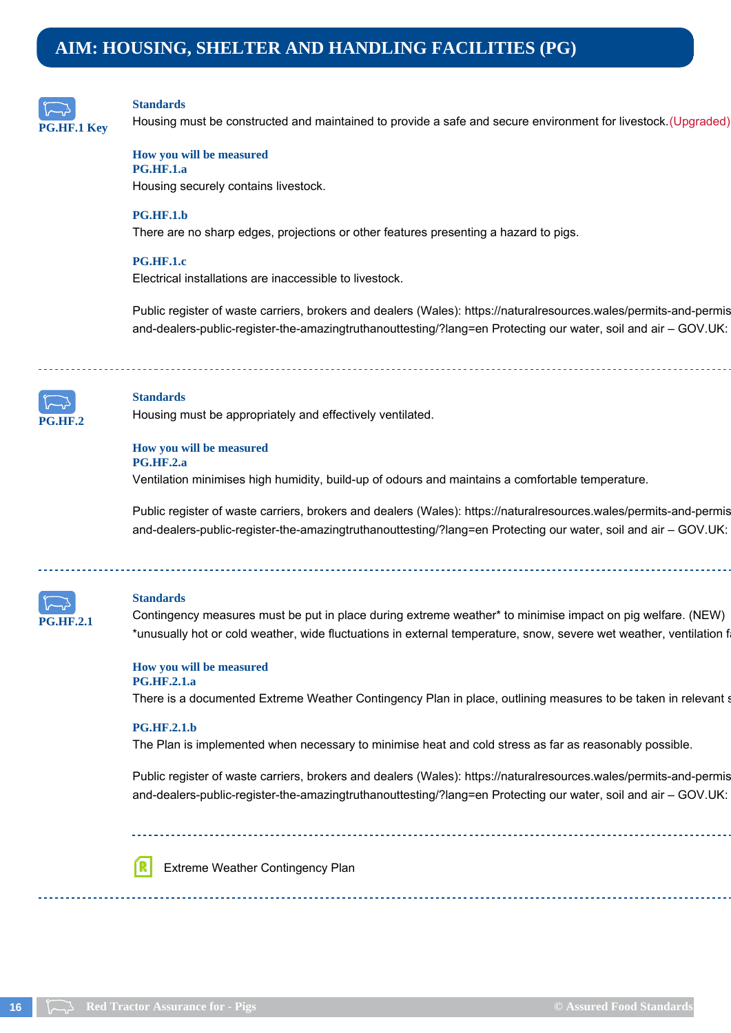# AIM: HOUSING, SHELTER AND HANDLING FACILITIES (PG)

**PG.HF.1 Key**

**Standards**

Housing must be constructed and maintained to provide a safe and secure environment for livestock.(Upgraded)

**How you will be measured**

**PG.HF.1.a**

Housing securely contains livestock.

**PG.HF.1.b**

There are no sharp edges, projections or other features presenting a hazard to pigs.

**PG.HF.1.c**

Electrical installations are inaccessible to livestock.

Public register of waste carriers, brokers and dealers (Wales): https://naturalresources.wales/permits-and-permis and-dealers-public-register-the-amazingtruthanouttesting/?lang=en Protecting our water, soil and air – GOV.UK:

---

**PG.HF.2**

**Standards**

Housing must be appropriately and effectively ventilated.

**How you will be measured**

**PG.HF.2.a**

Ventilation minimises high humidity, build-up of odours and maintains a comfortable temperature.

Public register of waste carriers, brokers and dealers (Wales): https://naturalresources.wales/permits-and-permis and-dealers-public-register-the-amazingtruthanouttesting/?lang=en Protecting our water, soil and air – GOV.UK:

---

**PG.HF.2.1**

**Standards**

Contingency measures must be put in place during extreme weather* to minimise impact on pig welfare. (NEW)

*unusually hot or cold weather, wide fluctuations in external temperature, snow, severe wet weather, ventilation f

**How you will be measured**

**PG.HF.2.1.a**

There is a documented Extreme Weather Contingency Plan in place, outlining measures to be taken in relevant s

**PG.HF.2.1.b**

The Plan is implemented when necessary to minimise heat and cold stress as far as reasonably possible.

Public register of waste carriers, brokers and dealers (Wales): https://naturalresources.wales/permits-and-permis and-dealers-public-register-the-amazingtruthanouttesting/?lang=en Protecting our water, soil and air – GOV.UK:

---

Extreme Weather Contingency Plan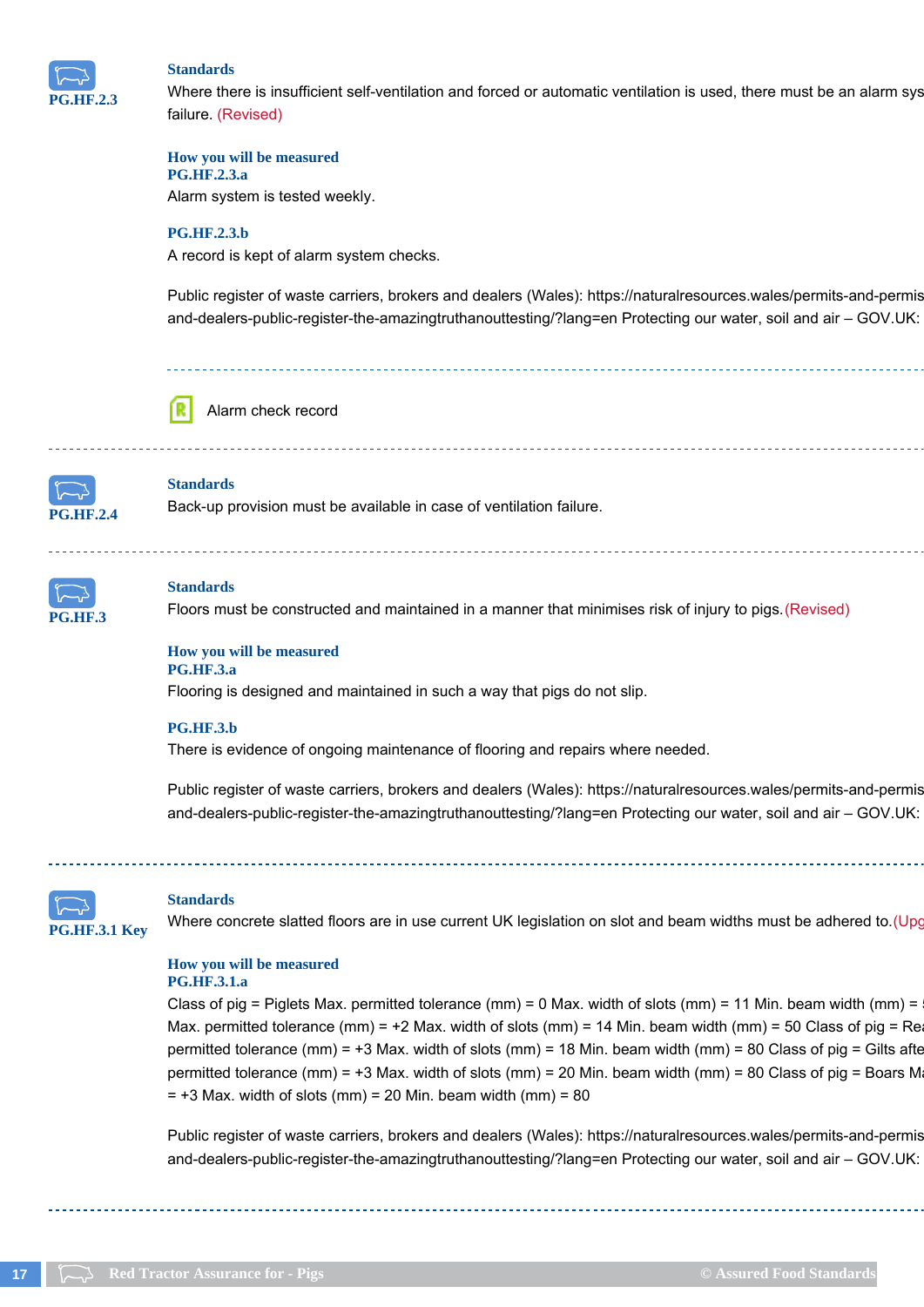**PG.HF.2.3**

### Standards

Where there is insufficient self-ventilation and forced or automatic ventilation is used, there must be an alarm sys failure. (Revised)

### How you will be measured

**PG.HF.2.3.a**

Alarm system is tested weekly.

**PG.HF.2.3.b**

A record is kept of alarm system checks.

Public register of waste carriers, brokers and dealers (Wales): https://naturalresources.wales/permits-and-permis and-dealers-public-register-the-amazingtruthanouttesting/?lang=en Protecting our water, soil and air – GOV.UK:

Alarm check record

---

**PG.HF.2.4**

### Standards

Back-up provision must be available in case of ventilation failure.

---

**PG.HF.3**

### Standards

Floors must be constructed and maintained in a manner that minimises risk of injury to pigs.(Revised)

### How you will be measured

**PG.HF.3.a**

Flooring is designed and maintained in such a way that pigs do not slip.

**PG.HF.3.b**

There is evidence of ongoing maintenance of flooring and repairs where needed.

Public register of waste carriers, brokers and dealers (Wales): https://naturalresources.wales/permits-and-permis and-dealers-public-register-the-amazingtruthanouttesting/?lang=en Protecting our water, soil and air – GOV.UK:

---

**PG.HF.3.1 Key**

### Standards

Where concrete slatted floors are in use current UK legislation on slot and beam widths must be adhered to.(Upg

### How you will be measured

**PG.HF.3.1.a**

Class of pig = Piglets Max. permitted tolerance (mm) = 0 Max. width of slots (mm) = 11 Min. beam width (mm) = Max. permitted tolerance (mm) = +2 Max. width of slots (mm) = 14 Min. beam width (mm) = 50 Class of pig = Rea permitted tolerance (mm) = +3 Max. width of slots (mm) = 18 Min. beam width (mm) = 80 Class of pig = Gilts afte permitted tolerance (mm) = +3 Max. width of slots (mm) = 20 Min. beam width (mm) = 80 Class of pig = Boars Ma = +3 Max. width of slots (mm) = 20 Min. beam width (mm) = 80

Public register of waste carriers, brokers and dealers (Wales): https://naturalresources.wales/permits-and-permis and-dealers-public-register-the-amazingtruthanouttesting/?lang=en Protecting our water, soil and air – GOV.UK: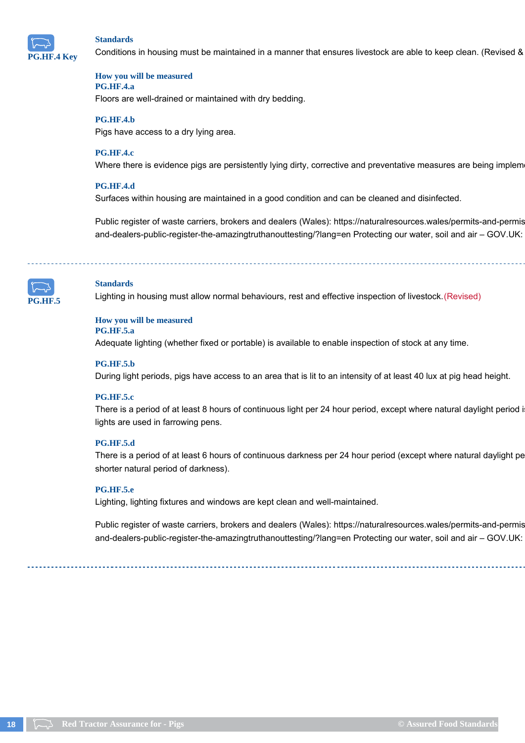**PG.HF.4 Key**

### Standards

Conditions in housing must be maintained in a manner that ensures livestock are able to keep clean. (Revised &

### How you will be measured

**PG.HF.4.a**

Floors are well-drained or maintained with dry bedding.

**PG.HF.4.b**

Pigs have access to a dry lying area.

**PG.HF.4.c**

Where there is evidence pigs are persistently lying dirty, corrective and preventative measures are being impleme

**PG.HF.4.d**

Surfaces within housing are maintained in a good condition and can be cleaned and disinfected.

Public register of waste carriers, brokers and dealers (Wales): https://naturalresources.wales/permits-and-permis and-dealers-public-register-the-amazingtruthanouttesting/?lang=en Protecting our water, soil and air – GOV.UK:

---

**PG.HF.5**

### Standards

Lighting in housing must allow normal behaviours, rest and effective inspection of livestock. (Revised)

### How you will be measured

**PG.HF.5.a**

Adequate lighting (whether fixed or portable) is available to enable inspection of stock at any time.

**PG.HF.5.b**

During light periods, pigs have access to an area that is lit to an intensity of at least 40 lux at pig head height.

**PG.HF.5.c**

There is a period of at least 8 hours of continuous light per 24 hour period, except where natural daylight period i lights are used in farrowing pens.

**PG.HF.5.d**

There is a period of at least 6 hours of continuous darkness per 24 hour period (except where natural daylight pe shorter natural period of darkness).

**PG.HF.5.e**

Lighting, lighting fixtures and windows are kept clean and well-maintained.

Public register of waste carriers, brokers and dealers (Wales): https://naturalresources.wales/permits-and-permis and-dealers-public-register-the-amazingtruthanouttesting/?lang=en Protecting our water, soil and air – GOV.UK: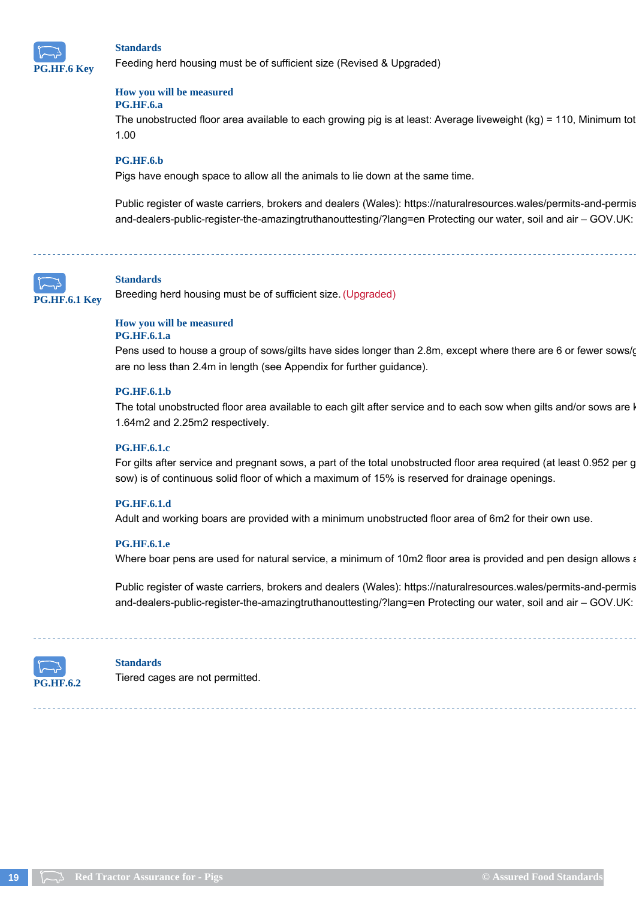**PG.HF.6 Key**

**Standards**

Feeding herd housing must be of sufficient size (Revised & Upgraded)

**How you will be measured**

**PG.HF.6.a**

The unobstructed floor area available to each growing pig is at least: Average liveweight (kg) = 110, Minimum tot
1.00

**PG.HF.6.b**

Pigs have enough space to allow all the animals to lie down at the same time.

Public register of waste carriers, brokers and dealers (Wales): https://naturalresources.wales/permits-and-permis
and-dealers-public-register-the-amazingtruthanouttesting/?lang=en Protecting our water, soil and air – GOV.UK:

---

**PG.HF.6.1 Key**

**Standards**

Breeding herd housing must be of sufficient size. (Upgraded)

**How you will be measured**

**PG.HF.6.1.a**

Pens used to house a group of sows/gilts have sides longer than 2.8m, except where there are 6 or fewer sows/g
are no less than 2.4m in length (see Appendix for further guidance).

**PG.HF.6.1.b**

The total unobstructed floor area available to each gilt after service and to each sow when gilts and/or sows are k
1.64m2 and 2.25m2 respectively.

**PG.HF.6.1.c**

For gilts after service and pregnant sows, a part of the total unobstructed floor area required (at least 0.952 per g
sow) is of continuous solid floor of which a maximum of 15% is reserved for drainage openings.

**PG.HF.6.1.d**

Adult and working boars are provided with a minimum unobstructed floor area of 6m2 for their own use.

**PG.HF.6.1.e**

Where boar pens are used for natural service, a minimum of 10m2 floor area is provided and pen design allows a

Public register of waste carriers, brokers and dealers (Wales): https://naturalresources.wales/permits-and-permis
and-dealers-public-register-the-amazingtruthanouttesting/?lang=en Protecting our water, soil and air – GOV.UK:

---

**PG.HF.6.2**

**Standards**

Tiered cages are not permitted.

---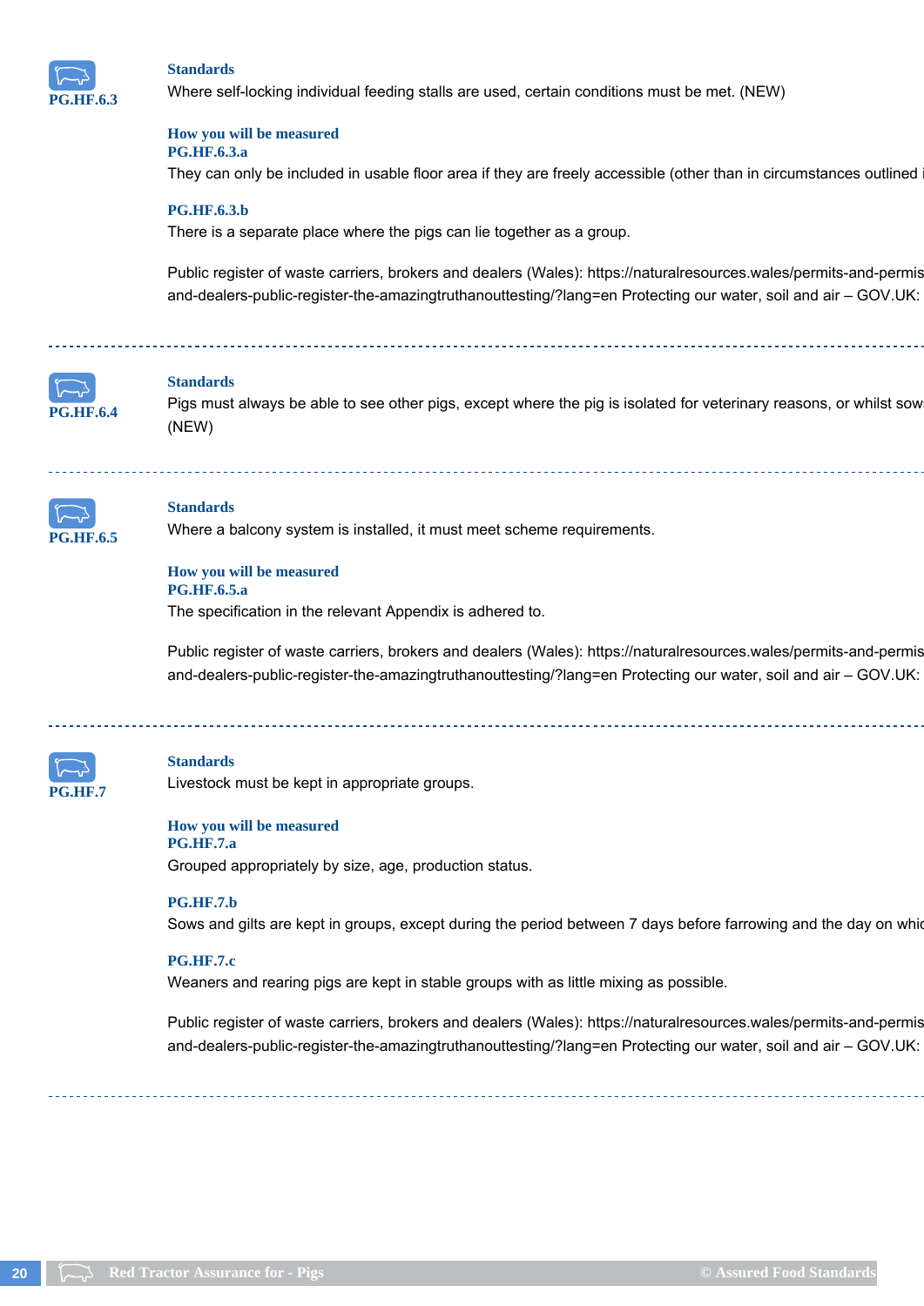**PG.HF.6.3**

**Standards**

Where self-locking individual feeding stalls are used, certain conditions must be met. (NEW)

**How you will be measured**

**PG.HF.6.3.a**

They can only be included in usable floor area if they are freely accessible (other than in circumstances outlined i

**PG.HF.6.3.b**

There is a separate place where the pigs can lie together as a group.

Public register of waste carriers, brokers and dealers (Wales): https://naturalresources.wales/permits-and-permis and-dealers-public-register-the-amazingtruthanouttesting/?lang=en Protecting our water, soil and air – GOV.UK:

---

**PG.HF.6.4**

**Standards**

Pigs must always be able to see other pigs, except where the pig is isolated for veterinary reasons, or whilst sow (NEW)

---

**PG.HF.6.5**

**Standards**

Where a balcony system is installed, it must meet scheme requirements.

**How you will be measured**

**PG.HF.6.5.a**

The specification in the relevant Appendix is adhered to.

Public register of waste carriers, brokers and dealers (Wales): https://naturalresources.wales/permits-and-permis and-dealers-public-register-the-amazingtruthanouttesting/?lang=en Protecting our water, soil and air – GOV.UK:

---

**PG.HF.7**

**Standards**

Livestock must be kept in appropriate groups.

**How you will be measured**

**PG.HF.7.a**

Grouped appropriately by size, age, production status.

**PG.HF.7.b**

Sows and gilts are kept in groups, except during the period between 7 days before farrowing and the day on whic

**PG.HF.7.c**

Weaners and rearing pigs are kept in stable groups with as little mixing as possible.

Public register of waste carriers, brokers and dealers (Wales): https://naturalresources.wales/permits-and-permis and-dealers-public-register-the-amazingtruthanouttesting/?lang=en Protecting our water, soil and air – GOV.UK: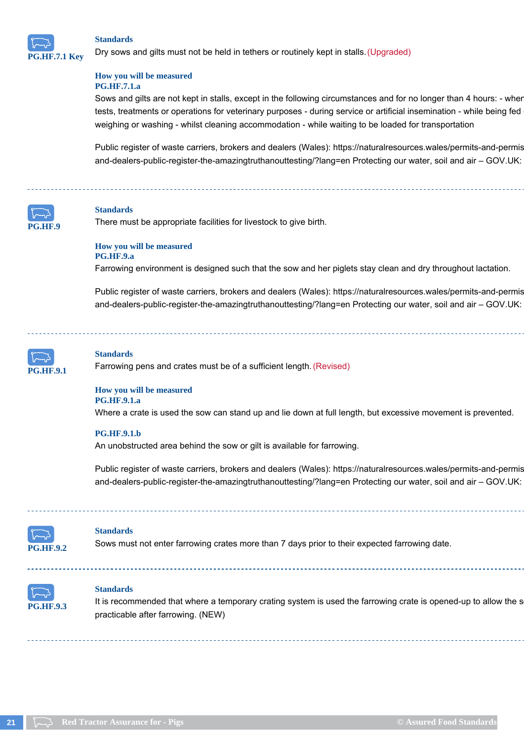**PG.HF.7.1 Key**

**Standards**

Dry sows and gilts must not be held in tethers or routinely kept in stalls. (Upgraded)

**How you will be measured**

**PG.HF.7.1.a**

Sows and gilts are not kept in stalls, except in the following circumstances and for no longer than 4 hours: - wher tests, treatments or operations for veterinary purposes - during service or artificial insemination - while being fed weighing or washing - whilst cleaning accommodation - while waiting to be loaded for transportation

Public register of waste carriers, brokers and dealers (Wales): https://naturalresources.wales/permits-and-permis and-dealers-public-register-the-amazingtruthanouttesting/?lang=en Protecting our water, soil and air – GOV.UK:

---

**PG.HF.9**

**Standards**

There must be appropriate facilities for livestock to give birth.

**How you will be measured**

**PG.HF.9.a**

Farrowing environment is designed such that the sow and her piglets stay clean and dry throughout lactation.

Public register of waste carriers, brokers and dealers (Wales): https://naturalresources.wales/permits-and-permis and-dealers-public-register-the-amazingtruthanouttesting/?lang=en Protecting our water, soil and air – GOV.UK:

---

**PG.HF.9.1**

**Standards**

Farrowing pens and crates must be of a sufficient length. (Revised)

**How you will be measured**

**PG.HF.9.1.a**

Where a crate is used the sow can stand up and lie down at full length, but excessive movement is prevented.

**PG.HF.9.1.b**

An unobstructed area behind the sow or gilt is available for farrowing.

Public register of waste carriers, brokers and dealers (Wales): https://naturalresources.wales/permits-and-permis and-dealers-public-register-the-amazingtruthanouttesting/?lang=en Protecting our water, soil and air – GOV.UK:

---

**PG.HF.9.2**

**Standards**

Sows must not enter farrowing crates more than 7 days prior to their expected farrowing date.

---

**PG.HF.9.3**

**Standards**

It is recommended that where a temporary crating system is used the farrowing crate is opened-up to allow the s practicable after farrowing. (NEW)

---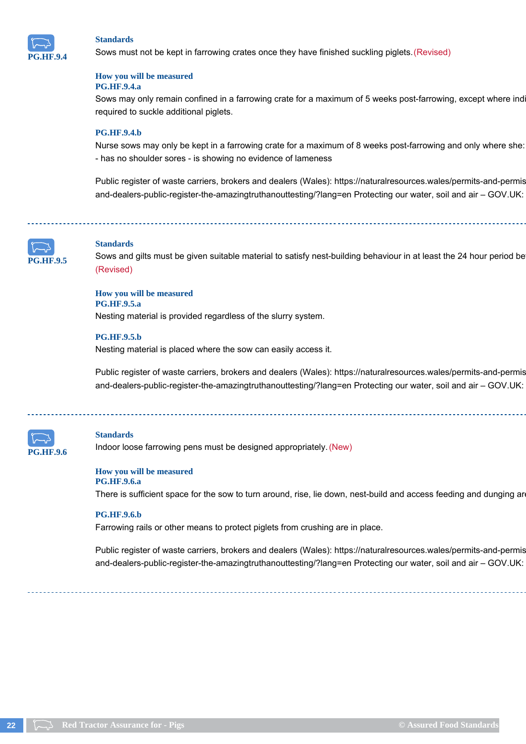**PG.HF.9.4**

### Standards

Sows must not be kept in farrowing crates once they have finished suckling piglets. (Revised)

### How you will be measured

**PG.HF.9.4.a**

Sows may only remain confined in a farrowing crate for a maximum of 5 weeks post-farrowing, except where indi required to suckle additional piglets.

**PG.HF.9.4.b**

Nurse sows may only be kept in a farrowing crate for a maximum of 8 weeks post-farrowing and only where she: - has no shoulder sores - is showing no evidence of lameness

Public register of waste carriers, brokers and dealers (Wales): https://naturalresources.wales/permits-and-permis and-dealers-public-register-the-amazingtruthanouttesting/?lang=en Protecting our water, soil and air – GOV.UK:

---

**PG.HF.9.5**

### Standards

Sows and gilts must be given suitable material to satisfy nest-building behaviour in at least the 24 hour period be (Revised)

### How you will be measured

**PG.HF.9.5.a**

Nesting material is provided regardless of the slurry system.

**PG.HF.9.5.b**

Nesting material is placed where the sow can easily access it.

Public register of waste carriers, brokers and dealers (Wales): https://naturalresources.wales/permits-and-permis and-dealers-public-register-the-amazingtruthanouttesting/?lang=en Protecting our water, soil and air – GOV.UK:

---

**PG.HF.9.6**

### Standards

Indoor loose farrowing pens must be designed appropriately. (New)

### How you will be measured

**PG.HF.9.6.a**

There is sufficient space for the sow to turn around, rise, lie down, nest-build and access feeding and dunging ar

**PG.HF.9.6.b**

Farrowing rails or other means to protect piglets from crushing are in place.

Public register of waste carriers, brokers and dealers (Wales): https://naturalresources.wales/permits-and-permis and-dealers-public-register-the-amazingtruthanouttesting/?lang=en Protecting our water, soil and air – GOV.UK:

---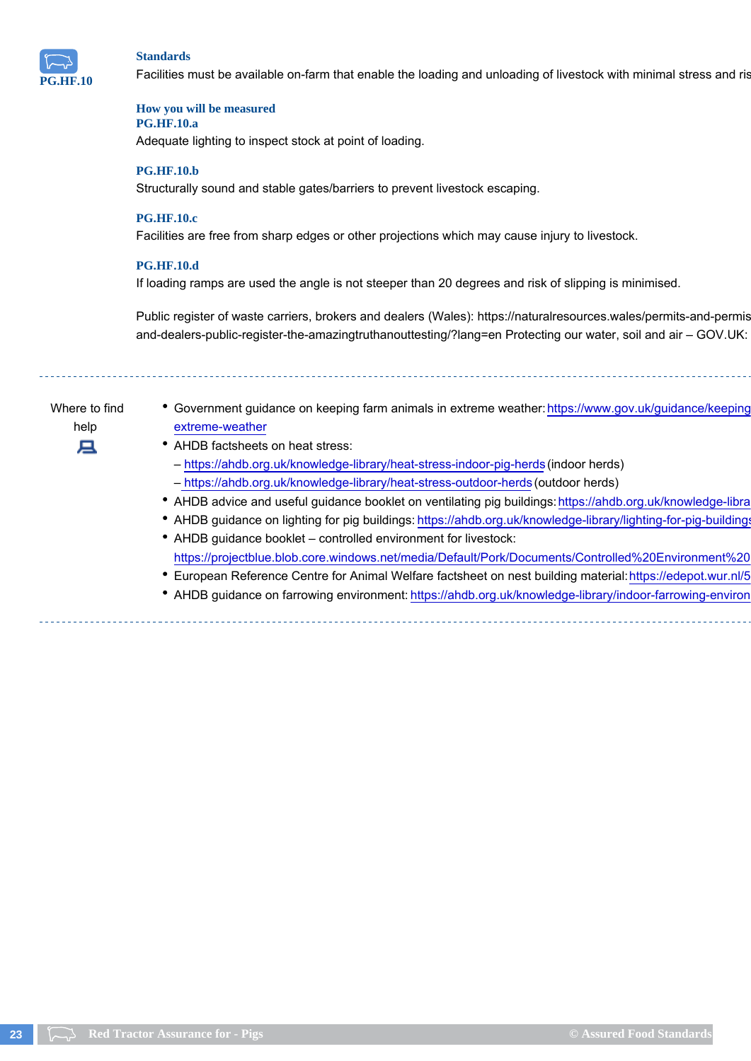PG.HF.10

### Standards

Facilities must be available on-farm that enable the loading and unloading of livestock with minimal stress and ris

### How you will be measured

**PG.HF.10.a**

Adequate lighting to inspect stock at point of loading.

**PG.HF.10.b**

Structurally sound and stable gates/barriers to prevent livestock escaping.

**PG.HF.10.c**

Facilities are free from sharp edges or other projections which may cause injury to livestock.

**PG.HF.10.d**

If loading ramps are used the angle is not steeper than 20 degrees and risk of slipping is minimised.

Public register of waste carriers, brokers and dealers (Wales): https://naturalresources.wales/permits-and-permis and-dealers-public-register-the-amazingtruthanouttesting/?lang=en Protecting our water, soil and air – GOV.UK:

---

Where to find help

- Government guidance on keeping farm animals in extreme weather: https://www.gov.uk/guidance/keeping extreme-weather
- AHDB factsheets on heat stress:
  - https://ahdb.org.uk/knowledge-library/heat-stress-indoor-pig-herds (indoor herds)
  - https://ahdb.org.uk/knowledge-library/heat-stress-outdoor-herds (outdoor herds)
- AHDB advice and useful guidance booklet on ventilating pig buildings: https://ahdb.org.uk/knowledge-libra
- AHDB guidance on lighting for pig buildings: https://ahdb.org.uk/knowledge-library/lighting-for-pig-buildings
- AHDB guidance booklet – controlled environment for livestock: https://projectblue.blob.core.windows.net/media/Default/Pork/Documents/Controlled%20Environment%20
- European Reference Centre for Animal Welfare factsheet on nest building material: https://edepot.wur.nl/5
- AHDB guidance on farrowing environment: https://ahdb.org.uk/knowledge-library/indoor-farrowing-environ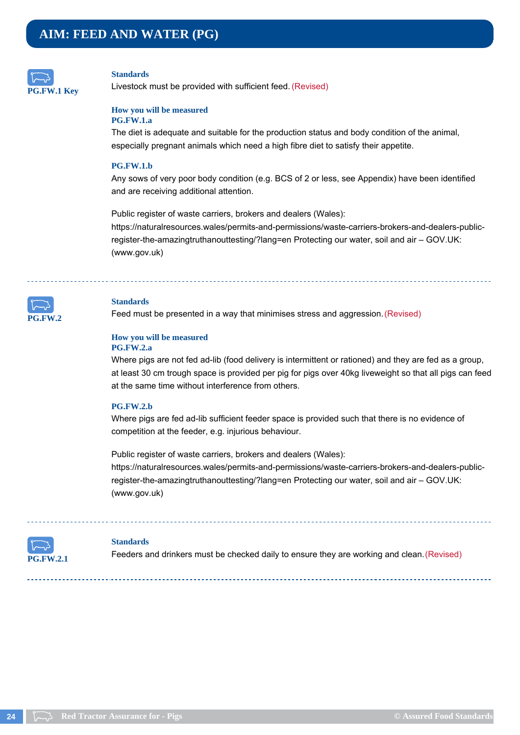# AIM: FEED AND WATER (PG)

**PG.FW.1 Key**

### Standards

Livestock must be provided with sufficient feed. (Revised)

### How you will be measured

**PG.FW.1.a**

The diet is adequate and suitable for the production status and body condition of the animal, especially pregnant animals which need a high fibre diet to satisfy their appetite.

**PG.FW.1.b**

Any sows of very poor body condition (e.g. BCS of 2 or less, see Appendix) have been identified and are receiving additional attention.

Public register of waste carriers, brokers and dealers (Wales): https://naturalresources.wales/permits-and-permissions/waste-carriers-brokers-and-dealers-public-register-the-amazingtruthanouttesting/?lang=en Protecting our water, soil and air – GOV.UK: (www.gov.uk)

---

**PG.FW.2**

### Standards

Feed must be presented in a way that minimises stress and aggression. (Revised)

### How you will be measured

**PG.FW.2.a**

Where pigs are not fed ad-lib (food delivery is intermittent or rationed) and they are fed as a group, at least 30 cm trough space is provided per pig for pigs over 40kg liveweight so that all pigs can feed at the same time without interference from others.

**PG.FW.2.b**

Where pigs are fed ad-lib sufficient feeder space is provided such that there is no evidence of competition at the feeder, e.g. injurious behaviour.

Public register of waste carriers, brokers and dealers (Wales): https://naturalresources.wales/permits-and-permissions/waste-carriers-brokers-and-dealers-public-register-the-amazingtruthanouttesting/?lang=en Protecting our water, soil and air – GOV.UK: (www.gov.uk)

---

**PG.FW.2.1**

### Standards

Feeders and drinkers must be checked daily to ensure they are working and clean. (Revised)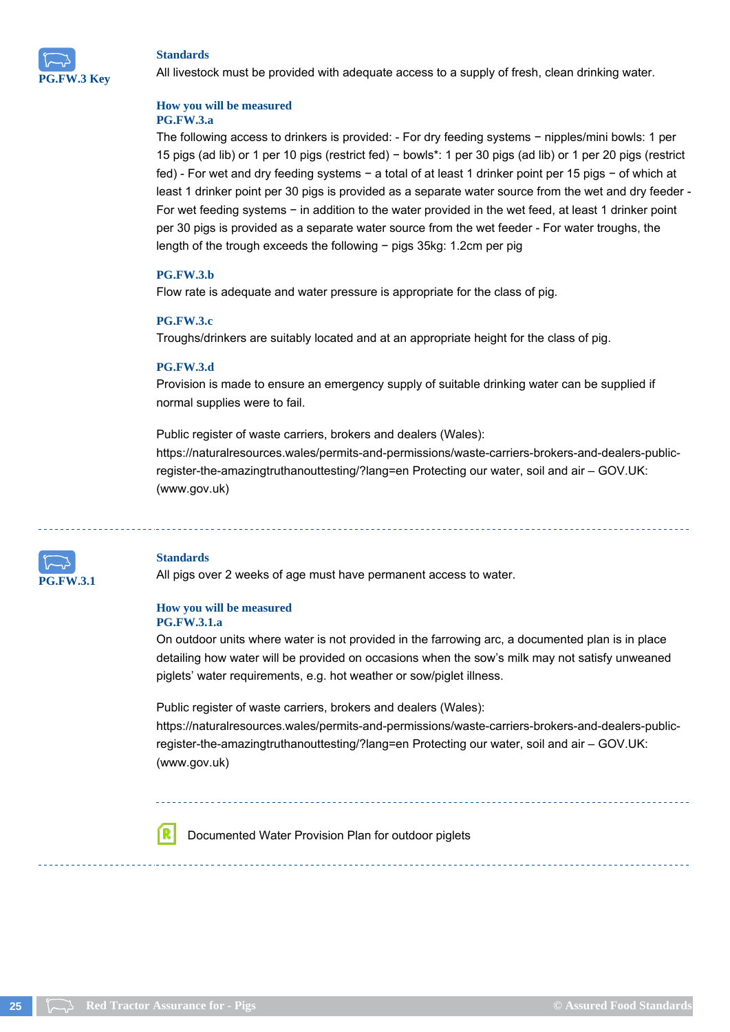**PG.FW.3 Key**

### Standards

All livestock must be provided with adequate access to a supply of fresh, clean drinking water.

### How you will be measured

**PG.FW.3.a**

The following access to drinkers is provided: - For dry feeding systems − nipples/mini bowls: 1 per 15 pigs (ad lib) or 1 per 10 pigs (restrict fed) − bowls*: 1 per 30 pigs (ad lib) or 1 per 20 pigs (restrict fed) - For wet and dry feeding systems − a total of at least 1 drinker point per 15 pigs − of which at least 1 drinker point per 30 pigs is provided as a separate water source from the wet and dry feeder - For wet feeding systems − in addition to the water provided in the wet feed, at least 1 drinker point per 30 pigs is provided as a separate water source from the wet feeder - For water troughs, the length of the trough exceeds the following − pigs 35kg: 1.2cm per pig

**PG.FW.3.b**

Flow rate is adequate and water pressure is appropriate for the class of pig.

**PG.FW.3.c**

Troughs/drinkers are suitably located and at an appropriate height for the class of pig.

**PG.FW.3.d**

Provision is made to ensure an emergency supply of suitable drinking water can be supplied if normal supplies were to fail.

Public register of waste carriers, brokers and dealers (Wales): https://naturalresources.wales/permits-and-permissions/waste-carriers-brokers-and-dealers-public-register-the-amazingtruthanouttesting/?lang=en Protecting our water, soil and air – GOV.UK: (www.gov.uk)

---

**PG.FW.3.1**

### Standards

All pigs over 2 weeks of age must have permanent access to water.

### How you will be measured

**PG.FW.3.1.a**

On outdoor units where water is not provided in the farrowing arc, a documented plan is in place detailing how water will be provided on occasions when the sow's milk may not satisfy unweaned piglets' water requirements, e.g. hot weather or sow/piglet illness.

Public register of waste carriers, brokers and dealers (Wales): https://naturalresources.wales/permits-and-permissions/waste-carriers-brokers-and-dealers-public-register-the-amazingtruthanouttesting/?lang=en Protecting our water, soil and air – GOV.UK: (www.gov.uk)

Documented Water Provision Plan for outdoor piglets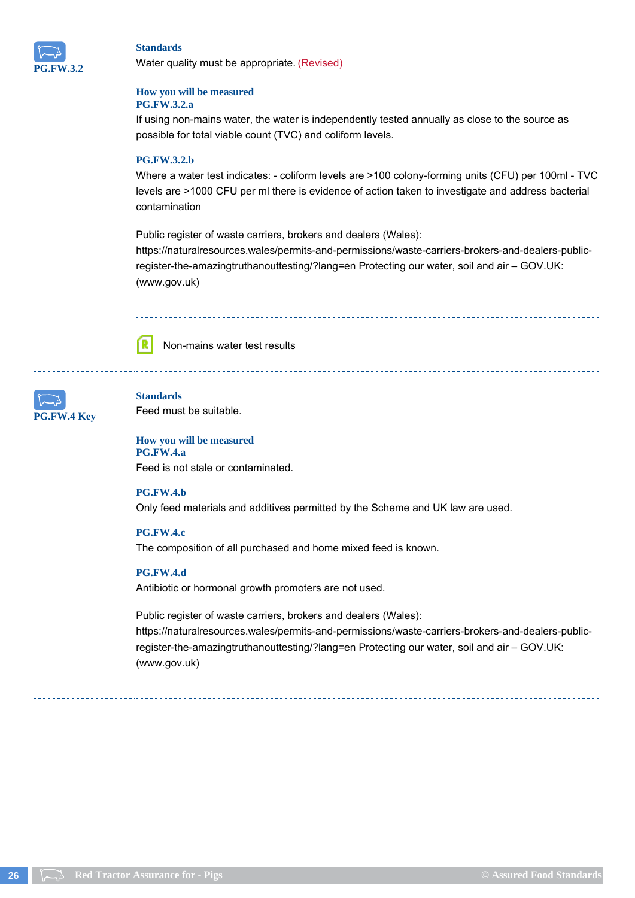**PG.FW.3.2**

### Standards

Water quality must be appropriate. (Revised)

### How you will be measured

**PG.FW.3.2.a**

If using non-mains water, the water is independently tested annually as close to the source as possible for total viable count (TVC) and coliform levels.

**PG.FW.3.2.b**

Where a water test indicates: - coliform levels are >100 colony-forming units (CFU) per 100ml - TVC levels are >1000 CFU per ml there is evidence of action taken to investigate and address bacterial contamination

Public register of waste carriers, brokers and dealers (Wales): https://naturalresources.wales/permits-and-permissions/waste-carriers-brokers-and-dealers-public-register-the-amazingtruthanouttesting/?lang=en Protecting our water, soil and air – GOV.UK: (www.gov.uk)

---

R Non-mains water test results

---

**PG.FW.4 Key**

### Standards

Feed must be suitable.

### How you will be measured

**PG.FW.4.a**

Feed is not stale or contaminated.

**PG.FW.4.b**

Only feed materials and additives permitted by the Scheme and UK law are used.

**PG.FW.4.c**

The composition of all purchased and home mixed feed is known.

**PG.FW.4.d**

Antibiotic or hormonal growth promoters are not used.

Public register of waste carriers, brokers and dealers (Wales): https://naturalresources.wales/permits-and-permissions/waste-carriers-brokers-and-dealers-public-register-the-amazingtruthanouttesting/?lang=en Protecting our water, soil and air – GOV.UK: (www.gov.uk)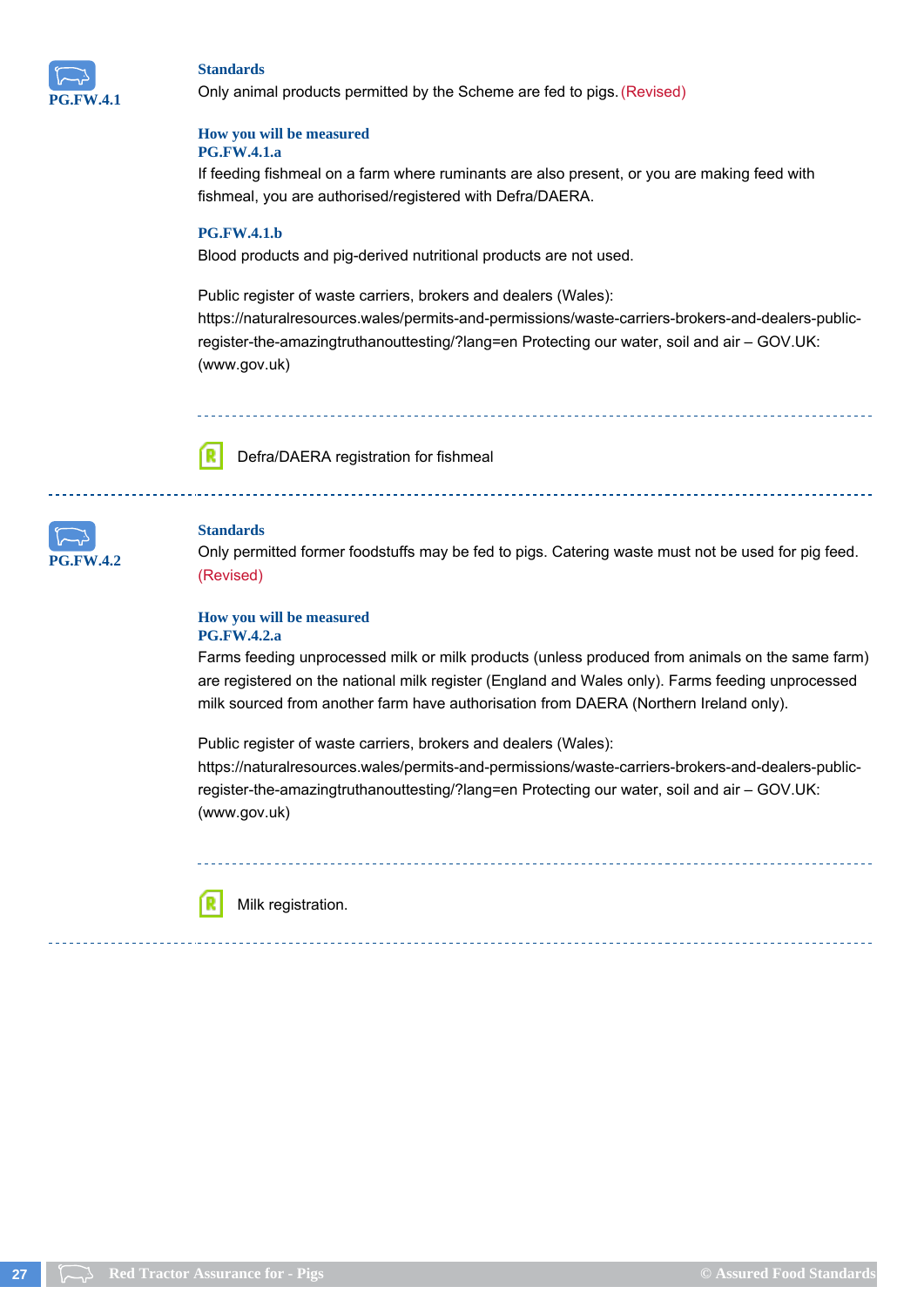**PG.FW.4.1**

### Standards

Only animal products permitted by the Scheme are fed to pigs. (Revised)

### How you will be measured

**PG.FW.4.1.a**

If feeding fishmeal on a farm where ruminants are also present, or you are making feed with fishmeal, you are authorised/registered with Defra/DAERA.

**PG.FW.4.1.b**

Blood products and pig-derived nutritional products are not used.

Public register of waste carriers, brokers and dealers (Wales): https://naturalresources.wales/permits-and-permissions/waste-carriers-brokers-and-dealers-public-register-the-amazingtruthanouttesting/?lang=en Protecting our water, soil and air – GOV.UK: (www.gov.uk)

---

R Defra/DAERA registration for fishmeal

---

**PG.FW.4.2**

### Standards

Only permitted former foodstuffs may be fed to pigs. Catering waste must not be used for pig feed. (Revised)

### How you will be measured

**PG.FW.4.2.a**

Farms feeding unprocessed milk or milk products (unless produced from animals on the same farm) are registered on the national milk register (England and Wales only). Farms feeding unprocessed milk sourced from another farm have authorisation from DAERA (Northern Ireland only).

Public register of waste carriers, brokers and dealers (Wales): https://naturalresources.wales/permits-and-permissions/waste-carriers-brokers-and-dealers-public-register-the-amazingtruthanouttesting/?lang=en Protecting our water, soil and air – GOV.UK: (www.gov.uk)

---

R Milk registration.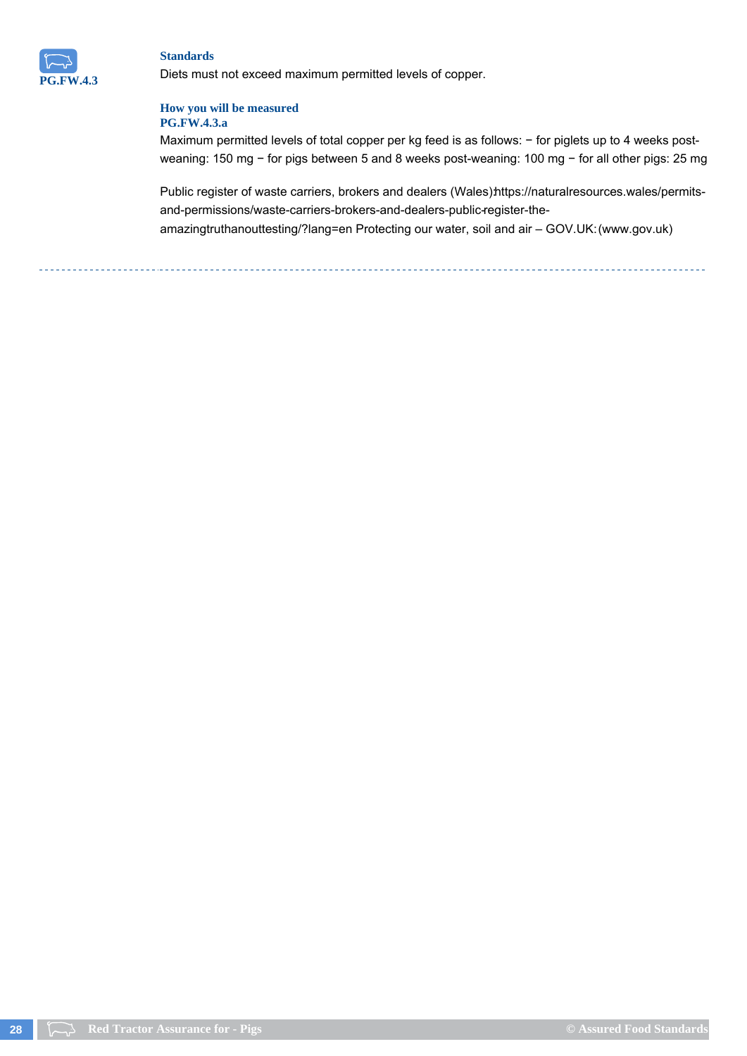**PG.FW.4.3**

### Standards

Diets must not exceed maximum permitted levels of copper.

### How you will be measured

**PG.FW.4.3.a**

Maximum permitted levels of total copper per kg feed is as follows: − for piglets up to 4 weeks post-weaning: 150 mg − for pigs between 5 and 8 weeks post-weaning: 100 mg − for all other pigs: 25 mg

Public register of waste carriers, brokers and dealers (Wales): https://naturalresources.wales/permits-and-permissions/waste-carriers-brokers-and-dealers-public-register-the-amazingtruthanouttesting/?lang=en Protecting our water, soil and air – GOV.UK: (www.gov.uk)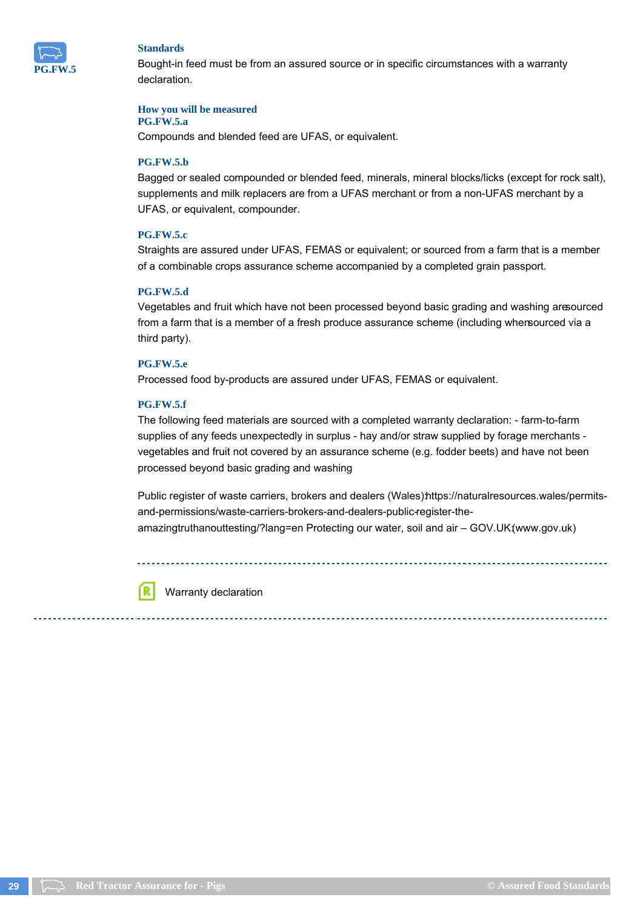PG.FW.5

### Standards

Bought-in feed must be from an assured source or in specific circumstances with a warranty declaration.

### How you will be measured

**PG.FW.5.a**

Compounds and blended feed are UFAS, or equivalent.

**PG.FW.5.b**

Bagged or sealed compounded or blended feed, minerals, mineral blocks/licks (except for rock salt), supplements and milk replacers are from a UFAS merchant or from a non-UFAS merchant by a UFAS, or equivalent, compounder.

**PG.FW.5.c**

Straights are assured under UFAS, FEMAS or equivalent; or sourced from a farm that is a member of a combinable crops assurance scheme accompanied by a completed grain passport.

**PG.FW.5.d**

Vegetables and fruit which have not been processed beyond basic grading and washing are sourced from a farm that is a member of a fresh produce assurance scheme (including when sourced via a third party).

**PG.FW.5.e**

Processed food by-products are assured under UFAS, FEMAS or equivalent.

**PG.FW.5.f**

The following feed materials are sourced with a completed warranty declaration: - farm-to-farm supplies of any feeds unexpectedly in surplus - hay and/or straw supplied by forage merchants - vegetables and fruit not covered by an assurance scheme (e.g. fodder beets) and have not been processed beyond basic grading and washing

Public register of waste carriers, brokers and dealers (Wales): https://naturalresources.wales/permits-and-permissions/waste-carriers-brokers-and-dealers-public-register-the-amazingtruthanouttesting/?lang=en Protecting our water, soil and air – GOV.UK (www.gov.uk)

---

Warranty declaration

---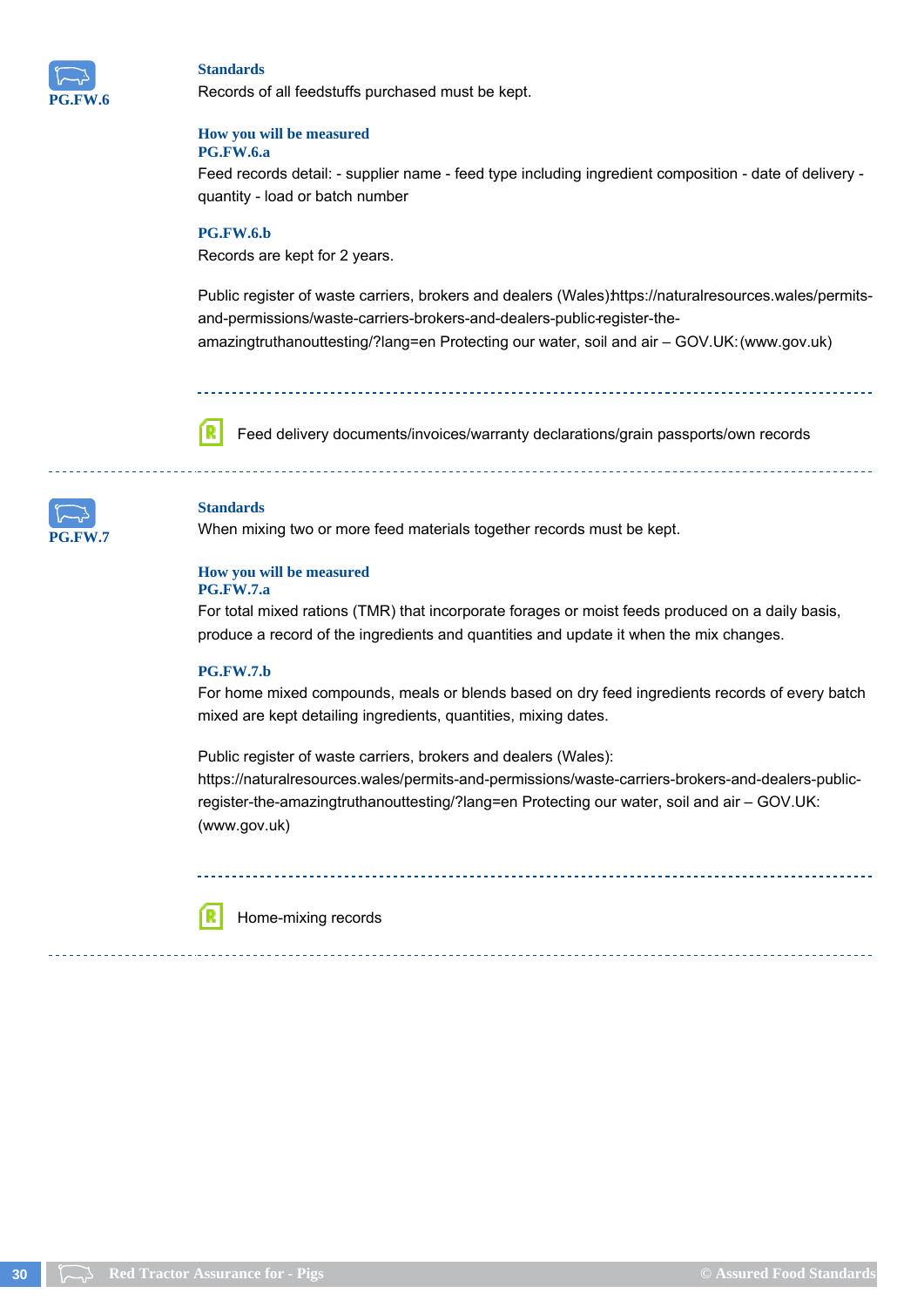**PG.FW.6**

### Standards

Records of all feedstuffs purchased must be kept.

### How you will be measured

**PG.FW.6.a**

Feed records detail: - supplier name - feed type including ingredient composition - date of delivery - quantity - load or batch number

**PG.FW.6.b**

Records are kept for 2 years.

Public register of waste carriers, brokers and dealers (Wales):https://naturalresources.wales/permits-and-permissions/waste-carriers-brokers-and-dealers-public-register-the-amazingtruthanouttesting/?lang=en Protecting our water, soil and air – GOV.UK: (www.gov.uk)

Feed delivery documents/invoices/warranty declarations/grain passports/own records

---

**PG.FW.7**

### Standards

When mixing two or more feed materials together records must be kept.

### How you will be measured

**PG.FW.7.a**

For total mixed rations (TMR) that incorporate forages or moist feeds produced on a daily basis, produce a record of the ingredients and quantities and update it when the mix changes.

**PG.FW.7.b**

For home mixed compounds, meals or blends based on dry feed ingredients records of every batch mixed are kept detailing ingredients, quantities, mixing dates.

Public register of waste carriers, brokers and dealers (Wales): https://naturalresources.wales/permits-and-permissions/waste-carriers-brokers-and-dealers-public-register-the-amazingtruthanouttesting/?lang=en Protecting our water, soil and air – GOV.UK: (www.gov.uk)

Home-mixing records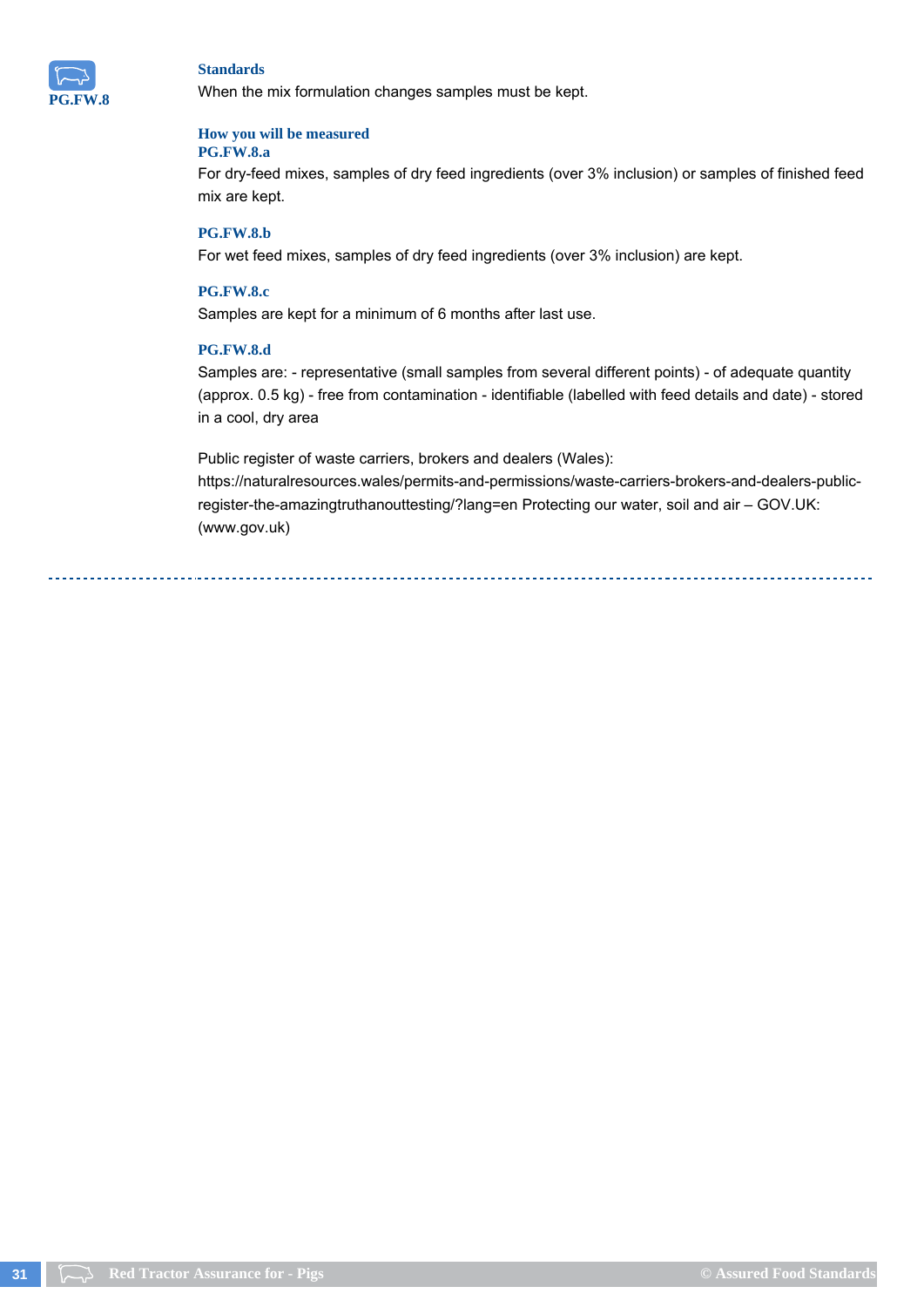**PG.FW.8**

### Standards

When the mix formulation changes samples must be kept.

### How you will be measured

**PG.FW.8.a**

For dry-feed mixes, samples of dry feed ingredients (over 3% inclusion) or samples of finished feed mix are kept.

**PG.FW.8.b**

For wet feed mixes, samples of dry feed ingredients (over 3% inclusion) are kept.

**PG.FW.8.c**

Samples are kept for a minimum of 6 months after last use.

**PG.FW.8.d**

Samples are: - representative (small samples from several different points) - of adequate quantity (approx. 0.5 kg) - free from contamination - identifiable (labelled with feed details and date) - stored in a cool, dry area

Public register of waste carriers, brokers and dealers (Wales): https://naturalresources.wales/permits-and-permissions/waste-carriers-brokers-and-dealers-public-register-the-amazingtruthanouttesting/?lang=en Protecting our water, soil and air – GOV.UK: (www.gov.uk)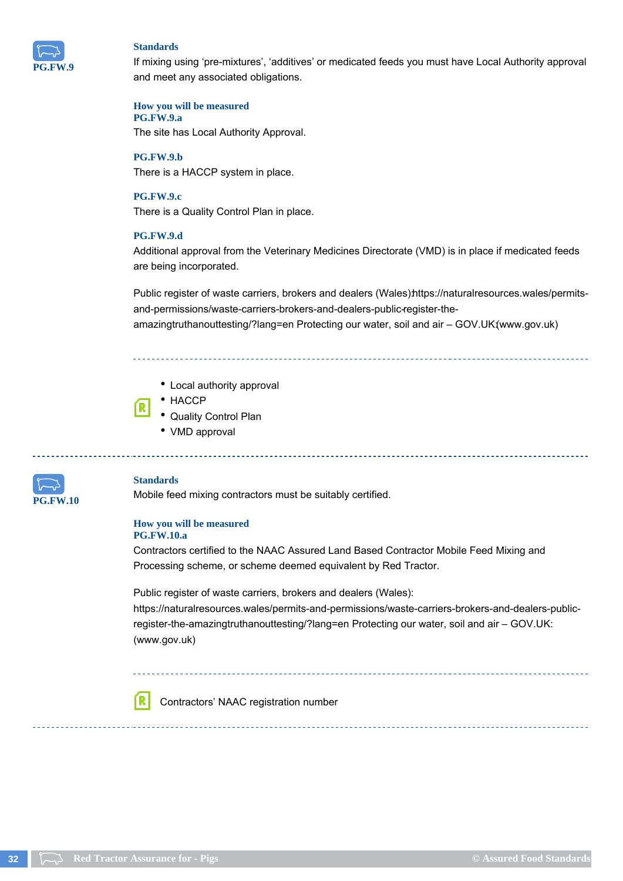**PG.FW.9**

### Standards

If mixing using 'pre-mixtures', 'additives' or medicated feeds you must have Local Authority approval and meet any associated obligations.

### How you will be measured

**PG.FW.9.a**

The site has Local Authority Approval.

**PG.FW.9.b**

There is a HACCP system in place.

**PG.FW.9.c**

There is a Quality Control Plan in place.

**PG.FW.9.d**

Additional approval from the Veterinary Medicines Directorate (VMD) is in place if medicated feeds are being incorporated.

Public register of waste carriers, brokers and dealers (Wales): https://naturalresources.wales/permits-and-permissions/waste-carriers-brokers-and-dealers-public-register-the-amazingtruthanouttesting/?lang=en Protecting our water, soil and air – GOV.UK: (www.gov.uk)

---

- Local authority approval
- HACCP
- Quality Control Plan
- VMD approval

---

**PG.FW.10**

### Standards

Mobile feed mixing contractors must be suitably certified.

### How you will be measured

**PG.FW.10.a**

Contractors certified to the NAAC Assured Land Based Contractor Mobile Feed Mixing and Processing scheme, or scheme deemed equivalent by Red Tractor.

Public register of waste carriers, brokers and dealers (Wales): https://naturalresources.wales/permits-and-permissions/waste-carriers-brokers-and-dealers-public-register-the-amazingtruthanouttesting/?lang=en Protecting our water, soil and air – GOV.UK: (www.gov.uk)

---

Contractors' NAAC registration number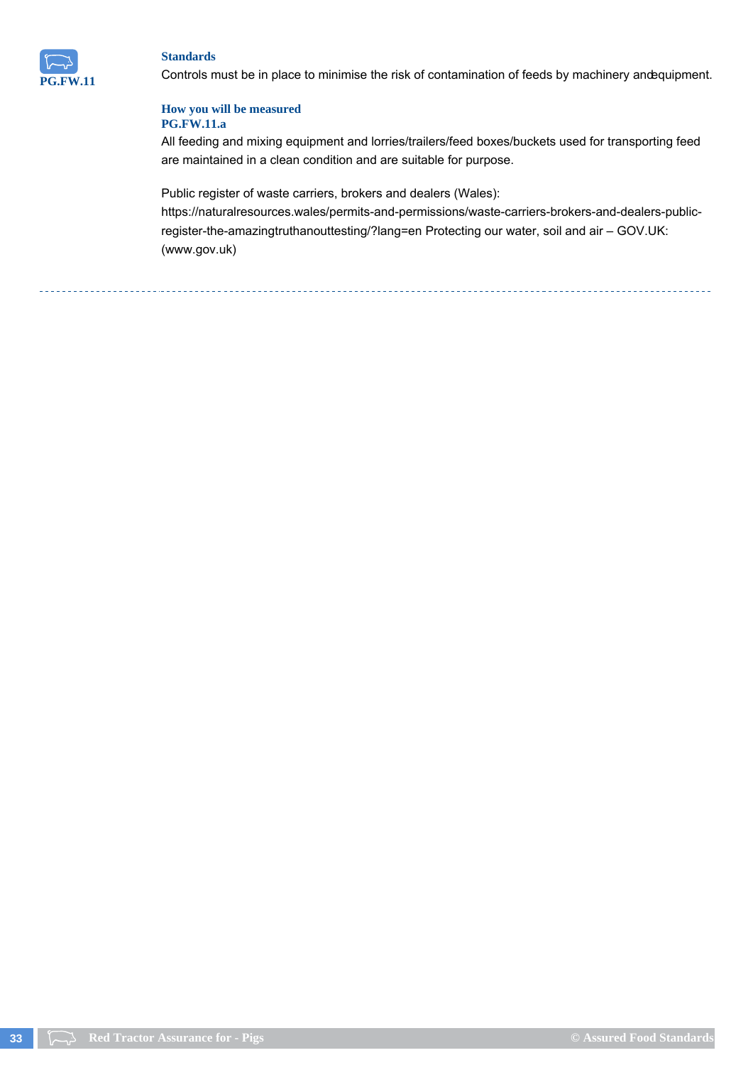**PG.FW.11**

### Standards

Controls must be in place to minimise the risk of contamination of feeds by machinery andequipment.

### How you will be measured

**PG.FW.11.a**

All feeding and mixing equipment and lorries/trailers/feed boxes/buckets used for transporting feed are maintained in a clean condition and are suitable for purpose.

Public register of waste carriers, brokers and dealers (Wales): https://naturalresources.wales/permits-and-permissions/waste-carriers-brokers-and-dealers-public-register-the-amazingtruthanouttesting/?lang=en Protecting our water, soil and air – GOV.UK: (www.gov.uk)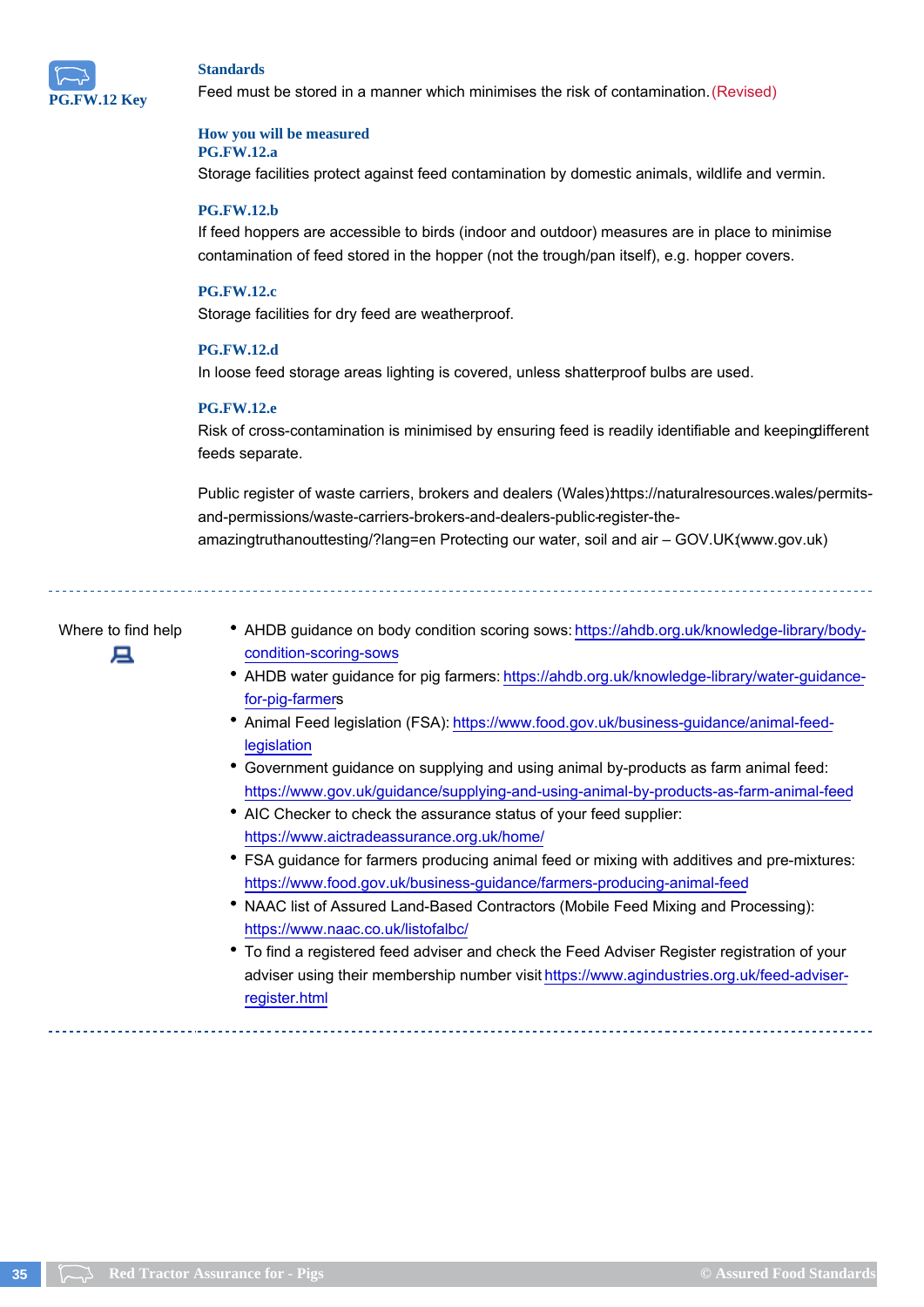**PG.FW.12 Key**

### Standards

Feed must be stored in a manner which minimises the risk of contamination. (Revised)

### How you will be measured

**PG.FW.12.a**

Storage facilities protect against feed contamination by domestic animals, wildlife and vermin.

**PG.FW.12.b**

If feed hoppers are accessible to birds (indoor and outdoor) measures are in place to minimise contamination of feed stored in the hopper (not the trough/pan itself), e.g. hopper covers.

**PG.FW.12.c**

Storage facilities for dry feed are weatherproof.

**PG.FW.12.d**

In loose feed storage areas lighting is covered, unless shatterproof bulbs are used.

**PG.FW.12.e**

Risk of cross-contamination is minimised by ensuring feed is readily identifiable and keeping different feeds separate.

Public register of waste carriers, brokers and dealers (Wales): https://naturalresources.wales/permits-and-permissions/waste-carriers-brokers-and-dealers-public-register-the-amazingtruthanouttesting/?lang=en Protecting our water, soil and air – GOV.UK (www.gov.uk)

---

**Where to find help**

- AHDB guidance on body condition scoring sows: https://ahdb.org.uk/knowledge-library/body-condition-scoring-sows
- AHDB water guidance for pig farmers: https://ahdb.org.uk/knowledge-library/water-guidance-for-pig-farmers
- Animal Feed legislation (FSA): https://www.food.gov.uk/business-guidance/animal-feed-legislation
- Government guidance on supplying and using animal by-products as farm animal feed: https://www.gov.uk/guidance/supplying-and-using-animal-by-products-as-farm-animal-feed
- AIC Checker to check the assurance status of your feed supplier: https://www.aictradeassurance.org.uk/home/
- FSA guidance for farmers producing animal feed or mixing with additives and pre-mixtures: https://www.food.gov.uk/business-guidance/farmers-producing-animal-feed
- NAAC list of Assured Land-Based Contractors (Mobile Feed Mixing and Processing): https://www.naac.co.uk/listofalbc/
- To find a registered feed adviser and check the Feed Adviser Register registration of your adviser using their membership number visit https://www.agindustries.org.uk/feed-adviser-register.html

---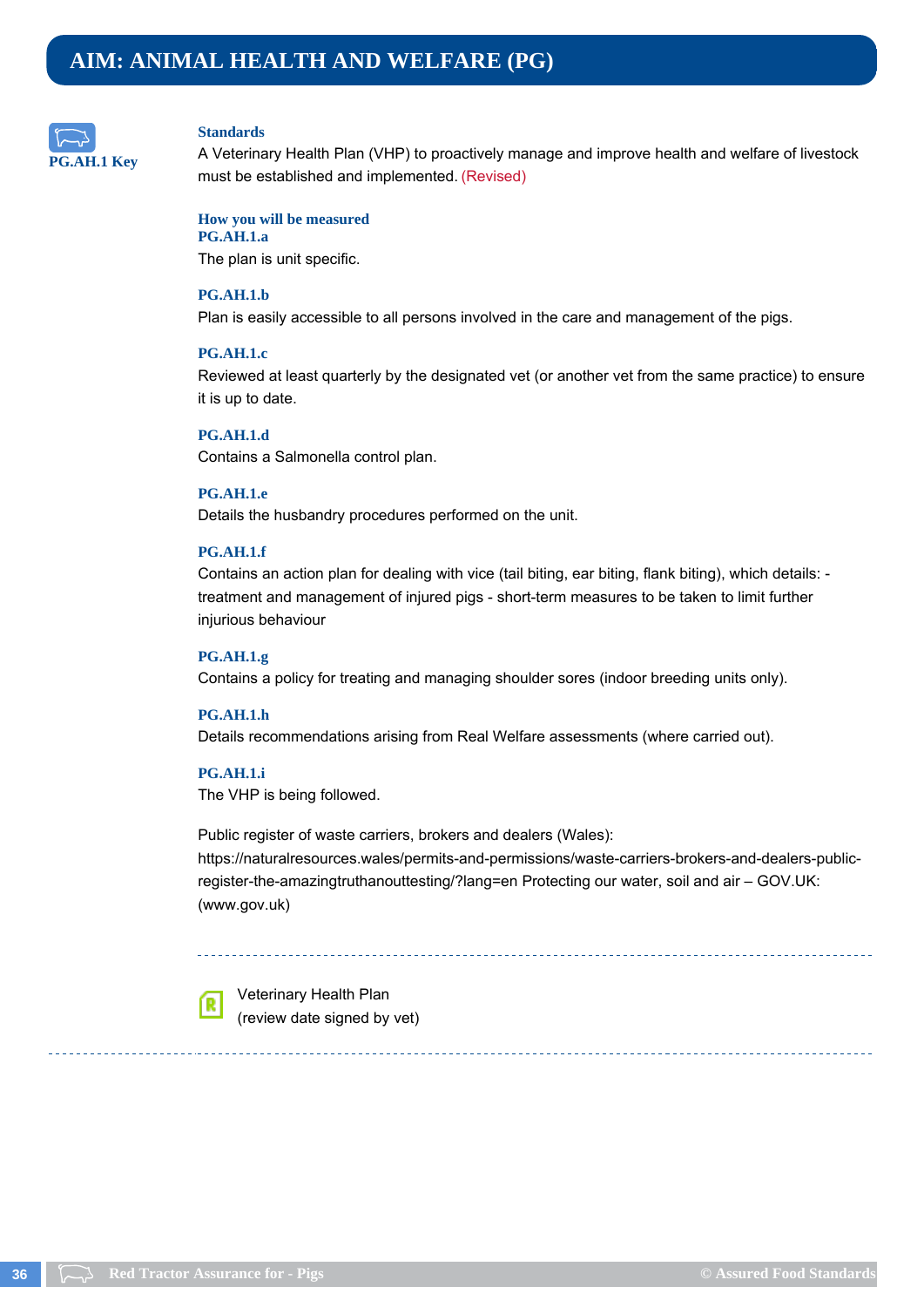# AIM: ANIMAL HEALTH AND WELFARE (PG)

**PG.AH.1 Key**

### Standards

A Veterinary Health Plan (VHP) to proactively manage and improve health and welfare of livestock must be established and implemented. (Revised)

### How you will be measured

**PG.AH.1.a**

The plan is unit specific.

**PG.AH.1.b**

Plan is easily accessible to all persons involved in the care and management of the pigs.

**PG.AH.1.c**

Reviewed at least quarterly by the designated vet (or another vet from the same practice) to ensure it is up to date.

**PG.AH.1.d**

Contains a Salmonella control plan.

**PG.AH.1.e**

Details the husbandry procedures performed on the unit.

**PG.AH.1.f**

Contains an action plan for dealing with vice (tail biting, ear biting, flank biting), which details: - treatment and management of injured pigs - short-term measures to be taken to limit further injurious behaviour

**PG.AH.1.g**

Contains a policy for treating and managing shoulder sores (indoor breeding units only).

**PG.AH.1.h**

Details recommendations arising from Real Welfare assessments (where carried out).

**PG.AH.1.i**

The VHP is being followed.

Public register of waste carriers, brokers and dealers (Wales): https://naturalresources.wales/permits-and-permissions/waste-carriers-brokers-and-dealers-public-register-the-amazingtruthanouttesting/?lang=en Protecting our water, soil and air – GOV.UK: (www.gov.uk)

---

Veterinary Health Plan
(review date signed by vet)

---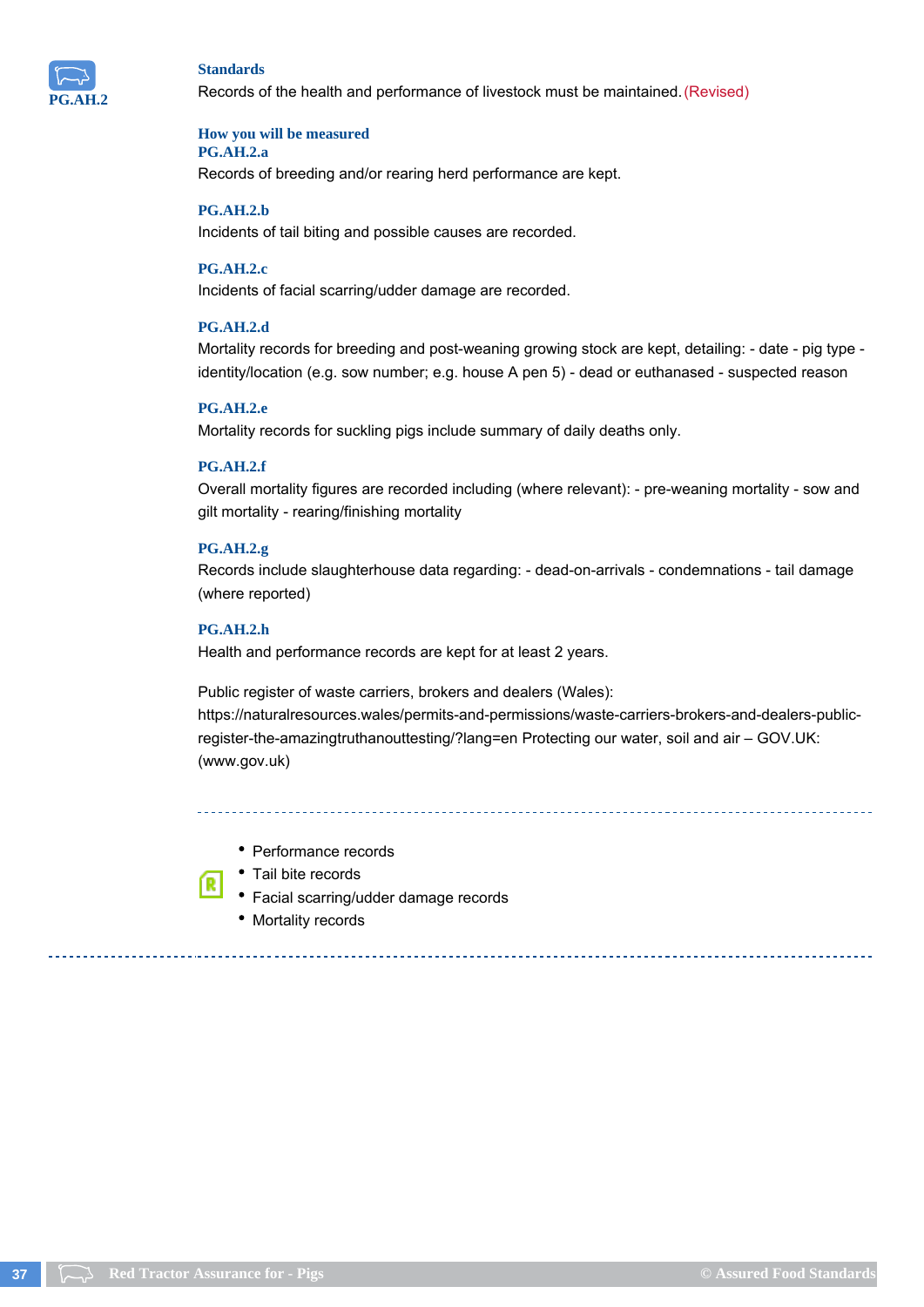**PG.AH.2**

### Standards

Records of the health and performance of livestock must be maintained. (Revised)

### How you will be measured

**PG.AH.2.a**

Records of breeding and/or rearing herd performance are kept.

**PG.AH.2.b**

Incidents of tail biting and possible causes are recorded.

**PG.AH.2.c**

Incidents of facial scarring/udder damage are recorded.

**PG.AH.2.d**

Mortality records for breeding and post-weaning growing stock are kept, detailing: - date - pig type - identity/location (e.g. sow number; e.g. house A pen 5) - dead or euthanased - suspected reason

**PG.AH.2.e**

Mortality records for suckling pigs include summary of daily deaths only.

**PG.AH.2.f**

Overall mortality figures are recorded including (where relevant): - pre-weaning mortality - sow and gilt mortality - rearing/finishing mortality

**PG.AH.2.g**

Records include slaughterhouse data regarding: - dead-on-arrivals - condemnations - tail damage (where reported)

**PG.AH.2.h**

Health and performance records are kept for at least 2 years.

Public register of waste carriers, brokers and dealers (Wales): https://naturalresources.wales/permits-and-permissions/waste-carriers-brokers-and-dealers-public-register-the-amazingtruthanouttesting/?lang=en Protecting our water, soil and air – GOV.UK: (www.gov.uk)

---

- Performance records
- Tail bite records
- Facial scarring/udder damage records
- Mortality records

---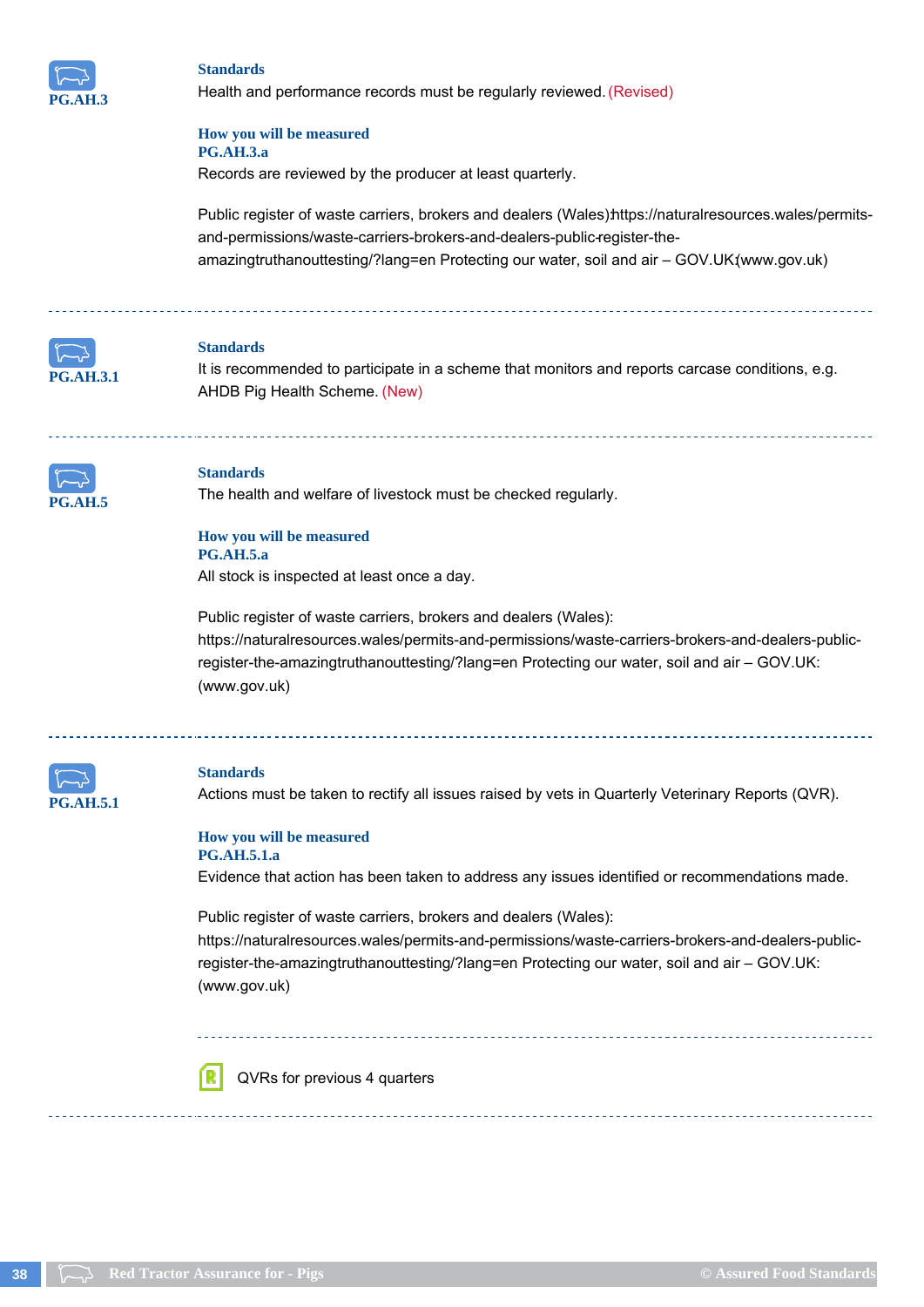**PG.AH.3**

**Standards**

Health and performance records must be regularly reviewed. (Revised)

**How you will be measured**

**PG.AH.3.a**

Records are reviewed by the producer at least quarterly.

Public register of waste carriers, brokers and dealers (Wales): https://naturalresources.wales/permits-and-permissions/waste-carriers-brokers-and-dealers-public-register-the-amazingtruthanouttesting/?lang=en Protecting our water, soil and air – GOV.UK: (www.gov.uk)

---

**PG.AH.3.1**

**Standards**

It is recommended to participate in a scheme that monitors and reports carcase conditions, e.g. AHDB Pig Health Scheme. (New)

---

**PG.AH.5**

**Standards**

The health and welfare of livestock must be checked regularly.

**How you will be measured**

**PG.AH.5.a**

All stock is inspected at least once a day.

Public register of waste carriers, brokers and dealers (Wales): https://naturalresources.wales/permits-and-permissions/waste-carriers-brokers-and-dealers-public-register-the-amazingtruthanouttesting/?lang=en Protecting our water, soil and air – GOV.UK: (www.gov.uk)

---

**PG.AH.5.1**

**Standards**

Actions must be taken to rectify all issues raised by vets in Quarterly Veterinary Reports (QVR).

**How you will be measured**

**PG.AH.5.1.a**

Evidence that action has been taken to address any issues identified or recommendations made.

Public register of waste carriers, brokers and dealers (Wales): https://naturalresources.wales/permits-and-permissions/waste-carriers-brokers-and-dealers-public-register-the-amazingtruthanouttesting/?lang=en Protecting our water, soil and air – GOV.UK: (www.gov.uk)

R QVRs for previous 4 quarters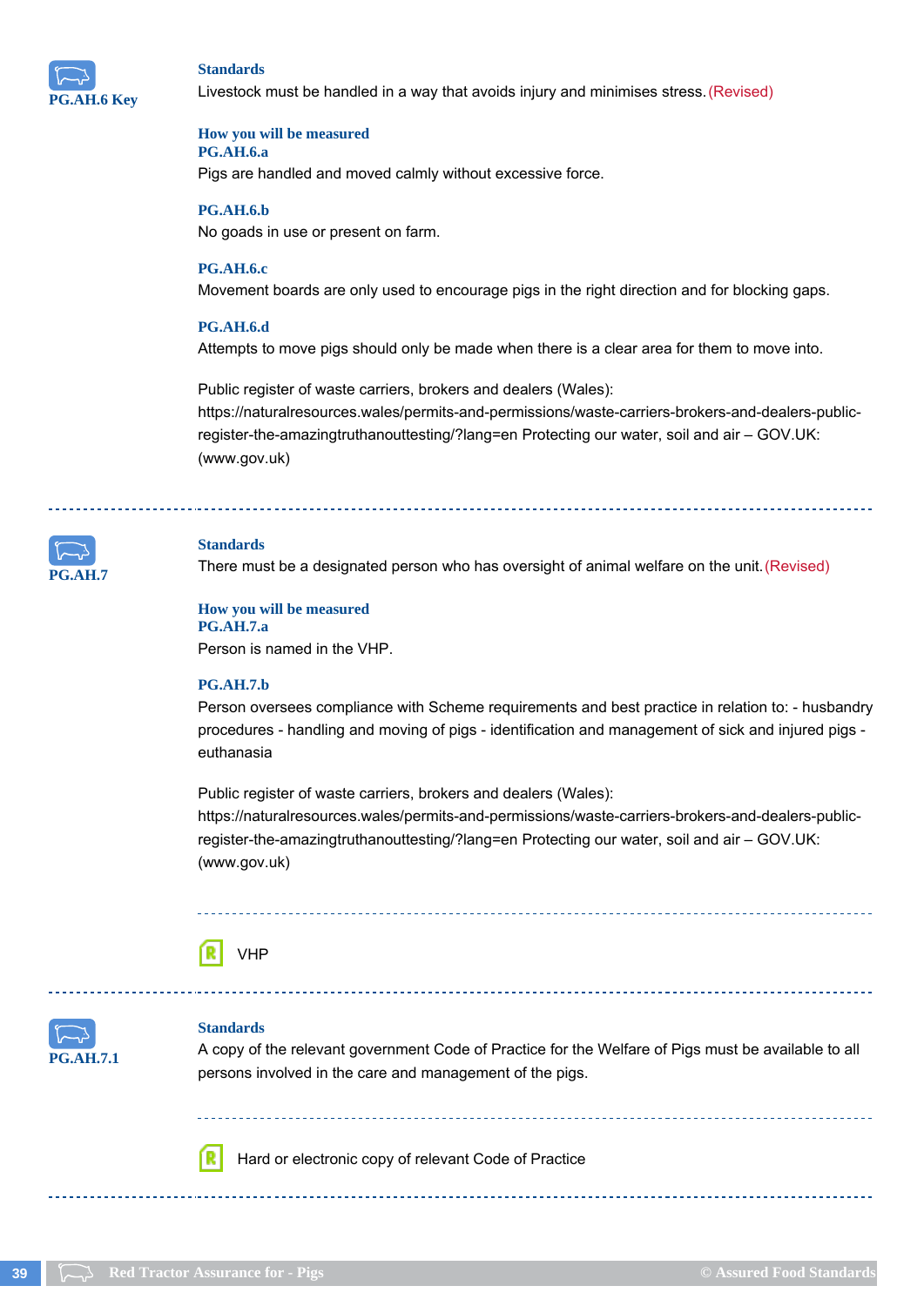**PG.AH.6 Key**

### Standards

Livestock must be handled in a way that avoids injury and minimises stress. (Revised)

### How you will be measured

**PG.AH.6.a**

Pigs are handled and moved calmly without excessive force.

**PG.AH.6.b**

No goads in use or present on farm.

**PG.AH.6.c**

Movement boards are only used to encourage pigs in the right direction and for blocking gaps.

**PG.AH.6.d**

Attempts to move pigs should only be made when there is a clear area for them to move into.

Public register of waste carriers, brokers and dealers (Wales): https://naturalresources.wales/permits-and-permissions/waste-carriers-brokers-and-dealers-public-register-the-amazingtruthanouttesting/?lang=en Protecting our water, soil and air – GOV.UK: (www.gov.uk)

---

**PG.AH.7**

### Standards

There must be a designated person who has oversight of animal welfare on the unit. (Revised)

### How you will be measured

**PG.AH.7.a**

Person is named in the VHP.

**PG.AH.7.b**

Person oversees compliance with Scheme requirements and best practice in relation to: - husbandry procedures - handling and moving of pigs - identification and management of sick and injured pigs - euthanasia

Public register of waste carriers, brokers and dealers (Wales): https://naturalresources.wales/permits-and-permissions/waste-carriers-brokers-and-dealers-public-register-the-amazingtruthanouttesting/?lang=en Protecting our water, soil and air – GOV.UK: (www.gov.uk)

VHP

---

**PG.AH.7.1**

### Standards

A copy of the relevant government Code of Practice for the Welfare of Pigs must be available to all persons involved in the care and management of the pigs.

Hard or electronic copy of relevant Code of Practice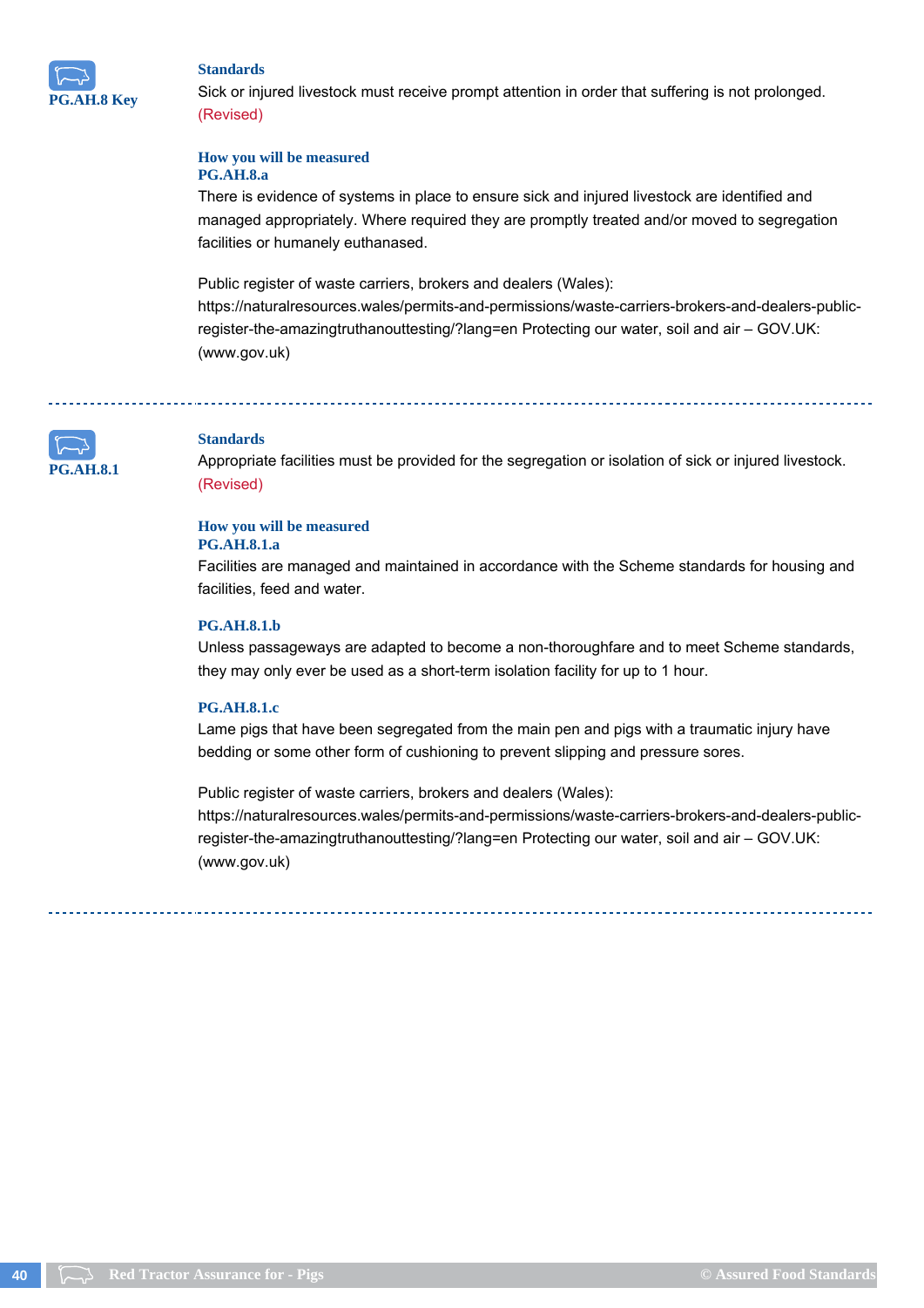**PG.AH.8 Key**

**Standards**

Sick or injured livestock must receive prompt attention in order that suffering is not prolonged. (Revised)

**How you will be measured**

**PG.AH.8.a**

There is evidence of systems in place to ensure sick and injured livestock are identified and managed appropriately. Where required they are promptly treated and/or moved to segregation facilities or humanely euthanased.

Public register of waste carriers, brokers and dealers (Wales): https://naturalresources.wales/permits-and-permissions/waste-carriers-brokers-and-dealers-public-register-the-amazingtruthanouttesting/?lang=en Protecting our water, soil and air – GOV.UK: (www.gov.uk)

---

**PG.AH.8.1**

**Standards**

Appropriate facilities must be provided for the segregation or isolation of sick or injured livestock. (Revised)

**How you will be measured**

**PG.AH.8.1.a**

Facilities are managed and maintained in accordance with the Scheme standards for housing and facilities, feed and water.

**PG.AH.8.1.b**

Unless passageways are adapted to become a non-thoroughfare and to meet Scheme standards, they may only ever be used as a short-term isolation facility for up to 1 hour.

**PG.AH.8.1.c**

Lame pigs that have been segregated from the main pen and pigs with a traumatic injury have bedding or some other form of cushioning to prevent slipping and pressure sores.

Public register of waste carriers, brokers and dealers (Wales): https://naturalresources.wales/permits-and-permissions/waste-carriers-brokers-and-dealers-public-register-the-amazingtruthanouttesting/?lang=en Protecting our water, soil and air – GOV.UK: (www.gov.uk)

---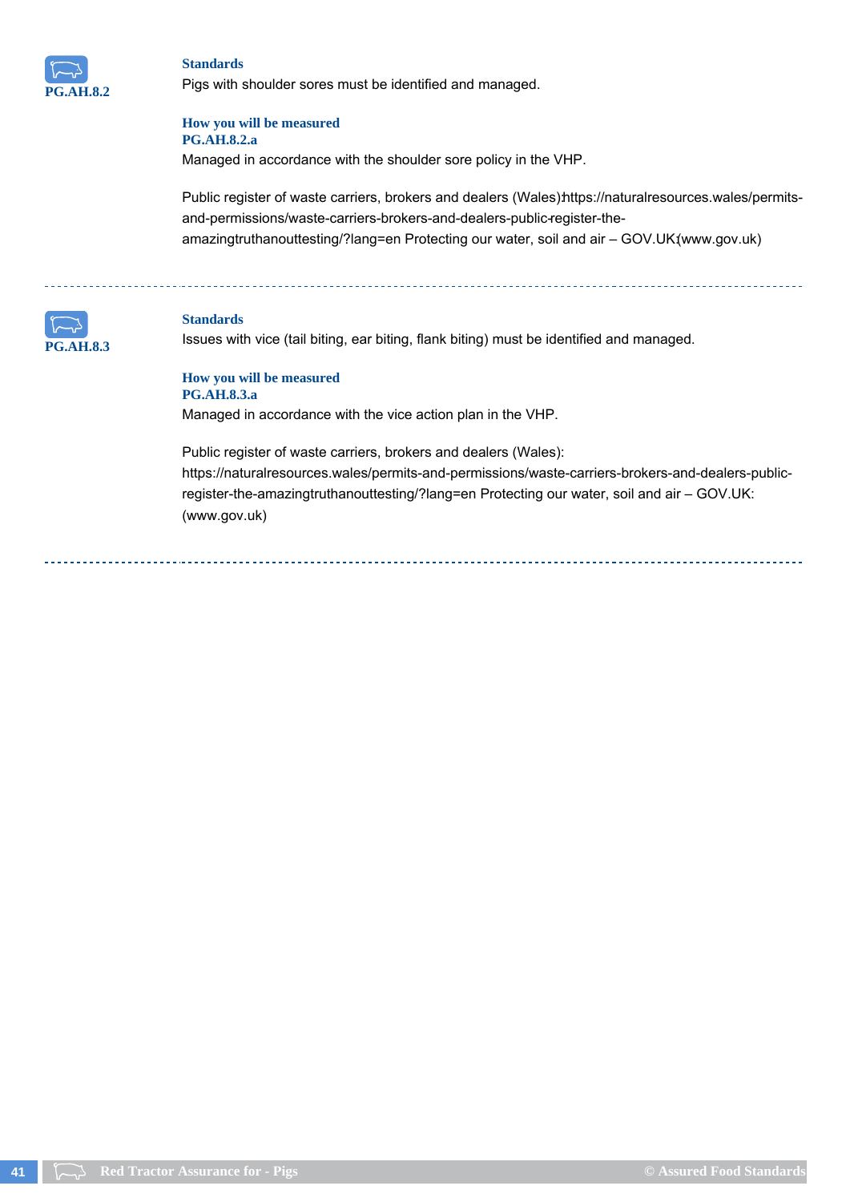**PG.AH.8.2**

### Standards

Pigs with shoulder sores must be identified and managed.

### How you will be measured

**PG.AH.8.2.a**

Managed in accordance with the shoulder sore policy in the VHP.

Public register of waste carriers, brokers and dealers (Wales):https://naturalresources.wales/permits-and-permissions/waste-carriers-brokers-and-dealers-public-register-the-amazingtruthanouttesting/?lang=en Protecting our water, soil and air – GOV.UK:(www.gov.uk)

---

**PG.AH.8.3**

### Standards

Issues with vice (tail biting, ear biting, flank biting) must be identified and managed.

### How you will be measured

**PG.AH.8.3.a**

Managed in accordance with the vice action plan in the VHP.

Public register of waste carriers, brokers and dealers (Wales): https://naturalresources.wales/permits-and-permissions/waste-carriers-brokers-and-dealers-public-register-the-amazingtruthanouttesting/?lang=en Protecting our water, soil and air – GOV.UK: (www.gov.uk)

---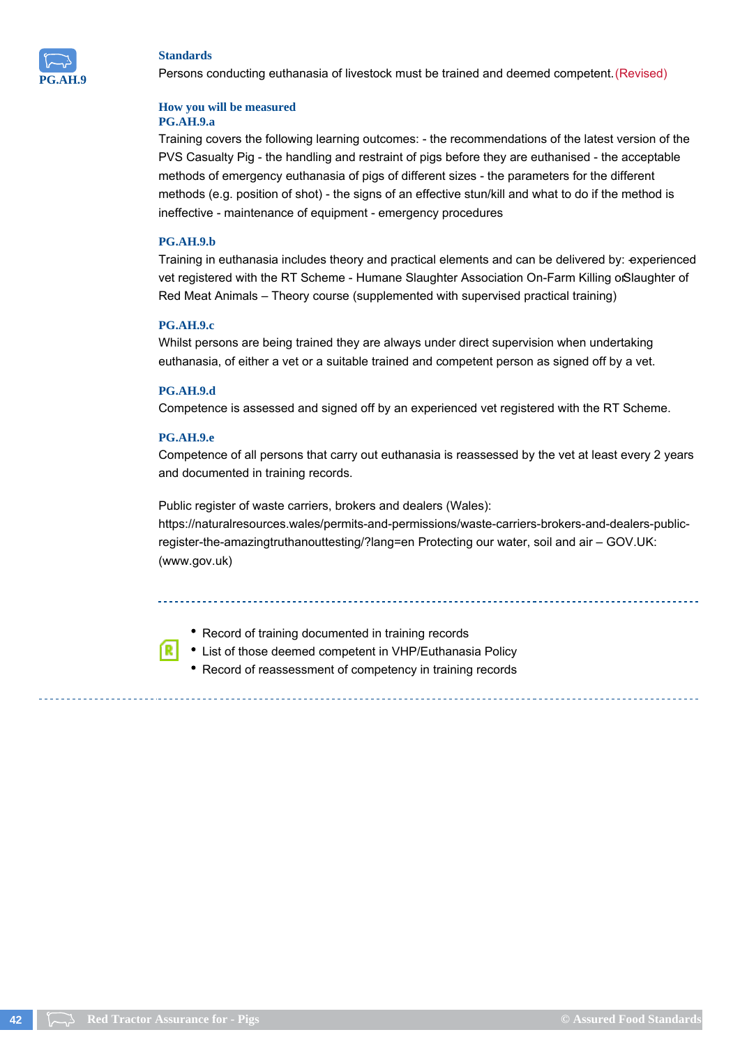**PG.AH.9**

### Standards

Persons conducting euthanasia of livestock must be trained and deemed competent. (Revised)

### How you will be measured

**PG.AH.9.a**

Training covers the following learning outcomes: - the recommendations of the latest version of the PVS Casualty Pig - the handling and restraint of pigs before they are euthanised - the acceptable methods of emergency euthanasia of pigs of different sizes - the parameters for the different methods (e.g. position of shot) - the signs of an effective stun/kill and what to do if the method is ineffective - maintenance of equipment - emergency procedures

**PG.AH.9.b**

Training in euthanasia includes theory and practical elements and can be delivered by: -experienced vet registered with the RT Scheme - Humane Slaughter Association On-Farm Killing or Slaughter of Red Meat Animals – Theory course (supplemented with supervised practical training)

**PG.AH.9.c**

Whilst persons are being trained they are always under direct supervision when undertaking euthanasia, of either a vet or a suitable trained and competent person as signed off by a vet.

**PG.AH.9.d**

Competence is assessed and signed off by an experienced vet registered with the RT Scheme.

**PG.AH.9.e**

Competence of all persons that carry out euthanasia is reassessed by the vet at least every 2 years and documented in training records.

Public register of waste carriers, brokers and dealers (Wales): https://naturalresources.wales/permits-and-permissions/waste-carriers-brokers-and-dealers-public-register-the-amazingtruthanouttesting/?lang=en Protecting our water, soil and air – GOV.UK: (www.gov.uk)

---

- Record of training documented in training records
- List of those deemed competent in VHP/Euthanasia Policy
- Record of reassessment of competency in training records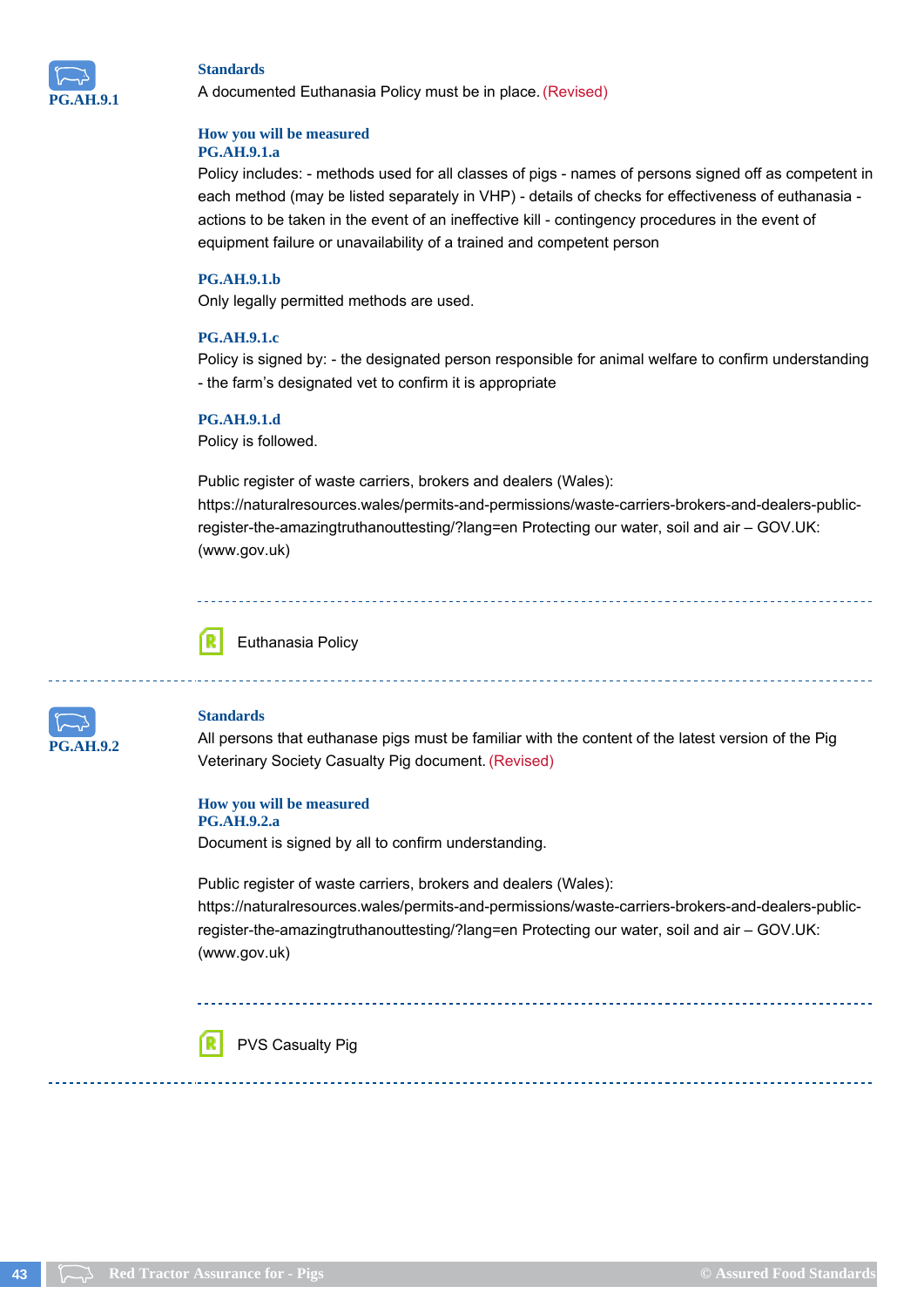## PG.AH.9.1

**Standards**

A documented Euthanasia Policy must be in place. (Revised)

**How you will be measured**

**PG.AH.9.1.a**

Policy includes: - methods used for all classes of pigs - names of persons signed off as competent in each method (may be listed separately in VHP) - details of checks for effectiveness of euthanasia - actions to be taken in the event of an ineffective kill - contingency procedures in the event of equipment failure or unavailability of a trained and competent person

**PG.AH.9.1.b**

Only legally permitted methods are used.

**PG.AH.9.1.c**

Policy is signed by: - the designated person responsible for animal welfare to confirm understanding - the farm's designated vet to confirm it is appropriate

**PG.AH.9.1.d**

Policy is followed.

Public register of waste carriers, brokers and dealers (Wales): https://naturalresources.wales/permits-and-permissions/waste-carriers-brokers-and-dealers-public-register-the-amazingtruthanouttesting/?lang=en Protecting our water, soil and air – GOV.UK: (www.gov.uk)

Euthanasia Policy

---

## PG.AH.9.2

**Standards**

All persons that euthanase pigs must be familiar with the content of the latest version of the Pig Veterinary Society Casualty Pig document. (Revised)

**How you will be measured**

**PG.AH.9.2.a**

Document is signed by all to confirm understanding.

Public register of waste carriers, brokers and dealers (Wales): https://naturalresources.wales/permits-and-permissions/waste-carriers-brokers-and-dealers-public-register-the-amazingtruthanouttesting/?lang=en Protecting our water, soil and air – GOV.UK: (www.gov.uk)

PVS Casualty Pig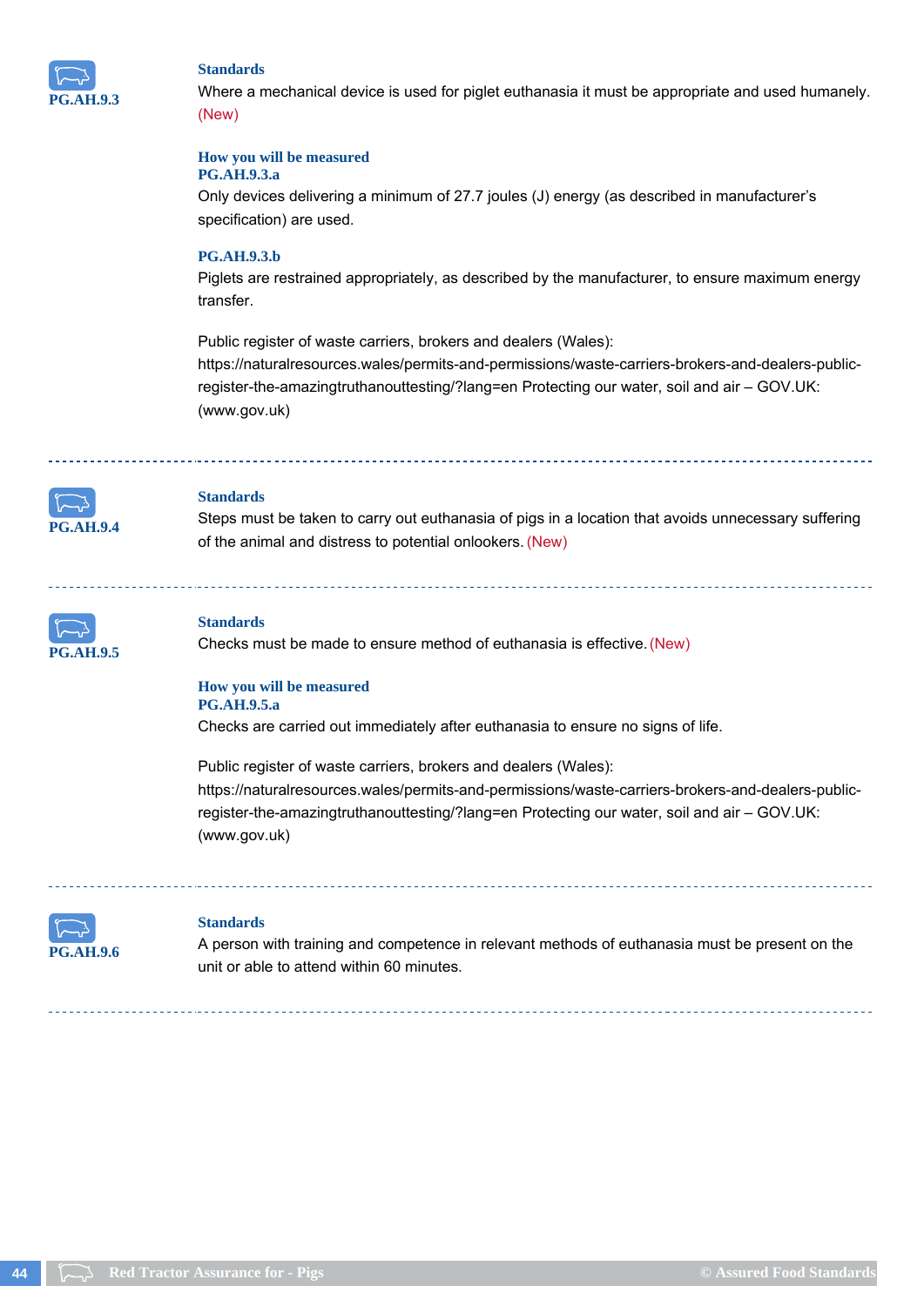**PG.AH.9.3**

### Standards

Where a mechanical device is used for piglet euthanasia it must be appropriate and used humanely. (New)

### How you will be measured

**PG.AH.9.3.a**

Only devices delivering a minimum of 27.7 joules (J) energy (as described in manufacturer's specification) are used.

**PG.AH.9.3.b**

Piglets are restrained appropriately, as described by the manufacturer, to ensure maximum energy transfer.

Public register of waste carriers, brokers and dealers (Wales): https://naturalresources.wales/permits-and-permissions/waste-carriers-brokers-and-dealers-public-register-the-amazingtruthanouttesting/?lang=en Protecting our water, soil and air – GOV.UK: (www.gov.uk)

---

**PG.AH.9.4**

### Standards

Steps must be taken to carry out euthanasia of pigs in a location that avoids unnecessary suffering of the animal and distress to potential onlookers. (New)

---

**PG.AH.9.5**

### Standards

Checks must be made to ensure method of euthanasia is effective. (New)

### How you will be measured

**PG.AH.9.5.a**

Checks are carried out immediately after euthanasia to ensure no signs of life.

Public register of waste carriers, brokers and dealers (Wales): https://naturalresources.wales/permits-and-permissions/waste-carriers-brokers-and-dealers-public-register-the-amazingtruthanouttesting/?lang=en Protecting our water, soil and air – GOV.UK: (www.gov.uk)

---

**PG.AH.9.6**

### Standards

A person with training and competence in relevant methods of euthanasia must be present on the unit or able to attend within 60 minutes.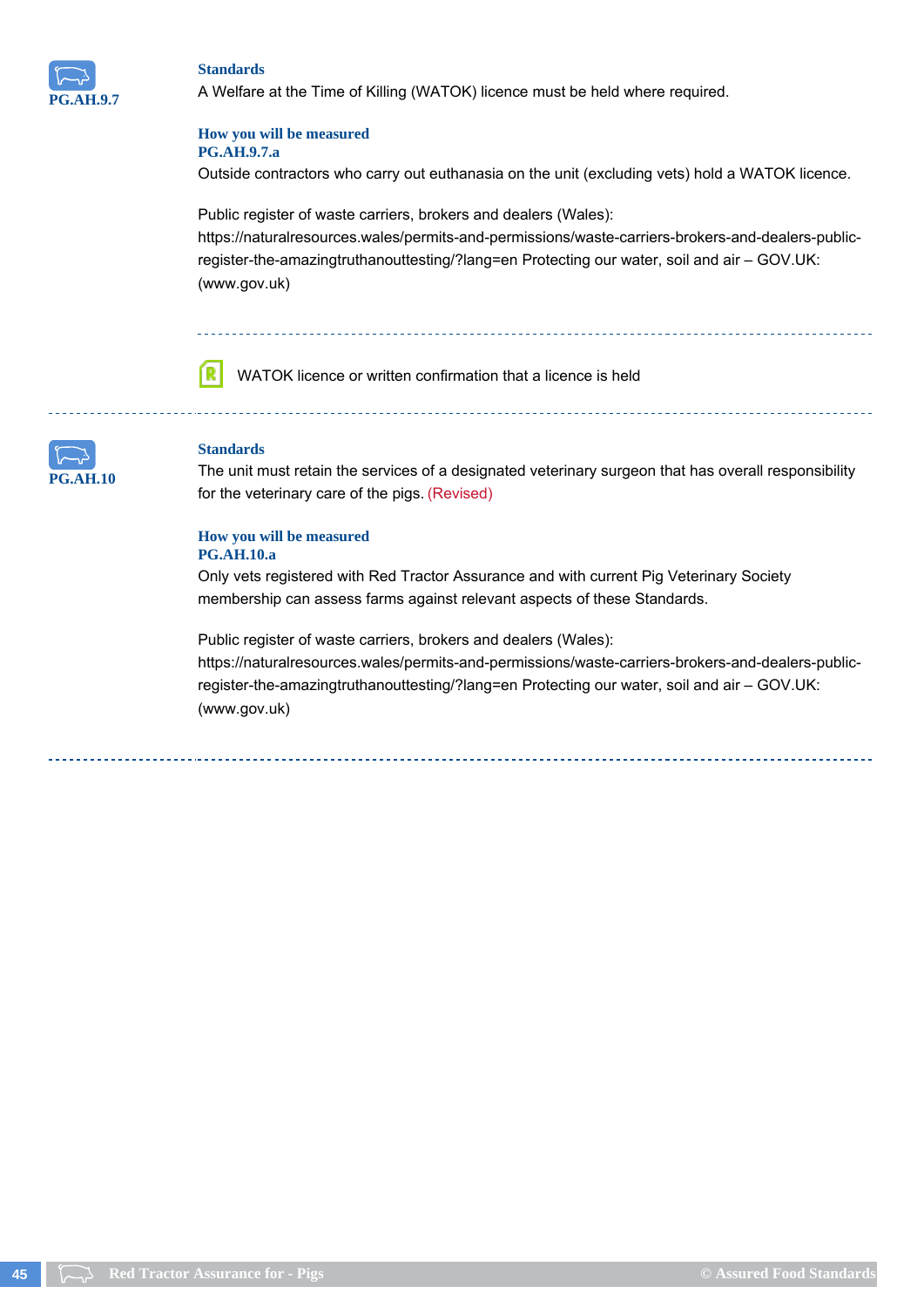**PG.AH.9.7**

### Standards

A Welfare at the Time of Killing (WATOK) licence must be held where required.

### How you will be measured

**PG.AH.9.7.a**

Outside contractors who carry out euthanasia on the unit (excluding vets) hold a WATOK licence.

Public register of waste carriers, brokers and dealers (Wales): https://naturalresources.wales/permits-and-permissions/waste-carriers-brokers-and-dealers-public-register-the-amazingtruthanouttesting/?lang=en Protecting our water, soil and air – GOV.UK: (www.gov.uk)

WATOK licence or written confirmation that a licence is held

---

**PG.AH.10**

### Standards

The unit must retain the services of a designated veterinary surgeon that has overall responsibility for the veterinary care of the pigs. (Revised)

### How you will be measured

**PG.AH.10.a**

Only vets registered with Red Tractor Assurance and with current Pig Veterinary Society membership can assess farms against relevant aspects of these Standards.

Public register of waste carriers, brokers and dealers (Wales): https://naturalresources.wales/permits-and-permissions/waste-carriers-brokers-and-dealers-public-register-the-amazingtruthanouttesting/?lang=en Protecting our water, soil and air – GOV.UK: (www.gov.uk)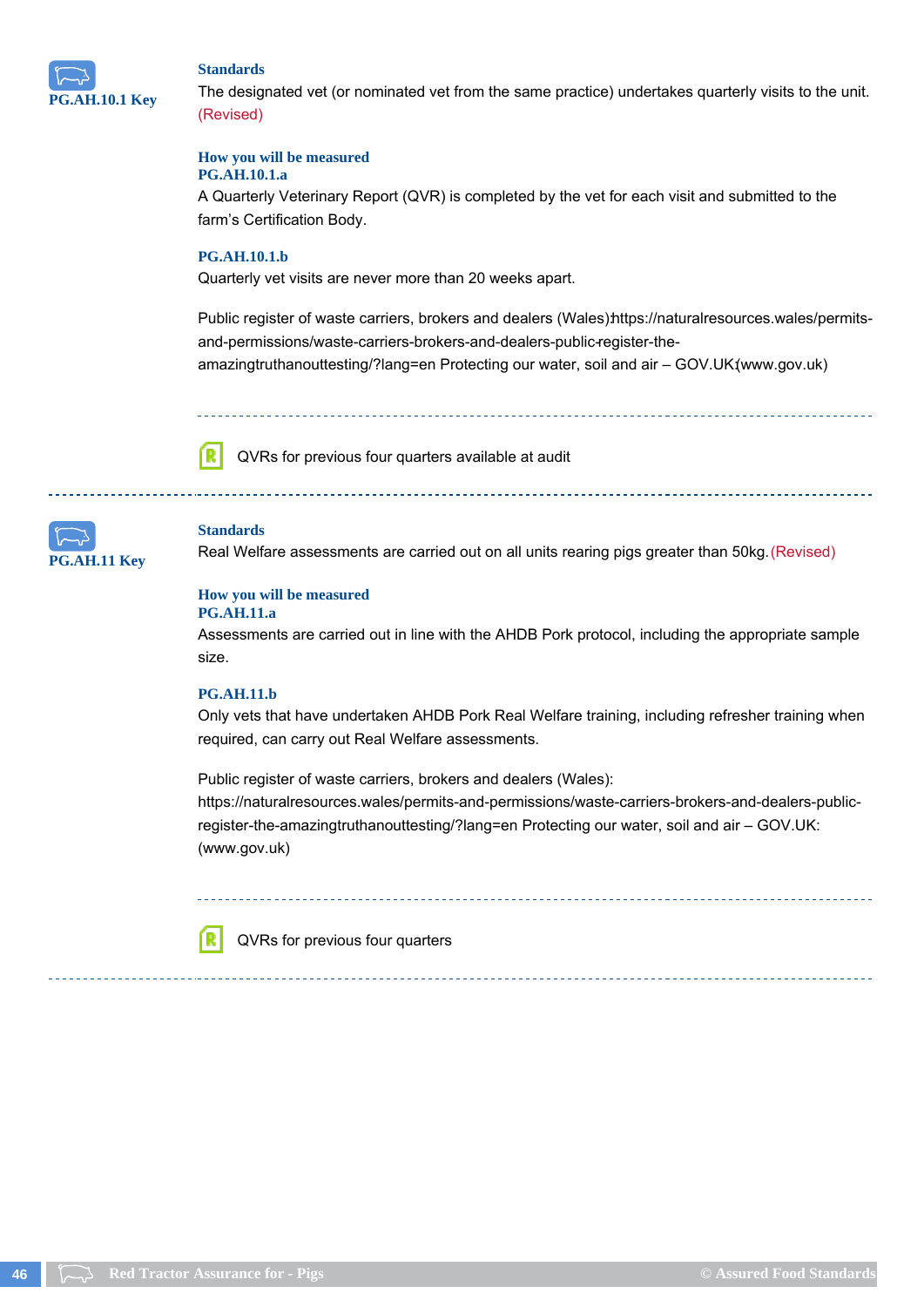**PG.AH.10.1 Key**

**Standards**

The designated vet (or nominated vet from the same practice) undertakes quarterly visits to the unit. (Revised)

**How you will be measured**

**PG.AH.10.1.a**

A Quarterly Veterinary Report (QVR) is completed by the vet for each visit and submitted to the farm's Certification Body.

**PG.AH.10.1.b**

Quarterly vet visits are never more than 20 weeks apart.

Public register of waste carriers, brokers and dealers (Wales): https://naturalresources.wales/permits-and-permissions/waste-carriers-brokers-and-dealers-public-register-the-amazingtruthanouttesting/?lang=en Protecting our water, soil and air – GOV.UK: (www.gov.uk)

---

R: QVRs for previous four quarters available at audit

---

**PG.AH.11 Key**

**Standards**

Real Welfare assessments are carried out on all units rearing pigs greater than 50kg. (Revised)

**How you will be measured**

**PG.AH.11.a**

Assessments are carried out in line with the AHDB Pork protocol, including the appropriate sample size.

**PG.AH.11.b**

Only vets that have undertaken AHDB Pork Real Welfare training, including refresher training when required, can carry out Real Welfare assessments.

Public register of waste carriers, brokers and dealers (Wales): https://naturalresources.wales/permits-and-permissions/waste-carriers-brokers-and-dealers-public-register-the-amazingtruthanouttesting/?lang=en Protecting our water, soil and air – GOV.UK: (www.gov.uk)

---

R: QVRs for previous four quarters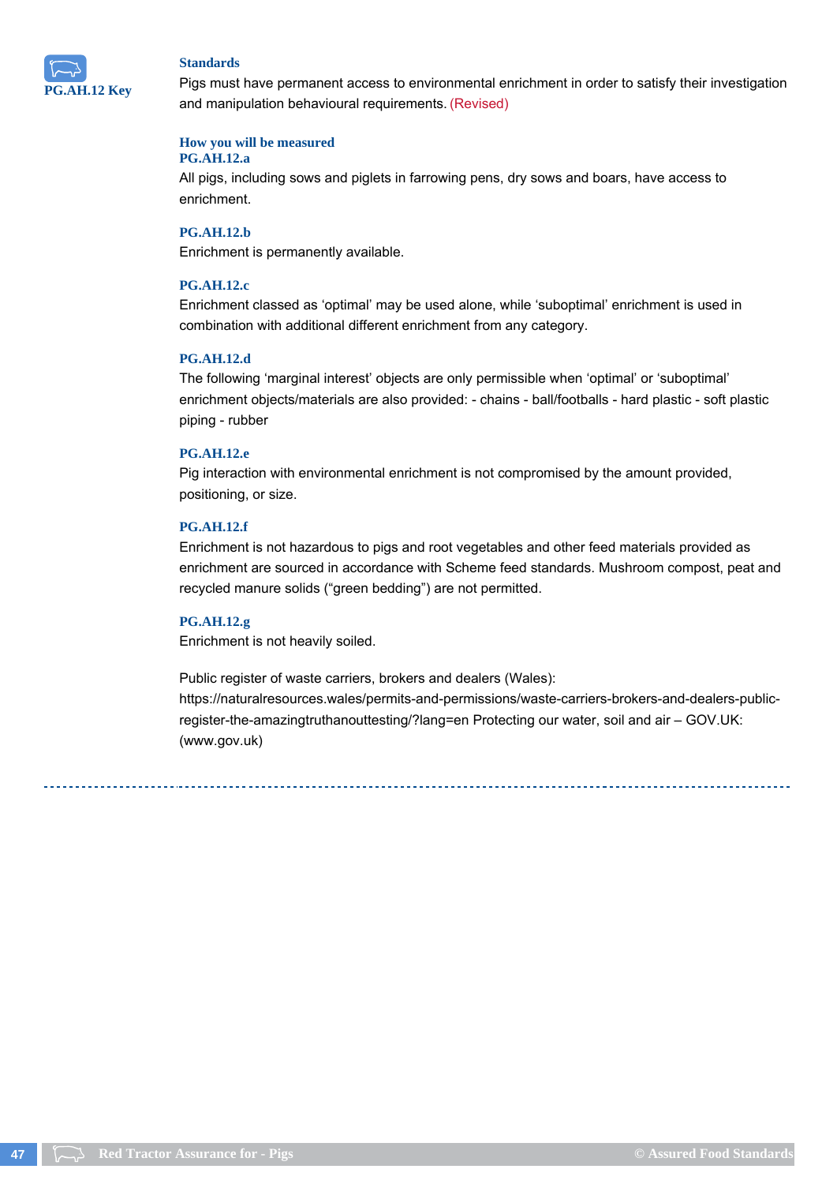**PG.AH.12 Key**

### Standards

Pigs must have permanent access to environmental enrichment in order to satisfy their investigation and manipulation behavioural requirements. (Revised)

### How you will be measured

**PG.AH.12.a**

All pigs, including sows and piglets in farrowing pens, dry sows and boars, have access to enrichment.

**PG.AH.12.b**

Enrichment is permanently available.

**PG.AH.12.c**

Enrichment classed as 'optimal' may be used alone, while 'suboptimal' enrichment is used in combination with additional different enrichment from any category.

**PG.AH.12.d**

The following 'marginal interest' objects are only permissible when 'optimal' or 'suboptimal' enrichment objects/materials are also provided: - chains - ball/footballs - hard plastic - soft plastic piping - rubber

**PG.AH.12.e**

Pig interaction with environmental enrichment is not compromised by the amount provided, positioning, or size.

**PG.AH.12.f**

Enrichment is not hazardous to pigs and root vegetables and other feed materials provided as enrichment are sourced in accordance with Scheme feed standards. Mushroom compost, peat and recycled manure solids ("green bedding") are not permitted.

**PG.AH.12.g**

Enrichment is not heavily soiled.

Public register of waste carriers, brokers and dealers (Wales): https://naturalresources.wales/permits-and-permissions/waste-carriers-brokers-and-dealers-public-register-the-amazingtruthanouttesting/?lang=en Protecting our water, soil and air – GOV.UK: (www.gov.uk)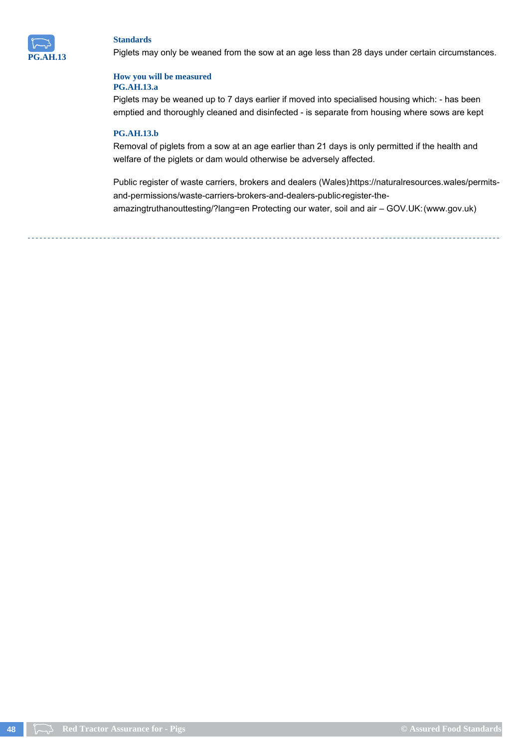**PG.AH.13**

### Standards

Piglets may only be weaned from the sow at an age less than 28 days under certain circumstances.

### How you will be measured

**PG.AH.13.a**

Piglets may be weaned up to 7 days earlier if moved into specialised housing which: - has been emptied and thoroughly cleaned and disinfected - is separate from housing where sows are kept

**PG.AH.13.b**

Removal of piglets from a sow at an age earlier than 21 days is only permitted if the health and welfare of the piglets or dam would otherwise be adversely affected.

Public register of waste carriers, brokers and dealers (Wales):https://naturalresources.wales/permits-and-permissions/waste-carriers-brokers-and-dealers-public-register-the-amazingtruthanouttesting/?lang=en Protecting our water, soil and air – GOV.UK: (www.gov.uk)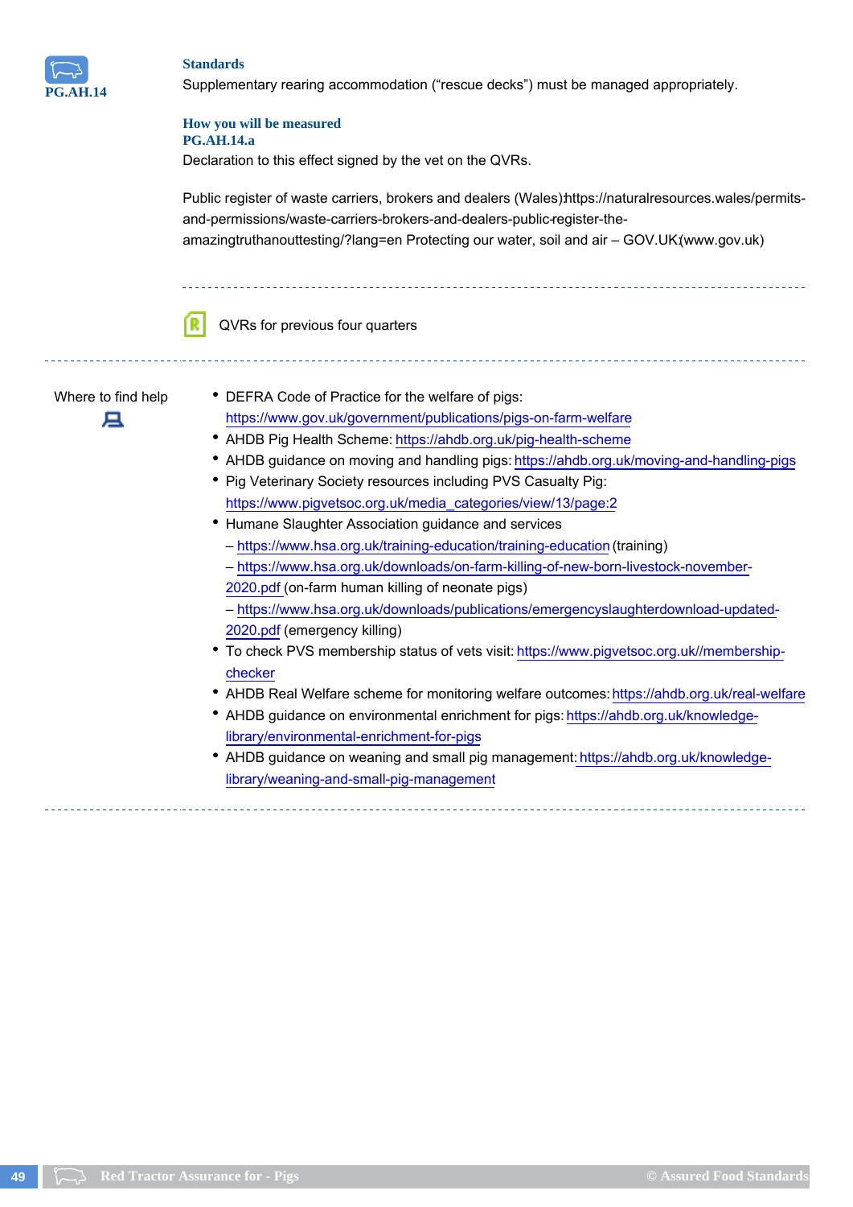**PG.AH.14**

### Standards

Supplementary rearing accommodation ("rescue decks") must be managed appropriately.

### How you will be measured

**PG.AH.14.a**

Declaration to this effect signed by the vet on the QVRs.

Public register of waste carriers, brokers and dealers (Wales):https://naturalresources.wales/permits-and-permissions/waste-carriers-brokers-and-dealers-public-register-the-amazingtruthanouttesting/?lang=en Protecting our water, soil and air – GOV.UK (www.gov.uk)

---

QVRs for previous four quarters

---

**Where to find help**

- DEFRA Code of Practice for the welfare of pigs: https://www.gov.uk/government/publications/pigs-on-farm-welfare
- AHDB Pig Health Scheme: https://ahdb.org.uk/pig-health-scheme
- AHDB guidance on moving and handling pigs: https://ahdb.org.uk/moving-and-handling-pigs
- Pig Veterinary Society resources including PVS Casualty Pig: https://www.pigvetsoc.org.uk/media_categories/view/13/page:2
- Humane Slaughter Association guidance and services
  – https://www.hsa.org.uk/training-education/training-education (training)
  – https://www.hsa.org.uk/downloads/on-farm-killing-of-new-born-livestock-november-2020.pdf (on-farm human killing of neonate pigs)
  – https://www.hsa.org.uk/downloads/publications/emergencyslaughterdownload-updated-2020.pdf (emergency killing)
- To check PVS membership status of vets visit: https://www.pigvetsoc.org.uk//membership-checker
- AHDB Real Welfare scheme for monitoring welfare outcomes: https://ahdb.org.uk/real-welfare
- AHDB guidance on environmental enrichment for pigs: https://ahdb.org.uk/knowledge-library/environmental-enrichment-for-pigs
- AHDB guidance on weaning and small pig management: https://ahdb.org.uk/knowledge-library/weaning-and-small-pig-management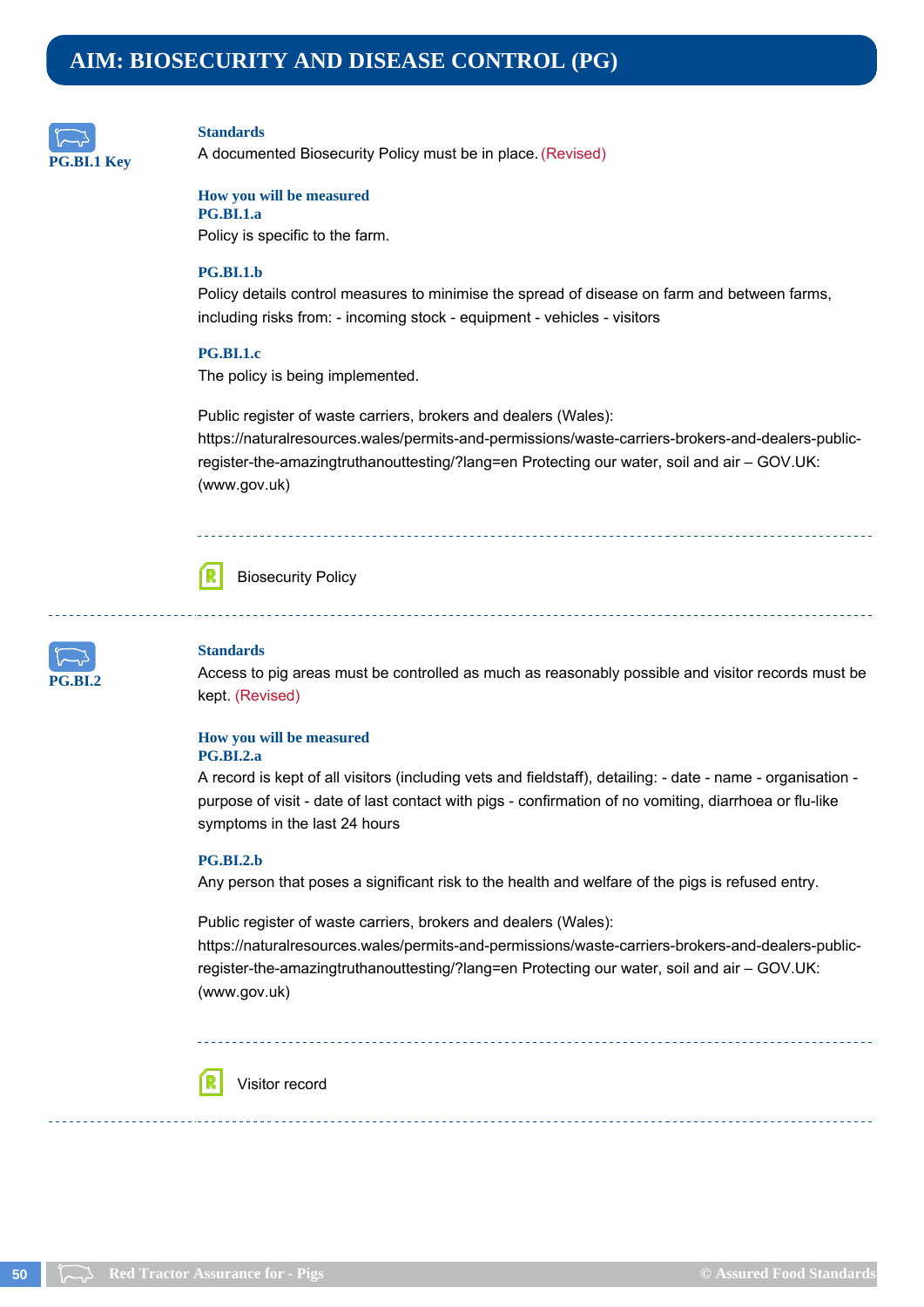# AIM: BIOSECURITY AND DISEASE CONTROL (PG)

**PG.BI.1 Key**

**Standards**

A documented Biosecurity Policy must be in place. (Revised)

**How you will be measured**

**PG.BI.1.a**

Policy is specific to the farm.

**PG.BI.1.b**

Policy details control measures to minimise the spread of disease on farm and between farms, including risks from: - incoming stock - equipment - vehicles - visitors

**PG.BI.1.c**

The policy is being implemented.

Public register of waste carriers, brokers and dealers (Wales): https://naturalresources.wales/permits-and-permissions/waste-carriers-brokers-and-dealers-public-register-the-amazingtruthanouttesting/?lang=en Protecting our water, soil and air – GOV.UK: (www.gov.uk)

Biosecurity Policy

---

**PG.BI.2**

**Standards**

Access to pig areas must be controlled as much as reasonably possible and visitor records must be kept. (Revised)

**How you will be measured**

**PG.BI.2.a**

A record is kept of all visitors (including vets and fieldstaff), detailing: - date - name - organisation - purpose of visit - date of last contact with pigs - confirmation of no vomiting, diarrhoea or flu-like symptoms in the last 24 hours

**PG.BI.2.b**

Any person that poses a significant risk to the health and welfare of the pigs is refused entry.

Public register of waste carriers, brokers and dealers (Wales): https://naturalresources.wales/permits-and-permissions/waste-carriers-brokers-and-dealers-public-register-the-amazingtruthanouttesting/?lang=en Protecting our water, soil and air – GOV.UK: (www.gov.uk)

Visitor record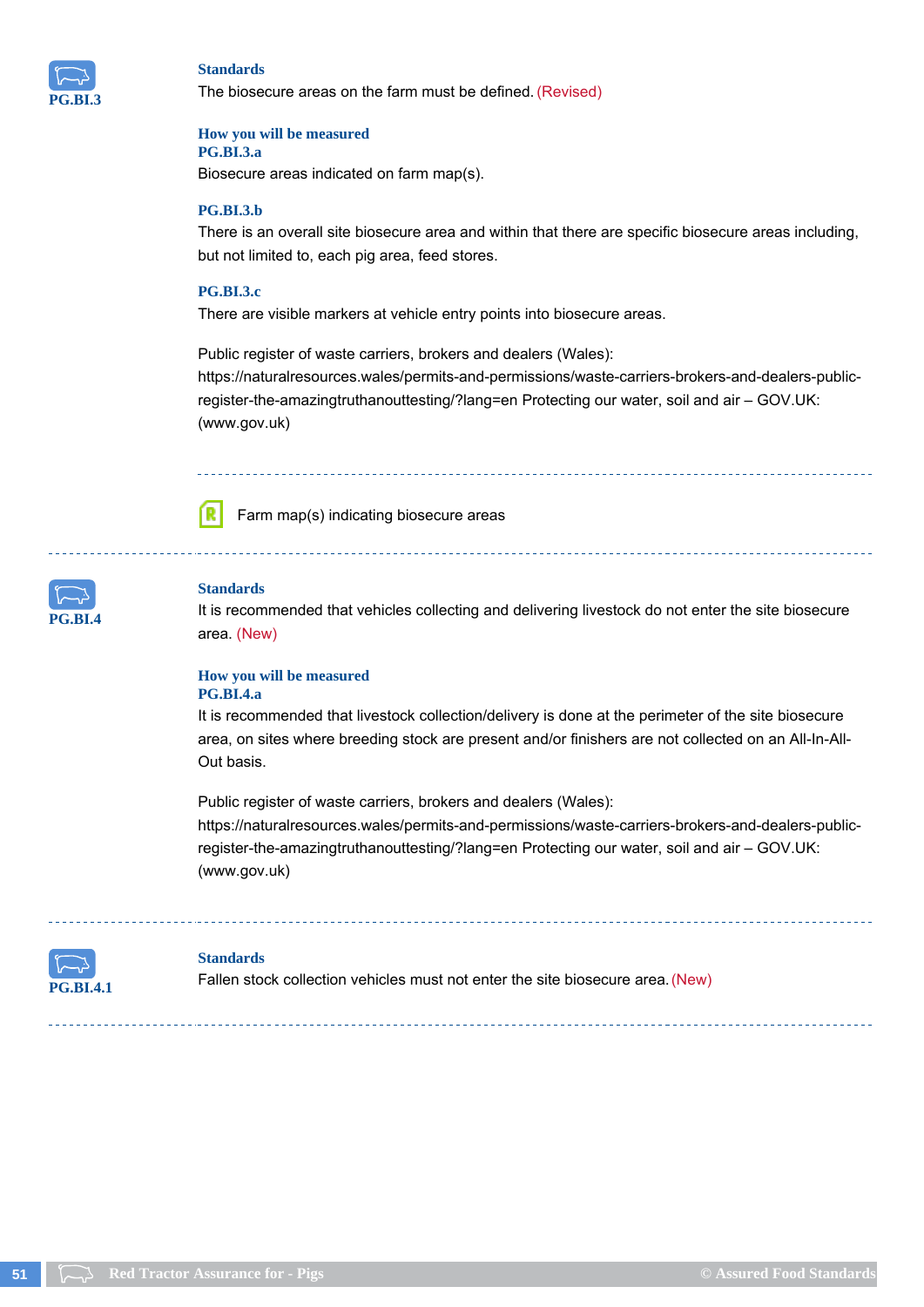**PG.BI.3**

### Standards

The biosecure areas on the farm must be defined. (Revised)

### How you will be measured

**PG.BI.3.a**

Biosecure areas indicated on farm map(s).

**PG.BI.3.b**

There is an overall site biosecure area and within that there are specific biosecure areas including, but not limited to, each pig area, feed stores.

**PG.BI.3.c**

There are visible markers at vehicle entry points into biosecure areas.

Public register of waste carriers, brokers and dealers (Wales): https://naturalresources.wales/permits-and-permissions/waste-carriers-brokers-and-dealers-public-register-the-amazingtruthanouttesting/?lang=en Protecting our water, soil and air – GOV.UK: (www.gov.uk)

---

Farm map(s) indicating biosecure areas

---

**PG.BI.4**

### Standards

It is recommended that vehicles collecting and delivering livestock do not enter the site biosecure area. (New)

### How you will be measured

**PG.BI.4.a**

It is recommended that livestock collection/delivery is done at the perimeter of the site biosecure area, on sites where breeding stock are present and/or finishers are not collected on an All-In-All-Out basis.

Public register of waste carriers, brokers and dealers (Wales): https://naturalresources.wales/permits-and-permissions/waste-carriers-brokers-and-dealers-public-register-the-amazingtruthanouttesting/?lang=en Protecting our water, soil and air – GOV.UK: (www.gov.uk)

---

**PG.BI.4.1**

### Standards

Fallen stock collection vehicles must not enter the site biosecure area. (New)

---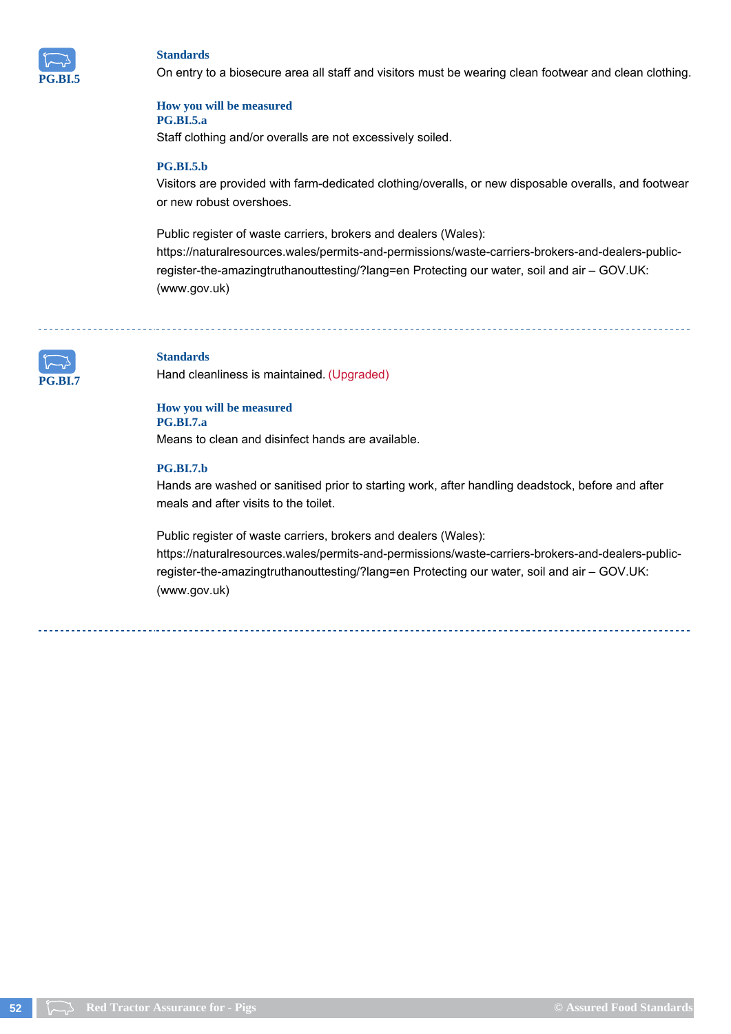**PG.BI.5**

### Standards

On entry to a biosecure area all staff and visitors must be wearing clean footwear and clean clothing.

### How you will be measured

**PG.BI.5.a**

Staff clothing and/or overalls are not excessively soiled.

**PG.BI.5.b**

Visitors are provided with farm-dedicated clothing/overalls, or new disposable overalls, and footwear or new robust overshoes.

Public register of waste carriers, brokers and dealers (Wales): https://naturalresources.wales/permits-and-permissions/waste-carriers-brokers-and-dealers-public-register-the-amazingtruthanouttesting/?lang=en Protecting our water, soil and air – GOV.UK: (www.gov.uk)

---

**PG.BI.7**

### Standards

Hand cleanliness is maintained. (Upgraded)

### How you will be measured

**PG.BI.7.a**

Means to clean and disinfect hands are available.

**PG.BI.7.b**

Hands are washed or sanitised prior to starting work, after handling deadstock, before and after meals and after visits to the toilet.

Public register of waste carriers, brokers and dealers (Wales): https://naturalresources.wales/permits-and-permissions/waste-carriers-brokers-and-dealers-public-register-the-amazingtruthanouttesting/?lang=en Protecting our water, soil and air – GOV.UK: (www.gov.uk)

---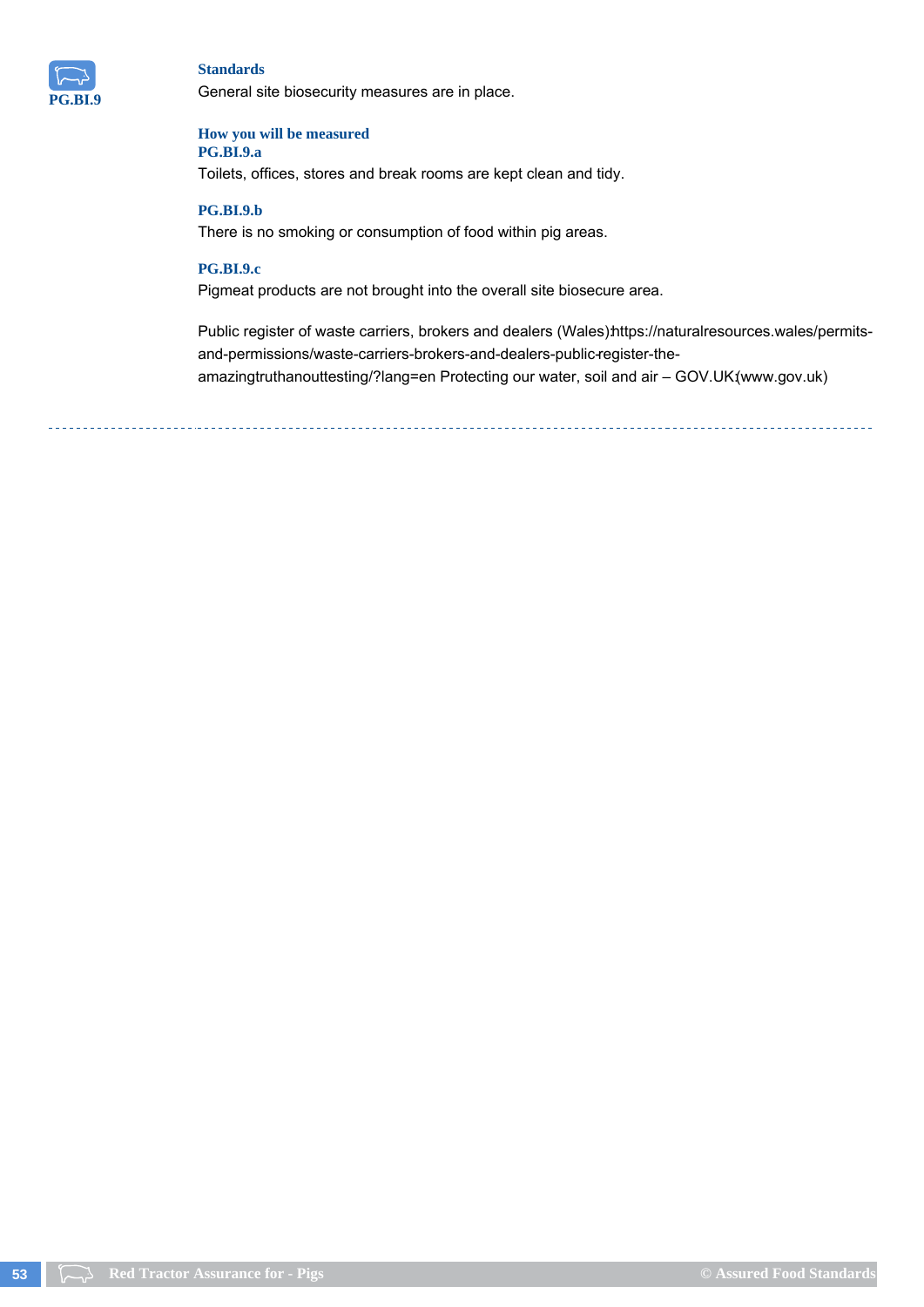**PG.BI.9**

### Standards

General site biosecurity measures are in place.

### How you will be measured

**PG.BI.9.a**

Toilets, offices, stores and break rooms are kept clean and tidy.

**PG.BI.9.b**

There is no smoking or consumption of food within pig areas.

**PG.BI.9.c**

Pigmeat products are not brought into the overall site biosecure area.

Public register of waste carriers, brokers and dealers (Wales): https://naturalresources.wales/permits-and-permissions/waste-carriers-brokers-and-dealers-public-register-the-amazingtruthanouttesting/?lang=en Protecting our water, soil and air – GOV.UK (www.gov.uk)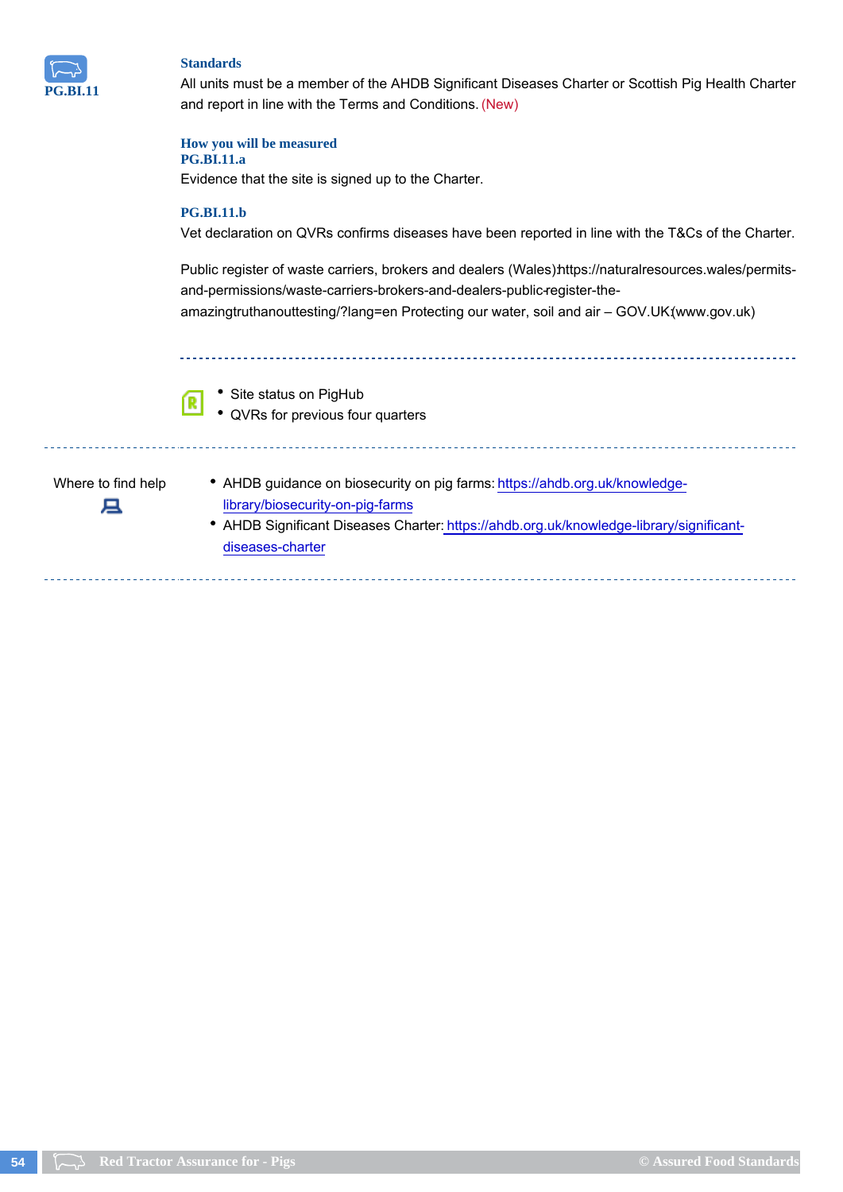**PG.BI.11**

### Standards

All units must be a member of the AHDB Significant Diseases Charter or Scottish Pig Health Charter and report in line with the Terms and Conditions. (New)

### How you will be measured

**PG.BI.11.a**

Evidence that the site is signed up to the Charter.

**PG.BI.11.b**

Vet declaration on QVRs confirms diseases have been reported in line with the T&Cs of the Charter.

Public register of waste carriers, brokers and dealers (Wales):https://naturalresources.wales/permits-and-permissions/waste-carriers-brokers-and-dealers-public-register-the-amazingtruthanouttesting/?lang=en Protecting our water, soil and air – GOV.UK (www.gov.uk)

- Site status on PigHub
- QVRs for previous four quarters

**Where to find help**

- AHDB guidance on biosecurity on pig farms: https://ahdb.org.uk/knowledge-library/biosecurity-on-pig-farms
- AHDB Significant Diseases Charter: https://ahdb.org.uk/knowledge-library/significant-diseases-charter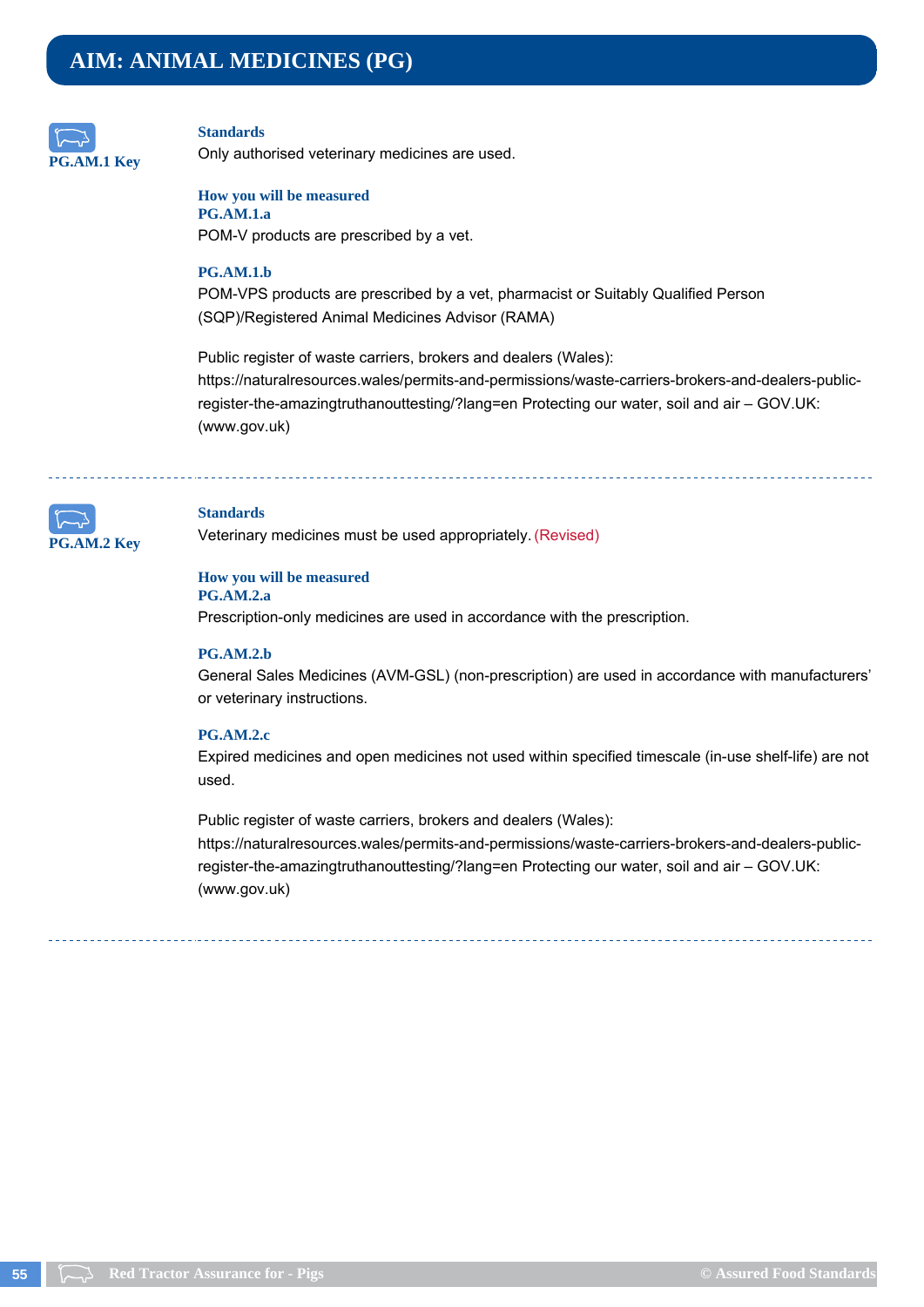# AIM: ANIMAL MEDICINES (PG)

**PG.AM.1 Key**

### Standards

Only authorised veterinary medicines are used.

### How you will be measured

**PG.AM.1.a**

POM-V products are prescribed by a vet.

**PG.AM.1.b**

POM-VPS products are prescribed by a vet, pharmacist or Suitably Qualified Person (SQP)/Registered Animal Medicines Advisor (RAMA)

Public register of waste carriers, brokers and dealers (Wales): https://naturalresources.wales/permits-and-permissions/waste-carriers-brokers-and-dealers-public-register-the-amazingtruthanouttesting/?lang=en Protecting our water, soil and air – GOV.UK: (www.gov.uk)

---

**PG.AM.2 Key**

### Standards

Veterinary medicines must be used appropriately. (Revised)

### How you will be measured

**PG.AM.2.a**

Prescription-only medicines are used in accordance with the prescription.

**PG.AM.2.b**

General Sales Medicines (AVM-GSL) (non-prescription) are used in accordance with manufacturers' or veterinary instructions.

**PG.AM.2.c**

Expired medicines and open medicines not used within specified timescale (in-use shelf-life) are not used.

Public register of waste carriers, brokers and dealers (Wales): https://naturalresources.wales/permits-and-permissions/waste-carriers-brokers-and-dealers-public-register-the-amazingtruthanouttesting/?lang=en Protecting our water, soil and air – GOV.UK: (www.gov.uk)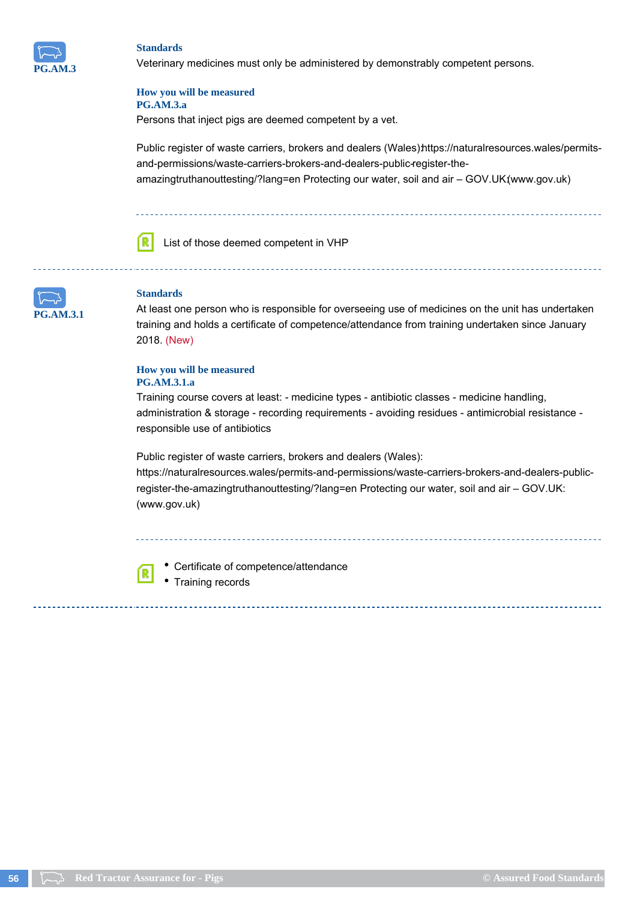**PG.AM.3**

### Standards

Veterinary medicines must only be administered by demonstrably competent persons.

### How you will be measured

**PG.AM.3.a**

Persons that inject pigs are deemed competent by a vet.

Public register of waste carriers, brokers and dealers (Wales):https://naturalresources.wales/permits-and-permissions/waste-carriers-brokers-and-dealers-public-register-the-amazingtruthanouttesting/?lang=en Protecting our water, soil and air – GOV.UK:(www.gov.uk)

- List of those deemed competent in VHP

---

**PG.AM.3.1**

### Standards

At least one person who is responsible for overseeing use of medicines on the unit has undertaken training and holds a certificate of competence/attendance from training undertaken since January 2018. (New)

### How you will be measured

**PG.AM.3.1.a**

Training course covers at least: - medicine types - antibiotic classes - medicine handling, administration & storage - recording requirements - avoiding residues - antimicrobial resistance - responsible use of antibiotics

Public register of waste carriers, brokers and dealers (Wales): https://naturalresources.wales/permits-and-permissions/waste-carriers-brokers-and-dealers-public-register-the-amazingtruthanouttesting/?lang=en Protecting our water, soil and air – GOV.UK: (www.gov.uk)

- Certificate of competence/attendance
- Training records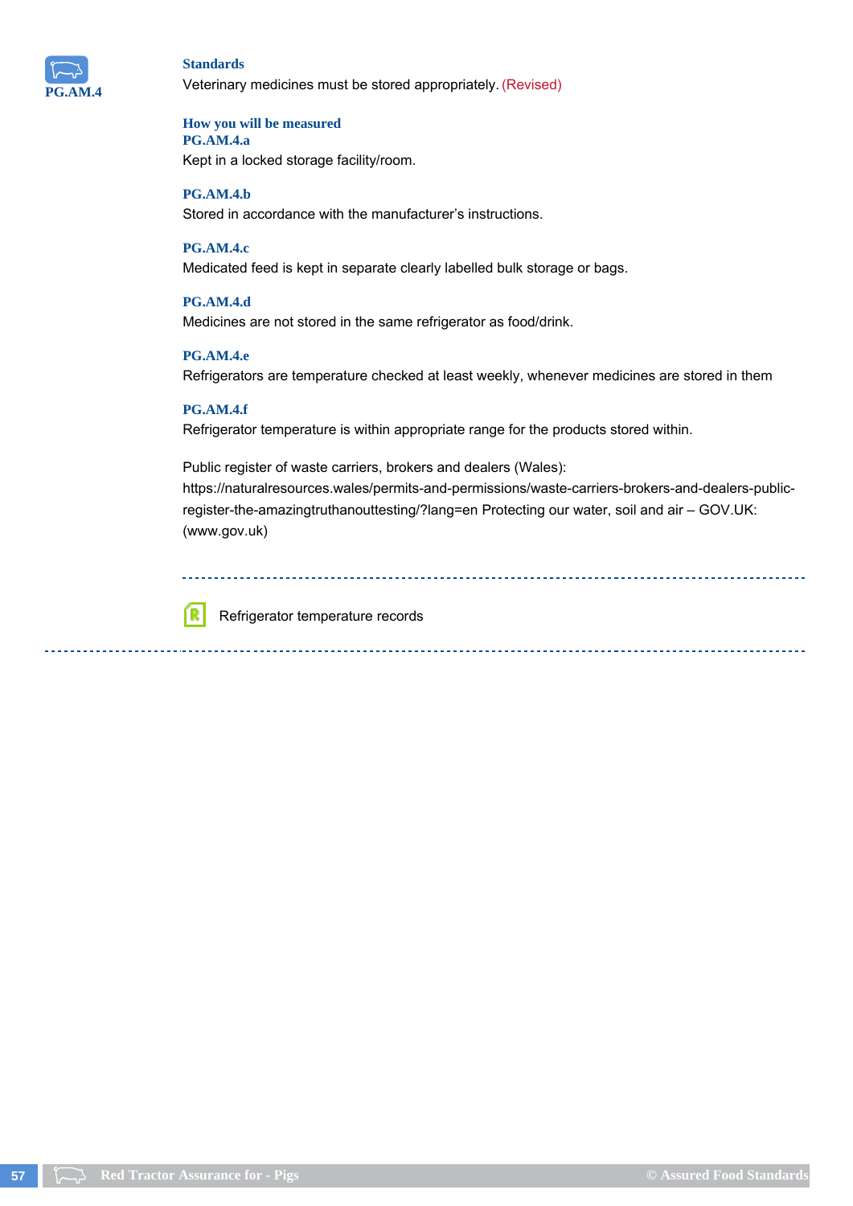**PG.AM.4**

### Standards

Veterinary medicines must be stored appropriately. (Revised)

### How you will be measured

**PG.AM.4.a**

Kept in a locked storage facility/room.

**PG.AM.4.b**

Stored in accordance with the manufacturer's instructions.

**PG.AM.4.c**

Medicated feed is kept in separate clearly labelled bulk storage or bags.

**PG.AM.4.d**

Medicines are not stored in the same refrigerator as food/drink.

**PG.AM.4.e**

Refrigerators are temperature checked at least weekly, whenever medicines are stored in them

**PG.AM.4.f**

Refrigerator temperature is within appropriate range for the products stored within.

Public register of waste carriers, brokers and dealers (Wales): https://naturalresources.wales/permits-and-permissions/waste-carriers-brokers-and-dealers-public-register-the-amazingtruthanouttesting/?lang=en Protecting our water, soil and air – GOV.UK: (www.gov.uk)

---

R Refrigerator temperature records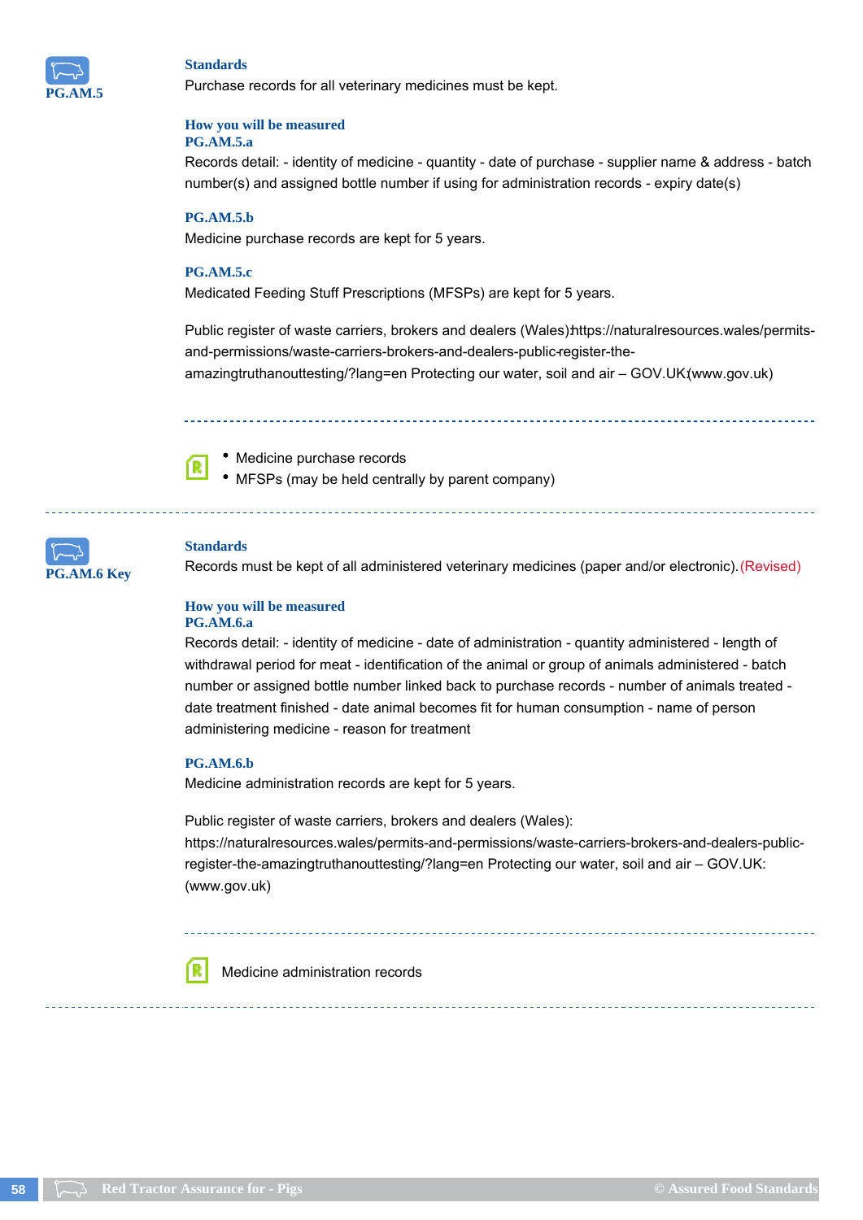## PG.AM.5

### Standards

Purchase records for all veterinary medicines must be kept.

### How you will be measured

**PG.AM.5.a**

Records detail: - identity of medicine - quantity - date of purchase - supplier name & address - batch number(s) and assigned bottle number if using for administration records - expiry date(s)

**PG.AM.5.b**

Medicine purchase records are kept for 5 years.

**PG.AM.5.c**

Medicated Feeding Stuff Prescriptions (MFSPs) are kept for 5 years.

Public register of waste carriers, brokers and dealers (Wales):https://naturalresources.wales/permits-and-permissions/waste-carriers-brokers-and-dealers-public-register-the-amazingtruthanouttesting/?lang=en Protecting our water, soil and air – GOV.UK:(www.gov.uk)

- Medicine purchase records
- MFSPs (may be held centrally by parent company)

---

## PG.AM.6 Key

### Standards

Records must be kept of all administered veterinary medicines (paper and/or electronic). (Revised)

### How you will be measured

**PG.AM.6.a**

Records detail: - identity of medicine - date of administration - quantity administered - length of withdrawal period for meat - identification of the animal or group of animals administered - batch number or assigned bottle number linked back to purchase records - number of animals treated - date treatment finished - date animal becomes fit for human consumption - name of person administering medicine - reason for treatment

**PG.AM.6.b**

Medicine administration records are kept for 5 years.

Public register of waste carriers, brokers and dealers (Wales): https://naturalresources.wales/permits-and-permissions/waste-carriers-brokers-and-dealers-public-register-the-amazingtruthanouttesting/?lang=en Protecting our water, soil and air – GOV.UK: (www.gov.uk)

Medicine administration records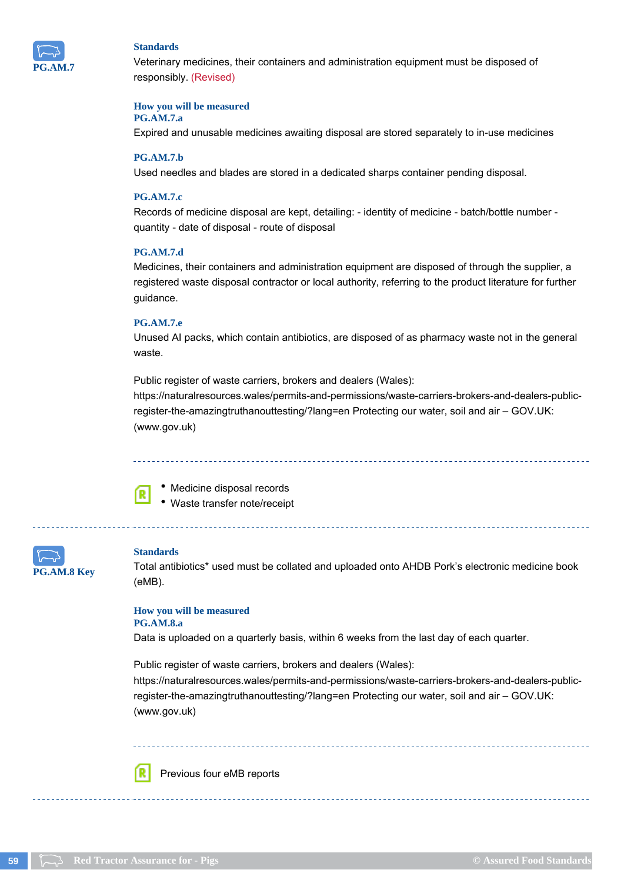## PG.AM.7

**Standards**

Veterinary medicines, their containers and administration equipment must be disposed of responsibly. (Revised)

**How you will be measured**

**PG.AM.7.a**

Expired and unusable medicines awaiting disposal are stored separately to in-use medicines

**PG.AM.7.b**

Used needles and blades are stored in a dedicated sharps container pending disposal.

**PG.AM.7.c**

Records of medicine disposal are kept, detailing: - identity of medicine - batch/bottle number - quantity - date of disposal - route of disposal

**PG.AM.7.d**

Medicines, their containers and administration equipment are disposed of through the supplier, a registered waste disposal contractor or local authority, referring to the product literature for further guidance.

**PG.AM.7.e**

Unused AI packs, which contain antibiotics, are disposed of as pharmacy waste not in the general waste.

Public register of waste carriers, brokers and dealers (Wales): https://naturalresources.wales/permits-and-permissions/waste-carriers-brokers-and-dealers-public-register-the-amazingtruthanouttesting/?lang=en Protecting our water, soil and air – GOV.UK: (www.gov.uk)

- Medicine disposal records
- Waste transfer note/receipt

## PG.AM.8 Key

**Standards**

Total antibiotics* used must be collated and uploaded onto AHDB Pork's electronic medicine book (eMB).

**How you will be measured**

**PG.AM.8.a**

Data is uploaded on a quarterly basis, within 6 weeks from the last day of each quarter.

Public register of waste carriers, brokers and dealers (Wales): https://naturalresources.wales/permits-and-permissions/waste-carriers-brokers-and-dealers-public-register-the-amazingtruthanouttesting/?lang=en Protecting our water, soil and air – GOV.UK: (www.gov.uk)

Previous four eMB reports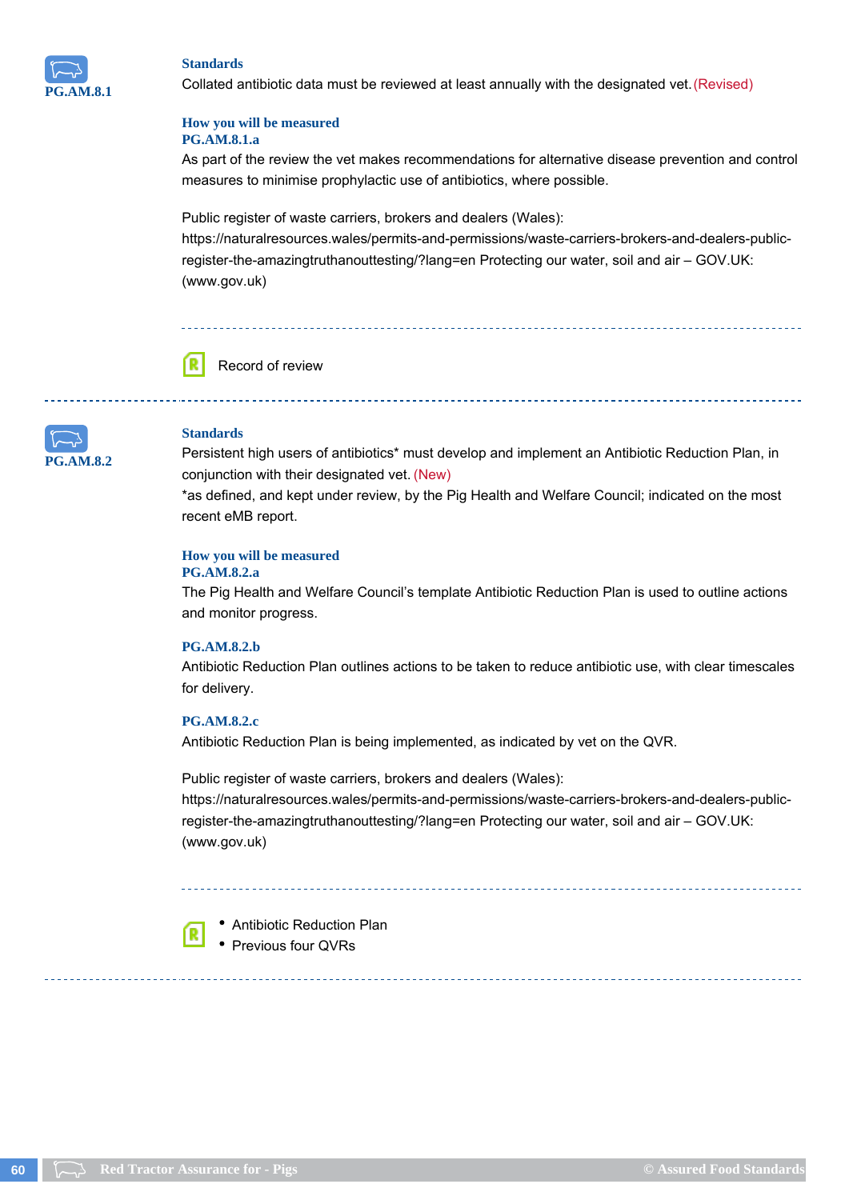**PG.AM.8.1**

### Standards

Collated antibiotic data must be reviewed at least annually with the designated vet. (Revised)

### How you will measured

**PG.AM.8.1.a**

As part of the review the vet makes recommendations for alternative disease prevention and control measures to minimise prophylactic use of antibiotics, where possible.

Public register of waste carriers, brokers and dealers (Wales): https://naturalresources.wales/permits-and-permissions/waste-carriers-brokers-and-dealers-public-register-the-amazingtruthanouttesting/?lang=en Protecting our water, soil and air – GOV.UK: (www.gov.uk)

Record of review

---

**PG.AM.8.2**

### Standards

Persistent high users of antibiotics* must develop and implement an Antibiotic Reduction Plan, in conjunction with their designated vet. (New)

*as defined, and kept under review, by the Pig Health and Welfare Council; indicated on the most recent eMB report.

### How you will be measured

**PG.AM.8.2.a**

The Pig Health and Welfare Council's template Antibiotic Reduction Plan is used to outline actions and monitor progress.

**PG.AM.8.2.b**

Antibiotic Reduction Plan outlines actions to be taken to reduce antibiotic use, with clear timescales for delivery.

**PG.AM.8.2.c**

Antibiotic Reduction Plan is being implemented, as indicated by vet on the QVR.

Public register of waste carriers, brokers and dealers (Wales): https://naturalresources.wales/permits-and-permissions/waste-carriers-brokers-and-dealers-public-register-the-amazingtruthanouttesting/?lang=en Protecting our water, soil and air – GOV.UK: (www.gov.uk)

- Antibiotic Reduction Plan
- Previous four QVRs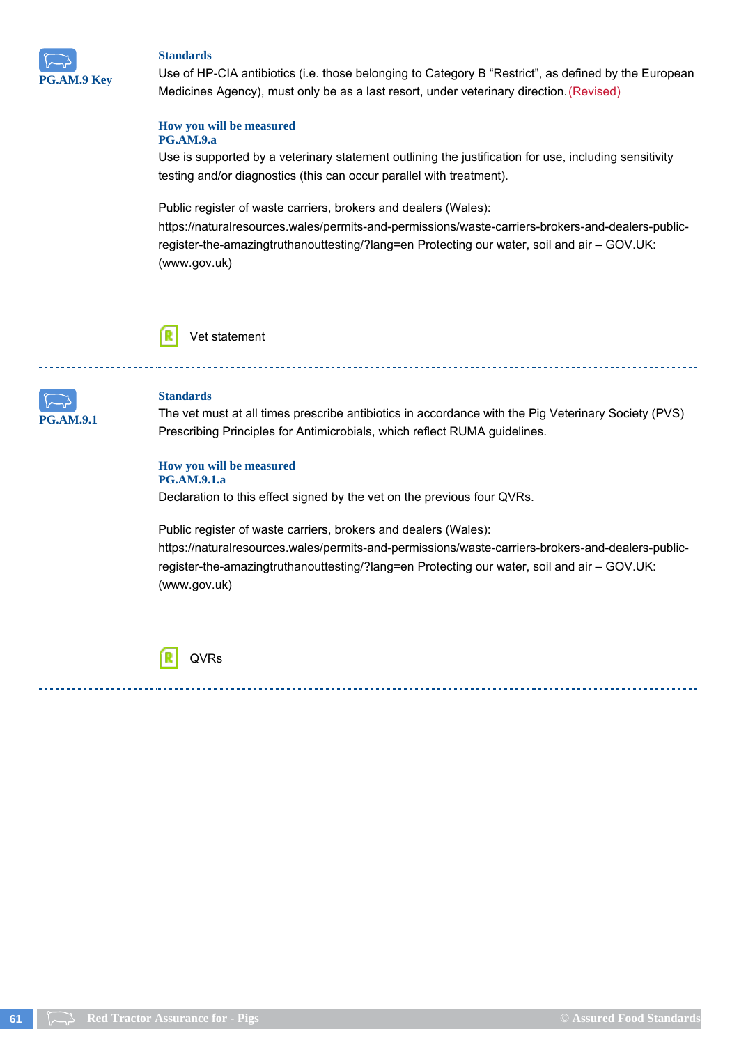**PG.AM.9 Key**

### Standards

Use of HP-CIA antibiotics (i.e. those belonging to Category B "Restrict", as defined by the European Medicines Agency), must only be as a last resort, under veterinary direction. (Revised)

### How you will be measured

**PG.AM.9.a**

Use is supported by a veterinary statement outlining the justification for use, including sensitivity testing and/or diagnostics (this can occur parallel with treatment).

Public register of waste carriers, brokers and dealers (Wales): https://naturalresources.wales/permits-and-permissions/waste-carriers-brokers-and-dealers-public-register-the-amazingtruthanouttesting/?lang=en Protecting our water, soil and air – GOV.UK: (www.gov.uk)

Vet statement

---

**PG.AM.9.1**

### Standards

The vet must at all times prescribe antibiotics in accordance with the Pig Veterinary Society (PVS) Prescribing Principles for Antimicrobials, which reflect RUMA guidelines.

### How you will be measured

**PG.AM.9.1.a**

Declaration to this effect signed by the vet on the previous four QVRs.

Public register of waste carriers, brokers and dealers (Wales): https://naturalresources.wales/permits-and-permissions/waste-carriers-brokers-and-dealers-public-register-the-amazingtruthanouttesting/?lang=en Protecting our water, soil and air – GOV.UK: (www.gov.uk)

QVRs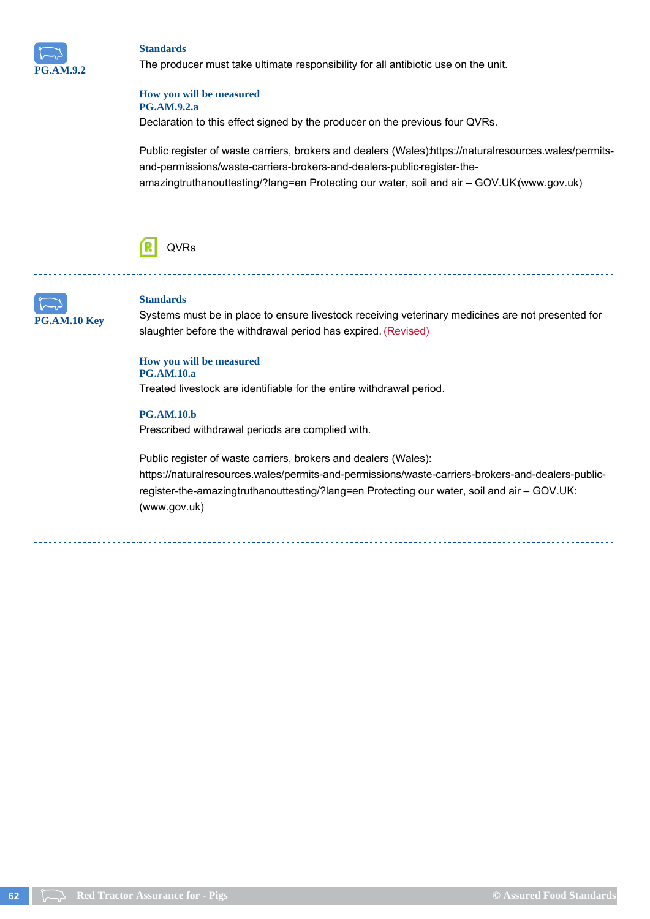**PG.AM.9.2**

### Standards

The producer must take ultimate responsibility for all antibiotic use on the unit.

### How you will be measured

**PG.AM.9.2.a**

Declaration to this effect signed by the producer on the previous four QVRs.

Public register of waste carriers, brokers and dealers (Wales): https://naturalresources.wales/permits-and-permissions/waste-carriers-brokers-and-dealers-public-register-the-amazingtruthanouttesting/?lang=en Protecting our water, soil and air – GOV.UK (www.gov.uk)

QVRs

---

**PG.AM.10 Key**

### Standards

Systems must be in place to ensure livestock receiving veterinary medicines are not presented for slaughter before the withdrawal period has expired. (Revised)

### How you will be measured

**PG.AM.10.a**

Treated livestock are identifiable for the entire withdrawal period.

**PG.AM.10.b**

Prescribed withdrawal periods are complied with.

Public register of waste carriers, brokers and dealers (Wales): https://naturalresources.wales/permits-and-permissions/waste-carriers-brokers-and-dealers-public-register-the-amazingtruthanouttesting/?lang=en Protecting our water, soil and air – GOV.UK: (www.gov.uk)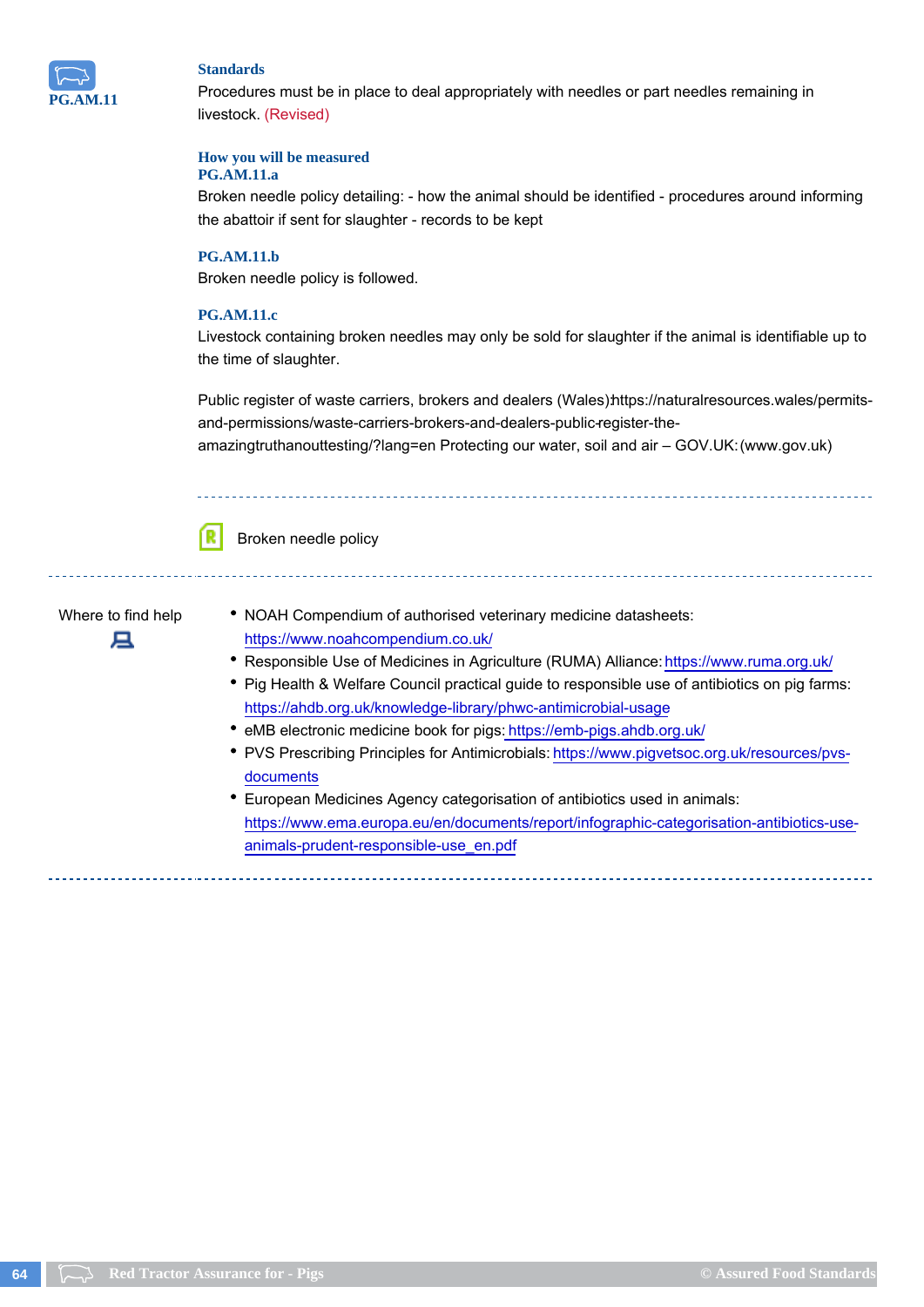**PG.AM.11**

### Standards

Procedures must be in place to deal appropriately with needles or part needles remaining in livestock. (Revised)

### How you will be measured

**PG.AM.11.a**

Broken needle policy detailing: - how the animal should be identified - procedures around informing the abattoir if sent for slaughter - records to be kept

**PG.AM.11.b**

Broken needle policy is followed.

**PG.AM.11.c**

Livestock containing broken needles may only be sold for slaughter if the animal is identifiable up to the time of slaughter.

Public register of waste carriers, brokers and dealers (Wales):https://naturalresources.wales/permits-and-permissions/waste-carriers-brokers-and-dealers-public-register-the-amazingtruthanouttesting/?lang=en Protecting our water, soil and air – GOV.UK: (www.gov.uk)

---

Broken needle policy

---

### Where to find help

- NOAH Compendium of authorised veterinary medicine datasheets: https://www.noahcompendium.co.uk/
- Responsible Use of Medicines in Agriculture (RUMA) Alliance: https://www.ruma.org.uk/
- Pig Health & Welfare Council practical guide to responsible use of antibiotics on pig farms: https://ahdb.org.uk/knowledge-library/phwc-antimicrobial-usage
- eMB electronic medicine book for pigs: https://emb-pigs.ahdb.org.uk/
- PVS Prescribing Principles for Antimicrobials: https://www.pigvetsoc.org.uk/resources/pvs-documents
- European Medicines Agency categorisation of antibiotics used in animals: https://www.ema.europa.eu/en/documents/report/infographic-categorisation-antibiotics-use-animals-prudent-responsible-use_en.pdf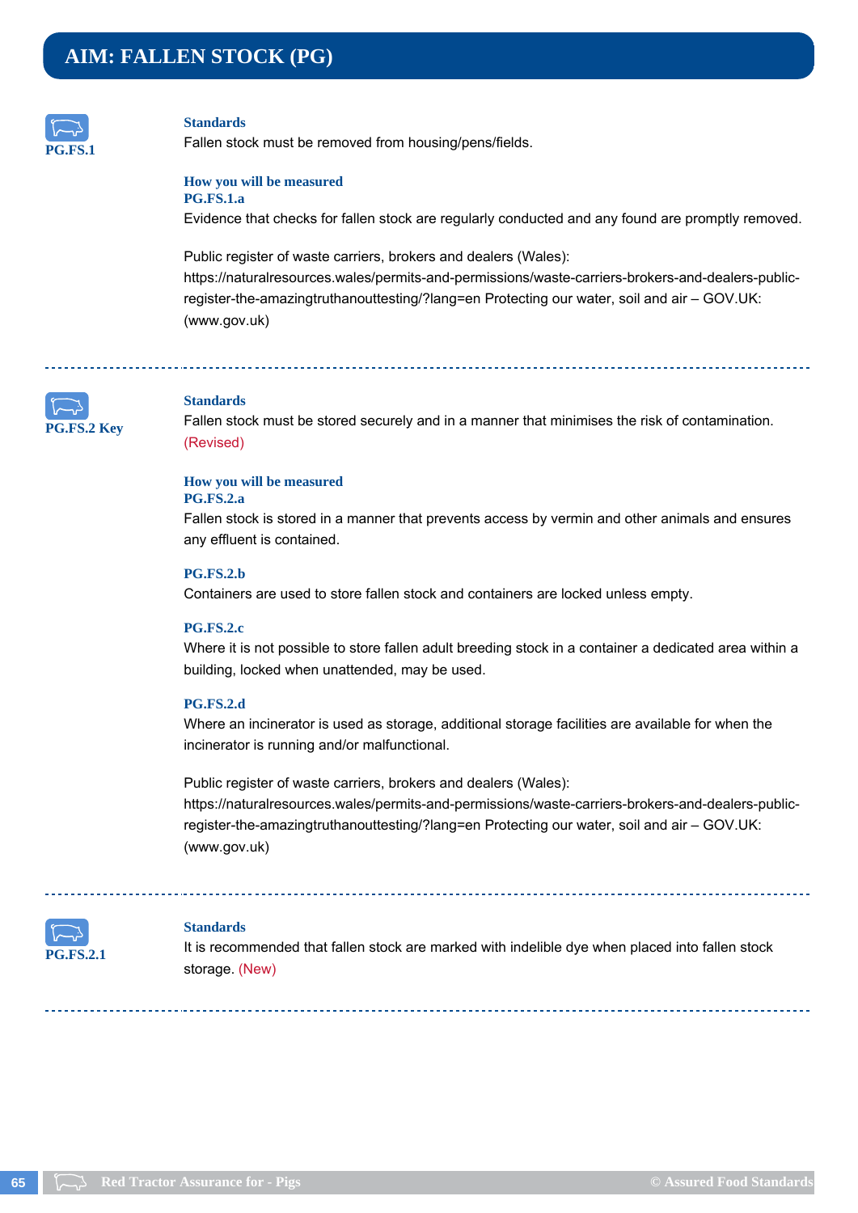# AIM: FALLEN STOCK (PG)

**PG.FS.1**

### Standards

Fallen stock must be removed from housing/pens/fields.

### How you will be measured

**PG.FS.1.a**

Evidence that checks for fallen stock are regularly conducted and any found are promptly removed.

Public register of waste carriers, brokers and dealers (Wales): https://naturalresources.wales/permits-and-permissions/waste-carriers-brokers-and-dealers-public-register-the-amazingtruthanouttesting/?lang=en Protecting our water, soil and air – GOV.UK: (www.gov.uk)

---

**PG.FS.2 Key**

### Standards

Fallen stock must be stored securely and in a manner that minimises the risk of contamination. (Revised)

### How you will be measured

**PG.FS.2.a**

Fallen stock is stored in a manner that prevents access by vermin and other animals and ensures any effluent is contained.

**PG.FS.2.b**

Containers are used to store fallen stock and containers are locked unless empty.

**PG.FS.2.c**

Where it is not possible to store fallen adult breeding stock in a container a dedicated area within a building, locked when unattended, may be used.

**PG.FS.2.d**

Where an incinerator is used as storage, additional storage facilities are available for when the incinerator is running and/or malfunctional.

Public register of waste carriers, brokers and dealers (Wales): https://naturalresources.wales/permits-and-permissions/waste-carriers-brokers-and-dealers-public-register-the-amazingtruthanouttesting/?lang=en Protecting our water, soil and air – GOV.UK: (www.gov.uk)

---

**PG.FS.2.1**

### Standards

It is recommended that fallen stock are marked with indelible dye when placed into fallen stock storage. (New)

---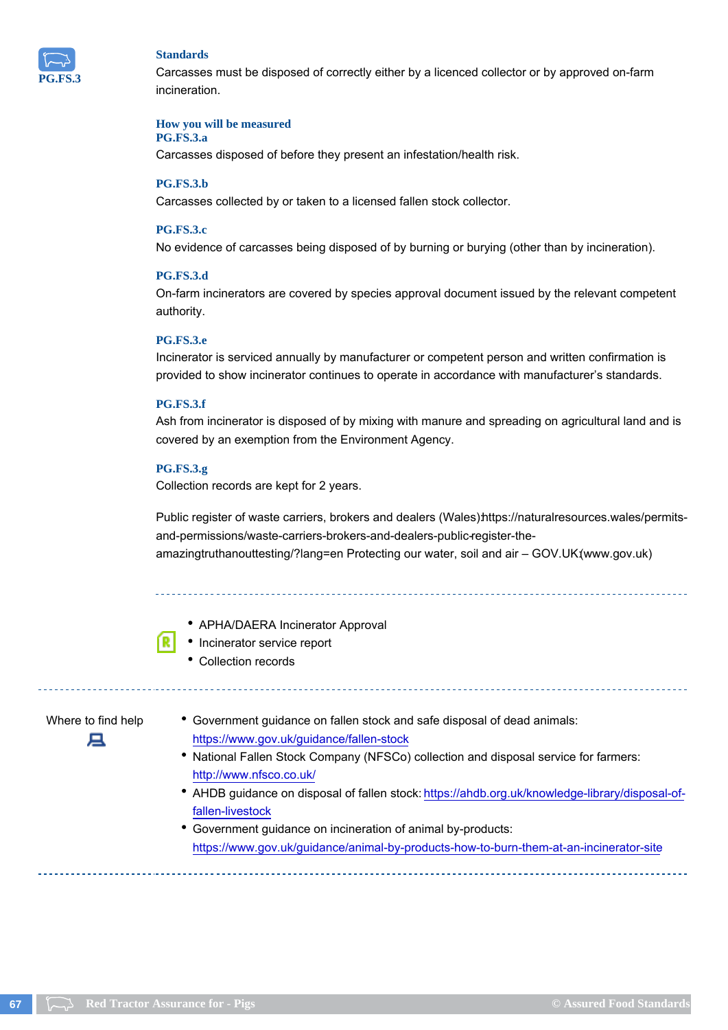**PG.FS.3**

### Standards

Carcasses must be disposed of correctly either by a licenced collector or by approved on-farm incineration.

### How you will be measured

**PG.FS.3.a**

Carcasses disposed of before they present an infestation/health risk.

**PG.FS.3.b**

Carcasses collected by or taken to a licensed fallen stock collector.

**PG.FS.3.c**

No evidence of carcasses being disposed of by burning or burying (other than by incineration).

**PG.FS.3.d**

On-farm incinerators are covered by species approval document issued by the relevant competent authority.

**PG.FS.3.e**

Incinerator is serviced annually by manufacturer or competent person and written confirmation is provided to show incinerator continues to operate in accordance with manufacturer's standards.

**PG.FS.3.f**

Ash from incinerator is disposed of by mixing with manure and spreading on agricultural land and is covered by an exemption from the Environment Agency.

**PG.FS.3.g**

Collection records are kept for 2 years.

Public register of waste carriers, brokers and dealers (Wales):https://naturalresources.wales/permits-and-permissions/waste-carriers-brokers-and-dealers-public-register-the-amazingtruthanouttesting/?lang=en Protecting our water, soil and air – GOV.UK(www.gov.uk)

---

- APHA/DAERA Incinerator Approval
- Incinerator service report
- Collection records

---

Where to find help

- Government guidance on fallen stock and safe disposal of dead animals: https://www.gov.uk/guidance/fallen-stock
- National Fallen Stock Company (NFSCo) collection and disposal service for farmers: http://www.nfsco.co.uk/
- AHDB guidance on disposal of fallen stock: https://ahdb.org.uk/knowledge-library/disposal-of-fallen-livestock
- Government guidance on incineration of animal by-products: https://www.gov.uk/guidance/animal-by-products-how-to-burn-them-at-an-incinerator-site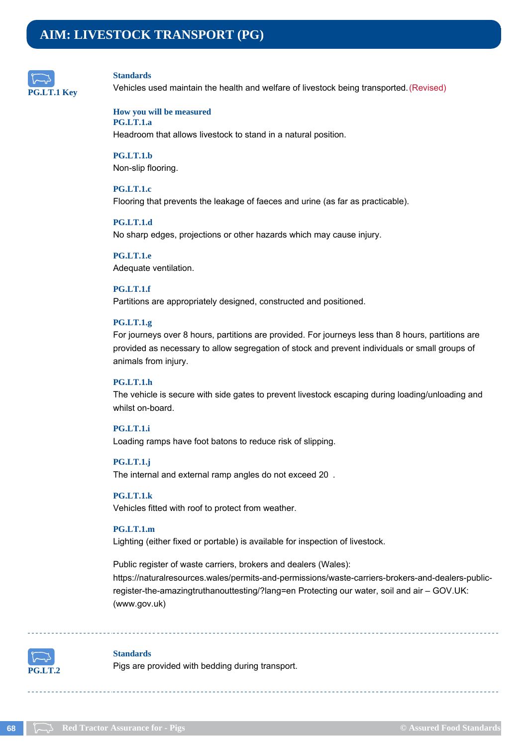# AIM: LIVESTOCK TRANSPORT (PG)

**PG.LT.1 Key**

### Standards

Vehicles used maintain the health and welfare of livestock being transported. (Revised)

### How you will be measured

**PG.LT.1.a**
Headroom that allows livestock to stand in a natural position.

**PG.LT.1.b**
Non-slip flooring.

**PG.LT.1.c**
Flooring that prevents the leakage of faeces and urine (as far as practicable).

**PG.LT.1.d**
No sharp edges, projections or other hazards which may cause injury.

**PG.LT.1.e**
Adequate ventilation.

**PG.LT.1.f**
Partitions are appropriately designed, constructed and positioned.

**PG.LT.1.g**
For journeys over 8 hours, partitions are provided. For journeys less than 8 hours, partitions are provided as necessary to allow segregation of stock and prevent individuals or small groups of animals from injury.

**PG.LT.1.h**
The vehicle is secure with side gates to prevent livestock escaping during loading/unloading and whilst on-board.

**PG.LT.1.i**
Loading ramps have foot batons to reduce risk of slipping.

**PG.LT.1.j**
The internal and external ramp angles do not exceed 20 .

**PG.LT.1.k**
Vehicles fitted with roof to protect from weather.

**PG.LT.1.m**
Lighting (either fixed or portable) is available for inspection of livestock.

Public register of waste carriers, brokers and dealers (Wales): https://naturalresources.wales/permits-and-permissions/waste-carriers-brokers-and-dealers-public-register-the-amazingtruthanouttesting/?lang=en Protecting our water, soil and air – GOV.UK: (www.gov.uk)

---

**PG.LT.2**

### Standards

Pigs are provided with bedding during transport.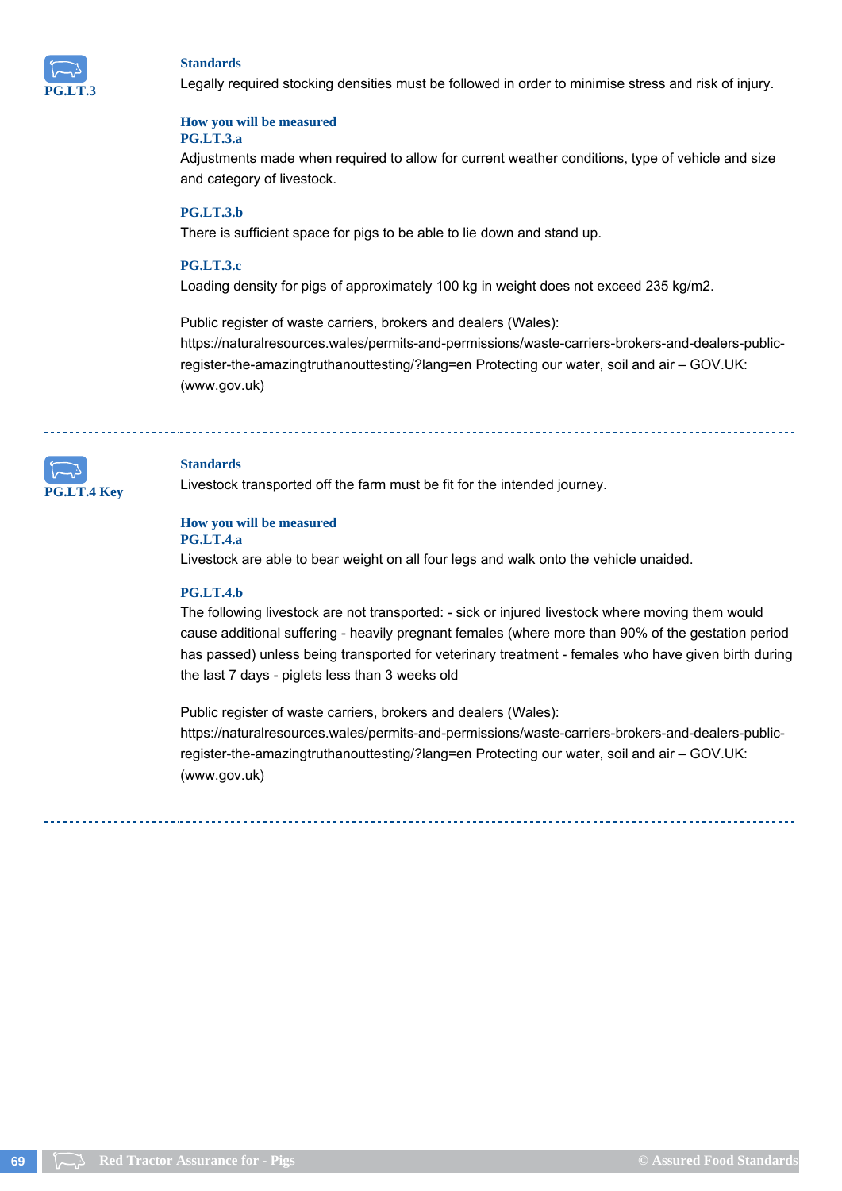**PG.LT.3**

### Standards

Legally required stocking densities must be followed in order to minimise stress and risk of injury.

### How you will measured

**PG.LT.3.a**

Adjustments made when required to allow for current weather conditions, type of vehicle and size and category of livestock.

**PG.LT.3.b**

There is sufficient space for pigs to be able to lie down and stand up.

**PG.LT.3.c**

Loading density for pigs of approximately 100 kg in weight does not exceed 235 kg/m2.

Public register of waste carriers, brokers and dealers (Wales): https://naturalresources.wales/permits-and-permissions/waste-carriers-brokers-and-dealers-public-register-the-amazingtruthanouttesting/?lang=en Protecting our water, soil and air – GOV.UK: (www.gov.uk)

---

**PG.LT.4 Key**

### Standards

Livestock transported off the farm must be fit for the intended journey.

### How you will be measured

**PG.LT.4.a**

Livestock are able to bear weight on all four legs and walk onto the vehicle unaided.

**PG.LT.4.b**

The following livestock are not transported: - sick or injured livestock where moving them would cause additional suffering - heavily pregnant females (where more than 90% of the gestation period has passed) unless being transported for veterinary treatment - females who have given birth during the last 7 days - piglets less than 3 weeks old

Public register of waste carriers, brokers and dealers (Wales): https://naturalresources.wales/permits-and-permissions/waste-carriers-brokers-and-dealers-public-register-the-amazingtruthanouttesting/?lang=en Protecting our water, soil and air – GOV.UK: (www.gov.uk)

---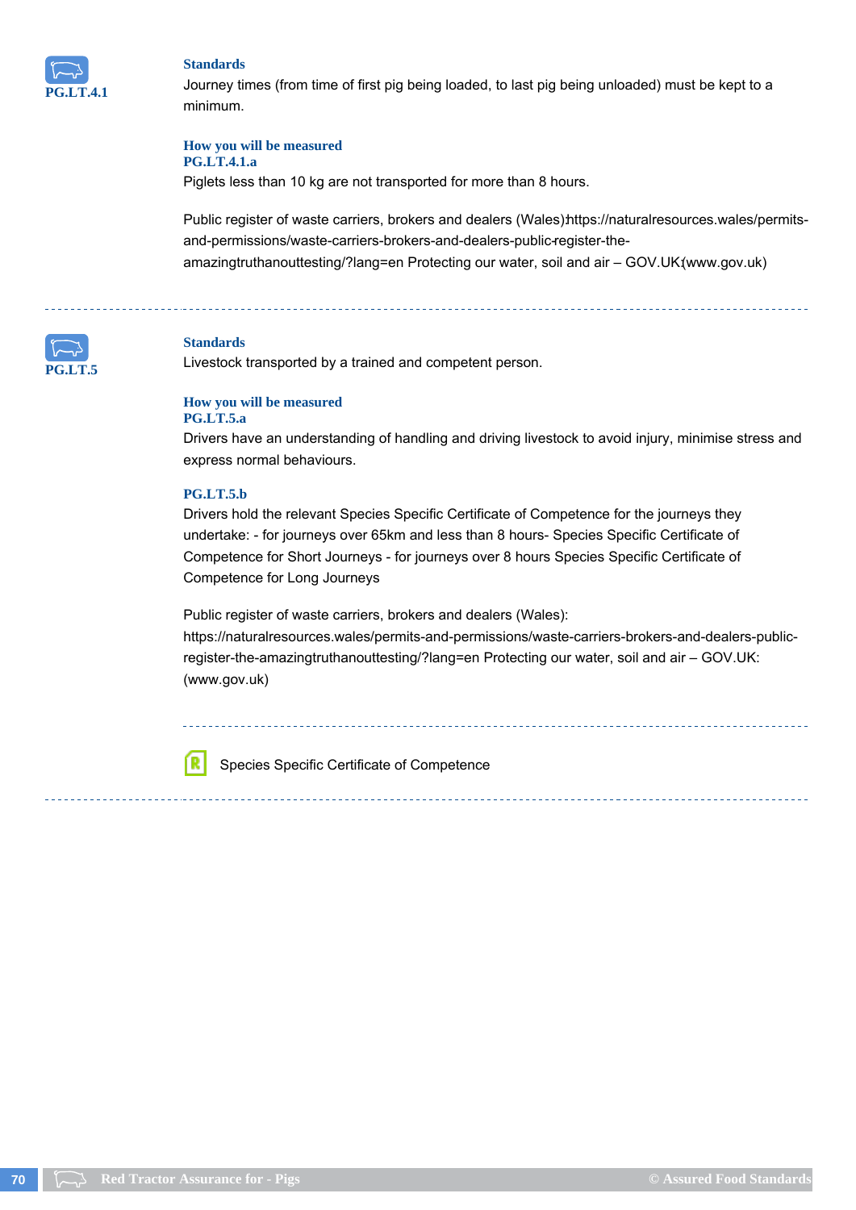**PG.LT.4.1**

### Standards

Journey times (from time of first pig being loaded, to last pig being unloaded) must be kept to a minimum.

### How you will be measured

**PG.LT.4.1.a**

Piglets less than 10 kg are not transported for more than 8 hours.

Public register of waste carriers, brokers and dealers (Wales): https://naturalresources.wales/permits-and-permissions/waste-carriers-brokers-and-dealers-public-register-the-amazingtruthanouttesting/?lang=en Protecting our water, soil and air – GOV.UK: (www.gov.uk)

---

**PG.LT.5**

### Standards

Livestock transported by a trained and competent person.

### How you will be measured

**PG.LT.5.a**

Drivers have an understanding of handling and driving livestock to avoid injury, minimise stress and express normal behaviours.

**PG.LT.5.b**

Drivers hold the relevant Species Specific Certificate of Competence for the journeys they undertake: - for journeys over 65km and less than 8 hours- Species Specific Certificate of Competence for Short Journeys - for journeys over 8 hours Species Specific Certificate of Competence for Long Journeys

Public register of waste carriers, brokers and dealers (Wales): https://naturalresources.wales/permits-and-permissions/waste-carriers-brokers-and-dealers-public-register-the-amazingtruthanouttesting/?lang=en Protecting our water, soil and air – GOV.UK: (www.gov.uk)

---

Species Specific Certificate of Competence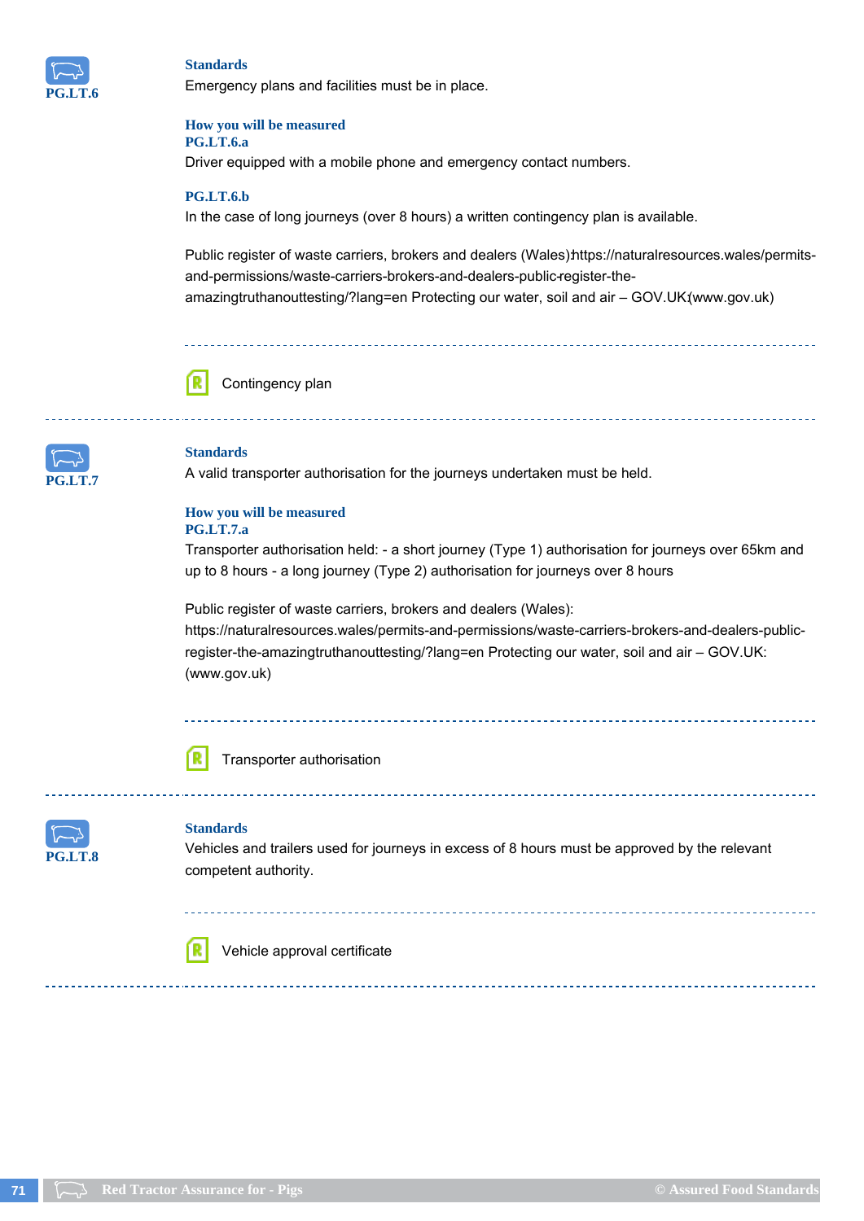**PG.LT.6**

**Standards**

Emergency plans and facilities must be in place.

**How you will measure**

**PG.LT.6.a**

Driver equipped with a mobile phone and emergency contact numbers.

**PG.LT.6.b**

In the case of long journeys (over 8 hours) a written contingency plan is available.

Public register of waste carriers, brokers and dealers (Wales):https://naturalresources.wales/permits-and-permissions/waste-carriers-brokers-and-dealers-public-register-the-amazingtruthanouttesting/?lang=en Protecting our water, soil and air – GOV.UK:(www.gov.uk)

---

Contingency plan

---

**PG.LT.7**

**Standards**

A valid transporter authorisation for the journeys undertaken must be held.

**How you will be measured**

**PG.LT.7.a**

Transporter authorisation held: - a short journey (Type 1) authorisation for journeys over 65km and up to 8 hours - a long journey (Type 2) authorisation for journeys over 8 hours

Public register of waste carriers, brokers and dealers (Wales): https://naturalresources.wales/permits-and-permissions/waste-carriers-brokers-and-dealers-public-register-the-amazingtruthanouttesting/?lang=en Protecting our water, soil and air – GOV.UK: (www.gov.uk)

---

Transporter authorisation

---

**PG.LT.8**

**Standards**

Vehicles and trailers used for journeys in excess of 8 hours must be approved by the relevant competent authority.

---

Vehicle approval certificate

---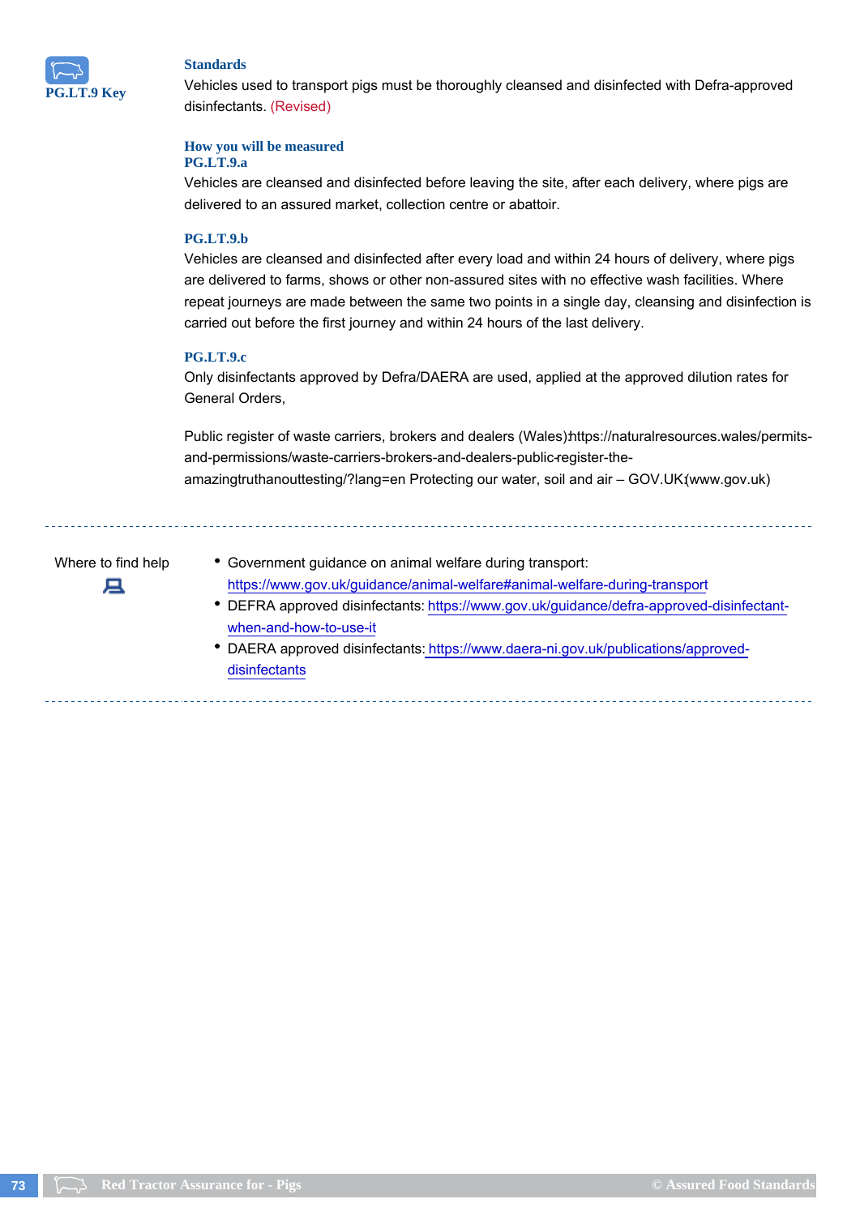**PG.LT.9 Key**

### Standards

Vehicles used to transport pigs must be thoroughly cleansed and disinfected with Defra-approved disinfectants. (Revised)

### How you will be measured

**PG.LT.9.a**

Vehicles are cleansed and disinfected before leaving the site, after each delivery, where pigs are delivered to an assured market, collection centre or abattoir.

**PG.LT.9.b**

Vehicles are cleansed and disinfected after every load and within 24 hours of delivery, where pigs are delivered to farms, shows or other non-assured sites with no effective wash facilities. Where repeat journeys are made between the same two points in a single day, cleansing and disinfection is carried out before the first journey and within 24 hours of the last delivery.

**PG.LT.9.c**

Only disinfectants approved by Defra/DAERA are used, applied at the approved dilution rates for General Orders,

Public register of waste carriers, brokers and dealers (Wales):https://naturalresources.wales/permits-and-permissions/waste-carriers-brokers-and-dealers-public-register-the-amazingtruthanouttesting/?lang=en Protecting our water, soil and air – GOV.UK (www.gov.uk)

---

Where to find help

- Government guidance on animal welfare during transport: https://www.gov.uk/guidance/animal-welfare#animal-welfare-during-transport
- DEFRA approved disinfectants: https://www.gov.uk/guidance/defra-approved-disinfectant-when-and-how-to-use-it
- DAERA approved disinfectants: https://www.daera-ni.gov.uk/publications/approved-disinfectants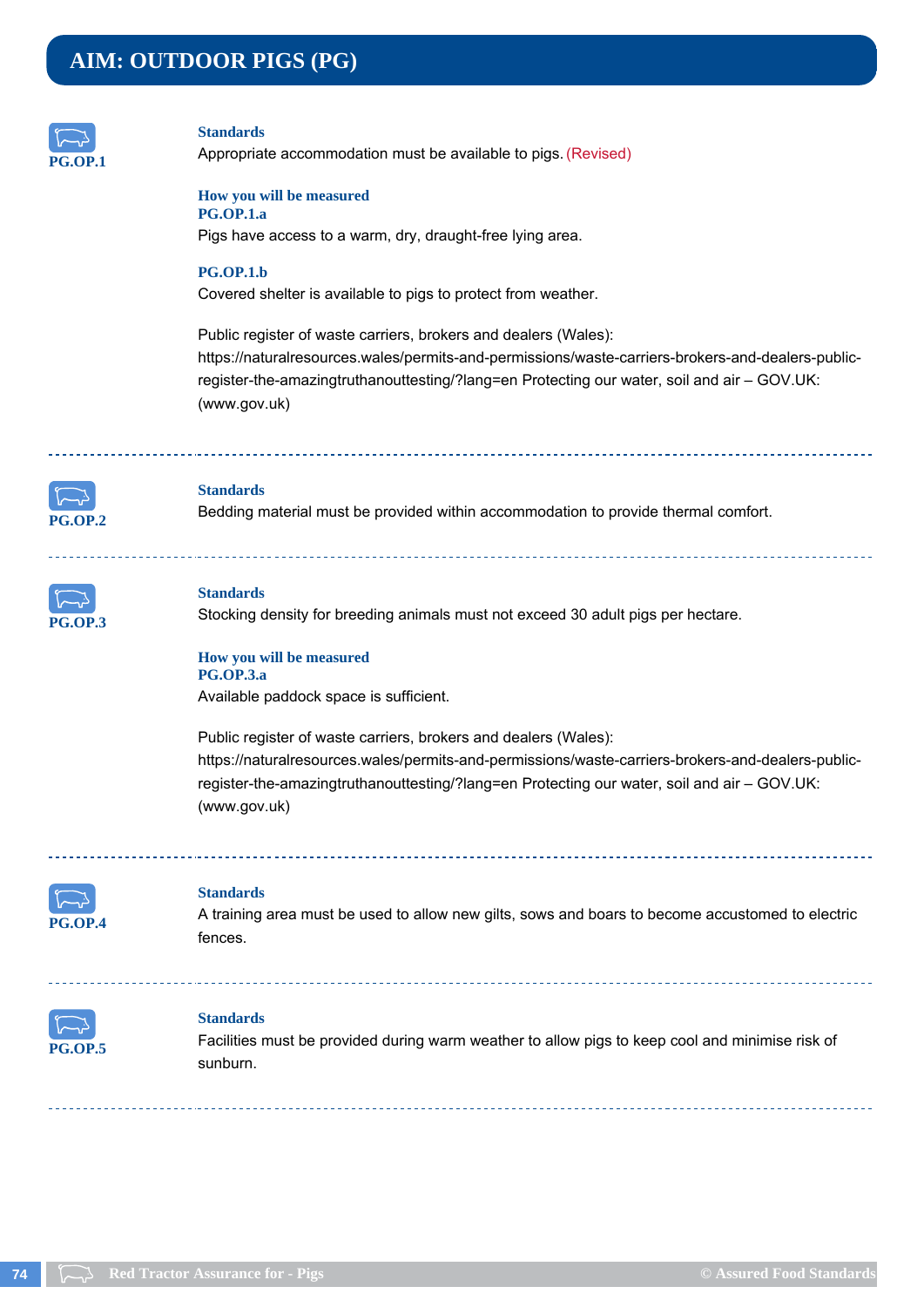# AIM: OUTDOOR PIGS (PG)

**PG.OP.1**

**Standards**

Appropriate accommodation must be available to pigs. (Revised)

**How you will be measured**

**PG.OP.1.a**

Pigs have access to a warm, dry, draught-free lying area.

**PG.OP.1.b**

Covered shelter is available to pigs to protect from weather.

Public register of waste carriers, brokers and dealers (Wales): https://naturalresources.wales/permits-and-permissions/waste-carriers-brokers-and-dealers-public-register-the-amazingtruthanouttesting/?lang=en Protecting our water, soil and air – GOV.UK: (www.gov.uk)

---

**PG.OP.2**

**Standards**

Bedding material must be provided within accommodation to provide thermal comfort.

---

**PG.OP.3**

**Standards**

Stocking density for breeding animals must not exceed 30 adult pigs per hectare.

**How you will be measured**

**PG.OP.3.a**

Available paddock space is sufficient.

Public register of waste carriers, brokers and dealers (Wales): https://naturalresources.wales/permits-and-permissions/waste-carriers-brokers-and-dealers-public-register-the-amazingtruthanouttesting/?lang=en Protecting our water, soil and air – GOV.UK: (www.gov.uk)

---

**PG.OP.4**

**Standards**

A training area must be used to allow new gilts, sows and boars to become accustomed to electric fences.

---

**PG.OP.5**

**Standards**

Facilities must be provided during warm weather to allow pigs to keep cool and minimise risk of sunburn.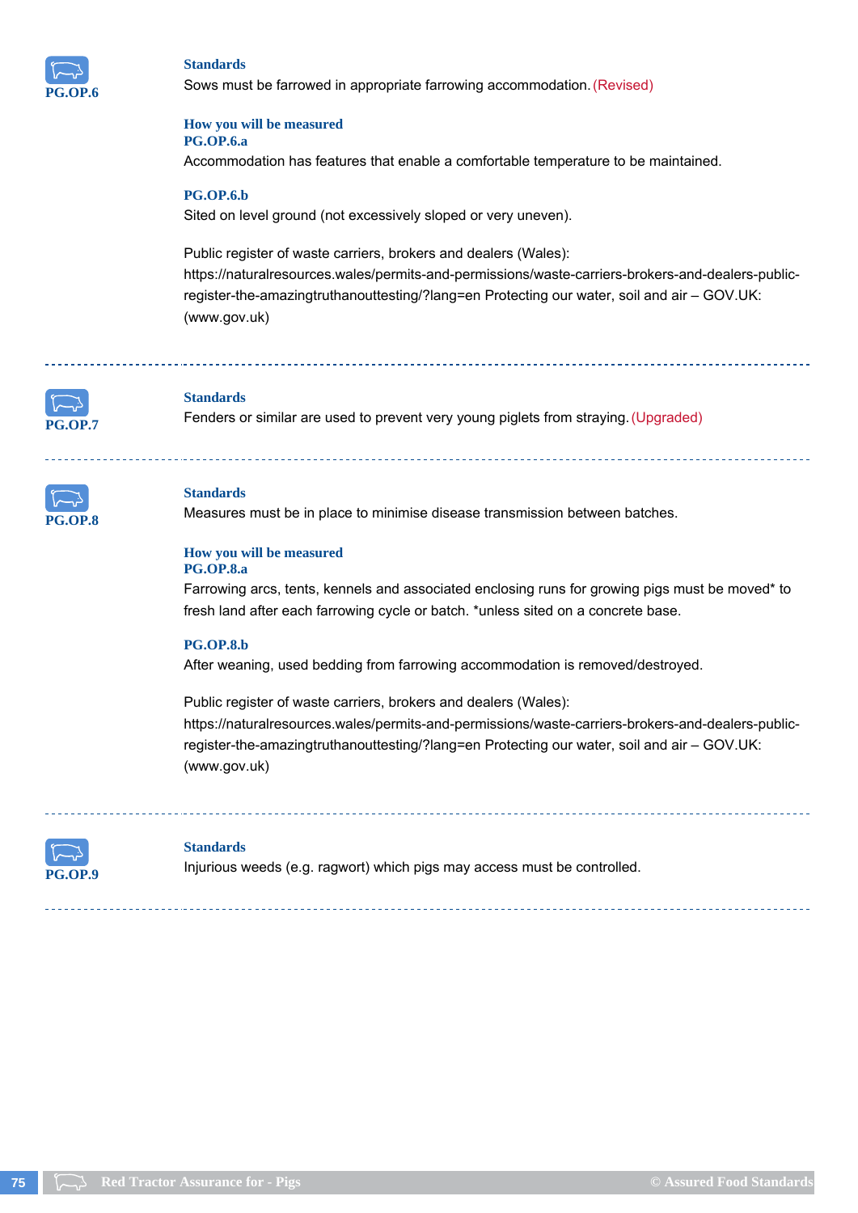**PG.OP.6**

**Standards**

Sows must be farrowed in appropriate farrowing accommodation. (Revised)

**How you will be measured**

**PG.OP.6.a**

Accommodation has features that enable a comfortable temperature to be maintained.

**PG.OP.6.b**

Sited on level ground (not excessively sloped or very uneven).

Public register of waste carriers, brokers and dealers (Wales): https://naturalresources.wales/permits-and-permissions/waste-carriers-brokers-and-dealers-public-register-the-amazingtruthanouttesting/?lang=en Protecting our water, soil and air – GOV.UK: (www.gov.uk)

---

**PG.OP.7**

**Standards**

Fenders or similar are used to prevent very young piglets from straying. (Upgraded)

---

**PG.OP.8**

**Standards**

Measures must be in place to minimise disease transmission between batches.

**How you will be measured**

**PG.OP.8.a**

Farrowing arcs, tents, kennels and associated enclosing runs for growing pigs must be moved* to fresh land after each farrowing cycle or batch. *unless sited on a concrete base.

**PG.OP.8.b**

After weaning, used bedding from farrowing accommodation is removed/destroyed.

Public register of waste carriers, brokers and dealers (Wales): https://naturalresources.wales/permits-and-permissions/waste-carriers-brokers-and-dealers-public-register-the-amazingtruthanouttesting/?lang=en Protecting our water, soil and air – GOV.UK: (www.gov.uk)

---

**PG.OP.9**

**Standards**

Injurious weeds (e.g. ragwort) which pigs may access must be controlled.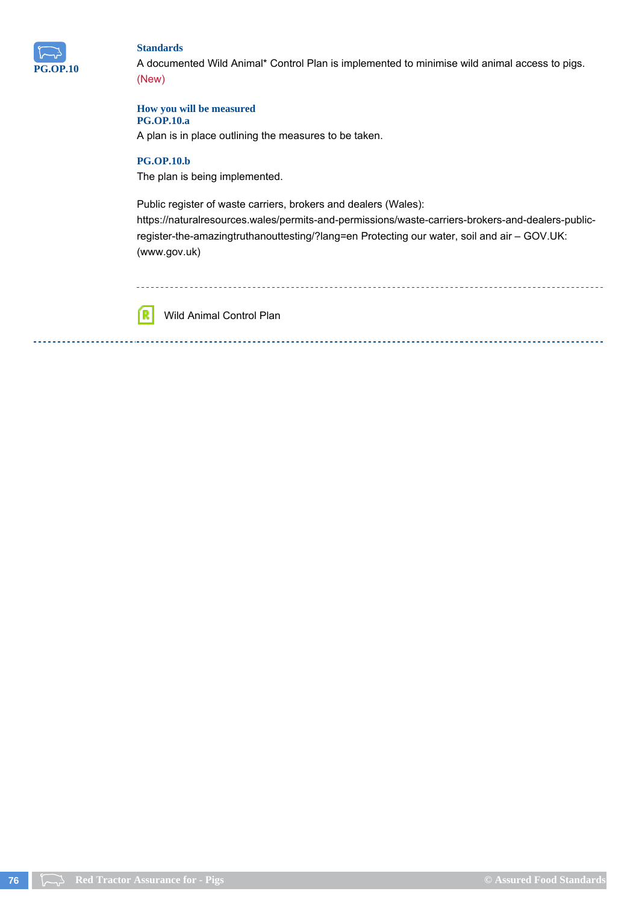**PG.OP.10**

### Standards

A documented Wild Animal* Control Plan is implemented to minimise wild animal access to pigs. (New)

### How you will be measured

**PG.OP.10.a**

A plan is in place outlining the measures to be taken.

**PG.OP.10.b**

The plan is being implemented.

Public register of waste carriers, brokers and dealers (Wales): https://naturalresources.wales/permits-and-permissions/waste-carriers-brokers-and-dealers-public-register-the-amazingtruthanouttesting/?lang=en Protecting our water, soil and air – GOV.UK: (www.gov.uk)

---

Wild Animal Control Plan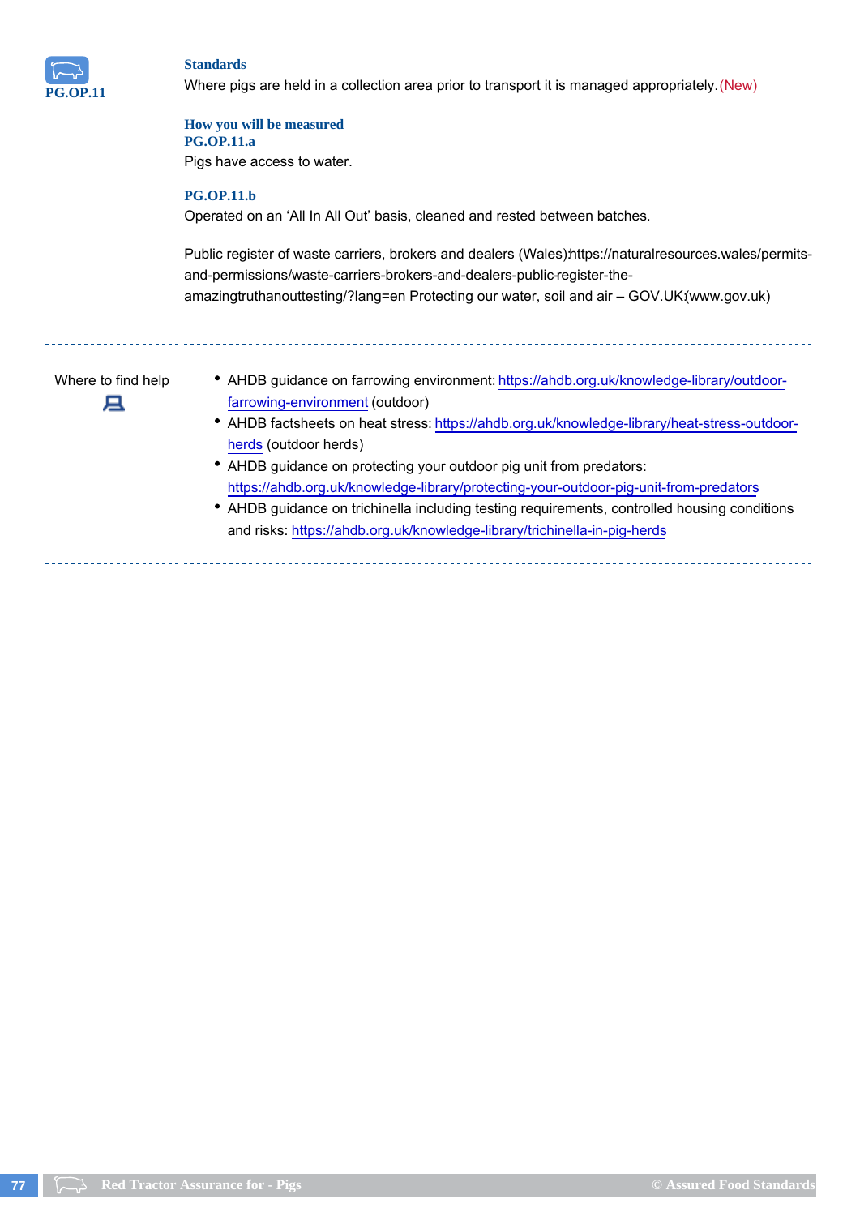**PG.OP.11**

### Standards

Where pigs are held in a collection area prior to transport it is managed appropriately. (New)

### How you will be measured

**PG.OP.11.a**

Pigs have access to water.

**PG.OP.11.b**

Operated on an 'All In All Out' basis, cleaned and rested between batches.

Public register of waste carriers, brokers and dealers (Wales):https://naturalresources.wales/permits-and-permissions/waste-carriers-brokers-and-dealers-public-register-the-amazingtruthanouttesting/?lang=en Protecting our water, soil and air – GOV.UK (www.gov.uk)

---

**Where to find help**

- AHDB guidance on farrowing environment: https://ahdb.org.uk/knowledge-library/outdoor-farrowing-environment (outdoor)
- AHDB factsheets on heat stress: https://ahdb.org.uk/knowledge-library/heat-stress-outdoor-herds (outdoor herds)
- AHDB guidance on protecting your outdoor pig unit from predators: https://ahdb.org.uk/knowledge-library/protecting-your-outdoor-pig-unit-from-predators
- AHDB guidance on trichinella including testing requirements, controlled housing conditions and risks: https://ahdb.org.uk/knowledge-library/trichinella-in-pig-herds

---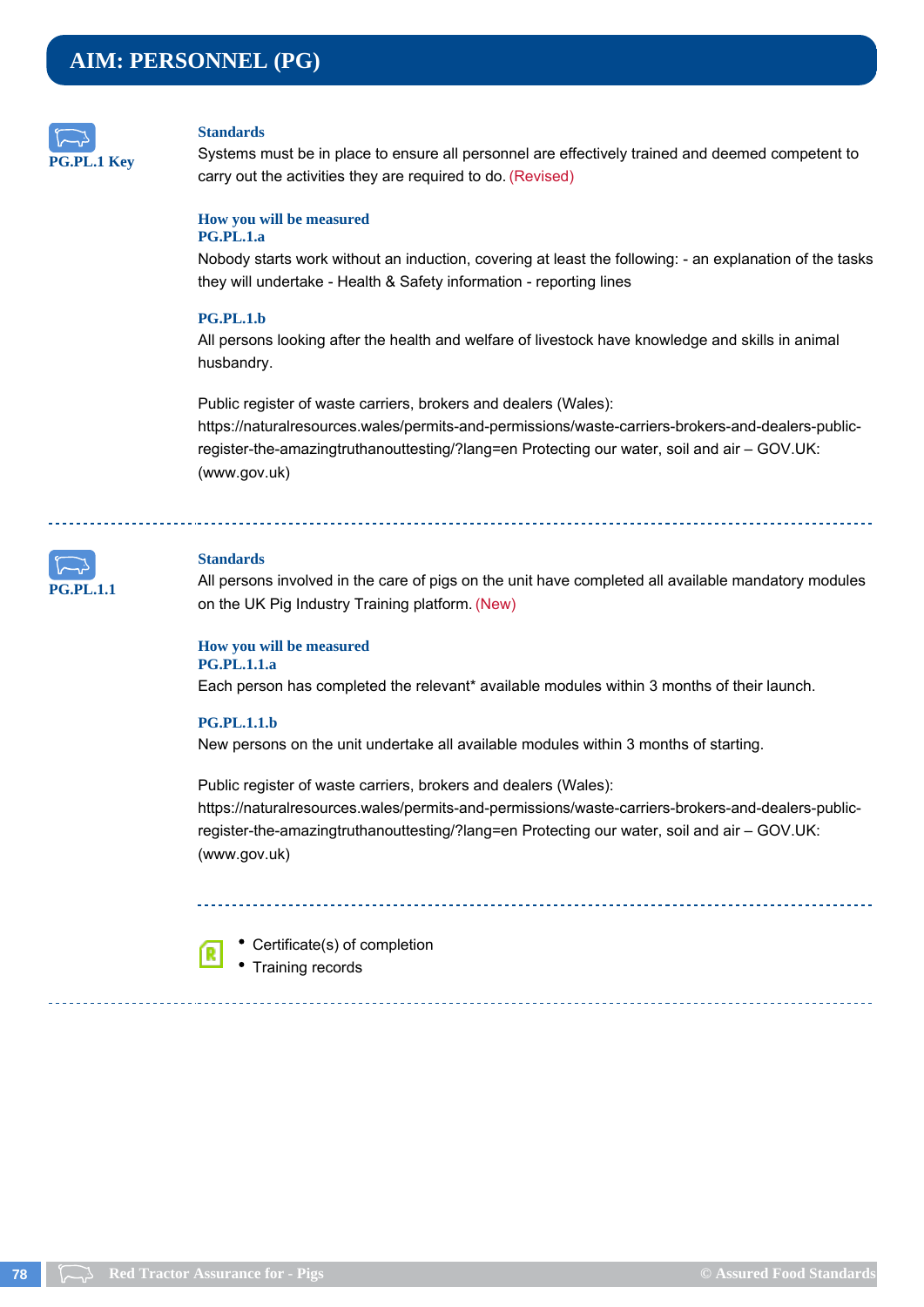# AIM: PERSONNEL (PG)

**PG.PL.1 Key**

### Standards

Systems must be in place to ensure all personnel are effectively trained and deemed competent to carry out the activities they are required to do. (Revised)

### How you will be measured

**PG.PL.1.a**

Nobody starts work without an induction, covering at least the following: - an explanation of the tasks they will undertake - Health & Safety information - reporting lines

**PG.PL.1.b**

All persons looking after the health and welfare of livestock have knowledge and skills in animal husbandry.

Public register of waste carriers, brokers and dealers (Wales): https://naturalresources.wales/permits-and-permissions/waste-carriers-brokers-and-dealers-public-register-the-amazingtruthanouttesting/?lang=en Protecting our water, soil and air – GOV.UK: (www.gov.uk)

---

**PG.PL.1.1**

### Standards

All persons involved in the care of pigs on the unit have completed all available mandatory modules on the UK Pig Industry Training platform. (New)

### How you will be measured

**PG.PL.1.1.a**

Each person has completed the relevant* available modules within 3 months of their launch.

**PG.PL.1.1.b**

New persons on the unit undertake all available modules within 3 months of starting.

Public register of waste carriers, brokers and dealers (Wales): https://naturalresources.wales/permits-and-permissions/waste-carriers-brokers-and-dealers-public-register-the-amazingtruthanouttesting/?lang=en Protecting our water, soil and air – GOV.UK: (www.gov.uk)

---

- Certificate(s) of completion
- Training records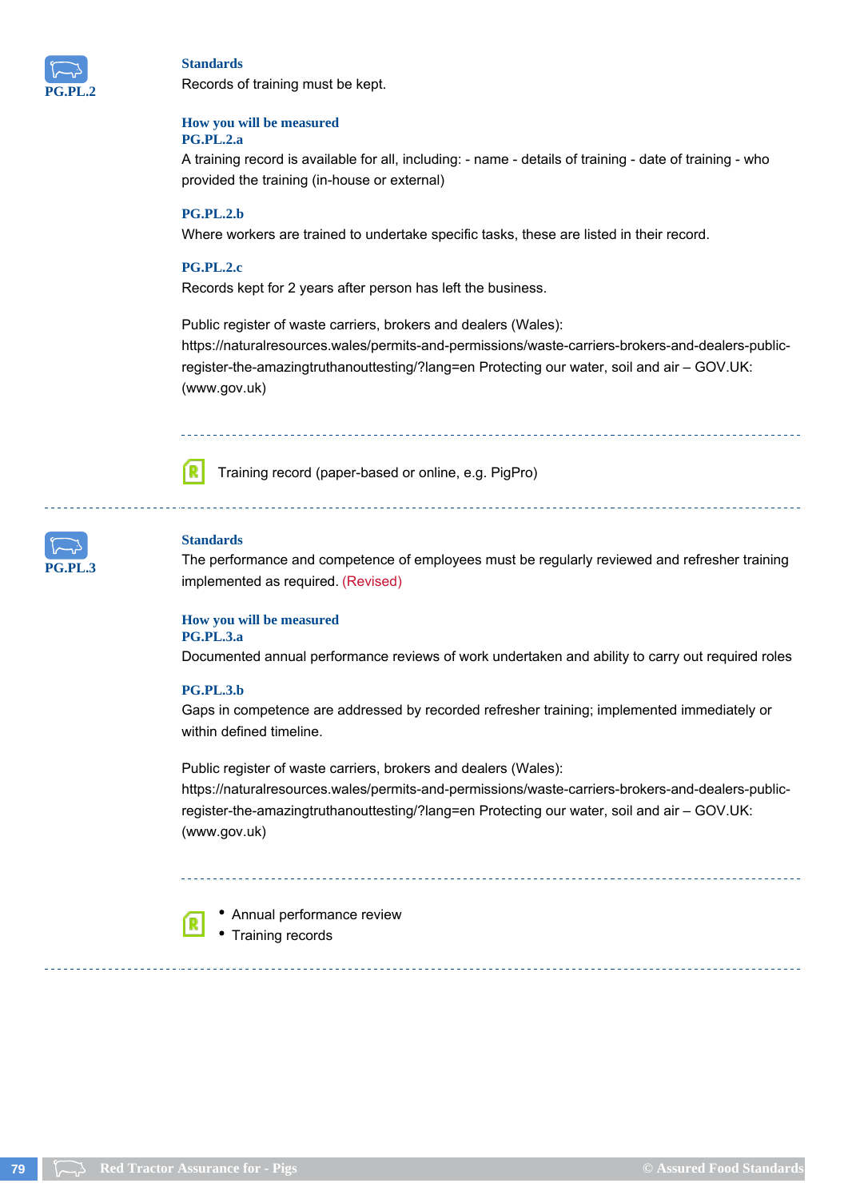## PG.PL.2

### Standards

Records of training must be kept.

### How you will be measured

**PG.PL.2.a**

A training record is available for all, including: - name - details of training - date of training - who provided the training (in-house or external)

**PG.PL.2.b**

Where workers are trained to undertake specific tasks, these are listed in their record.

**PG.PL.2.c**

Records kept for 2 years after person has left the business.

Public register of waste carriers, brokers and dealers (Wales): https://naturalresources.wales/permits-and-permissions/waste-carriers-brokers-and-dealers-public-register-the-amazingtruthanouttesting/?lang=en Protecting our water, soil and air – GOV.UK: (www.gov.uk)

---

Training record (paper-based or online, e.g. PigPro)

---

## PG.PL.3

### Standards

The performance and competence of employees must be regularly reviewed and refresher training implemented as required. (Revised)

### How you will be measured

**PG.PL.3.a**

Documented annual performance reviews of work undertaken and ability to carry out required roles

**PG.PL.3.b**

Gaps in competence are addressed by recorded refresher training; implemented immediately or within defined timeline.

Public register of waste carriers, brokers and dealers (Wales): https://naturalresources.wales/permits-and-permissions/waste-carriers-brokers-and-dealers-public-register-the-amazingtruthanouttesting/?lang=en Protecting our water, soil and air – GOV.UK: (www.gov.uk)

---

- Annual performance review
- Training records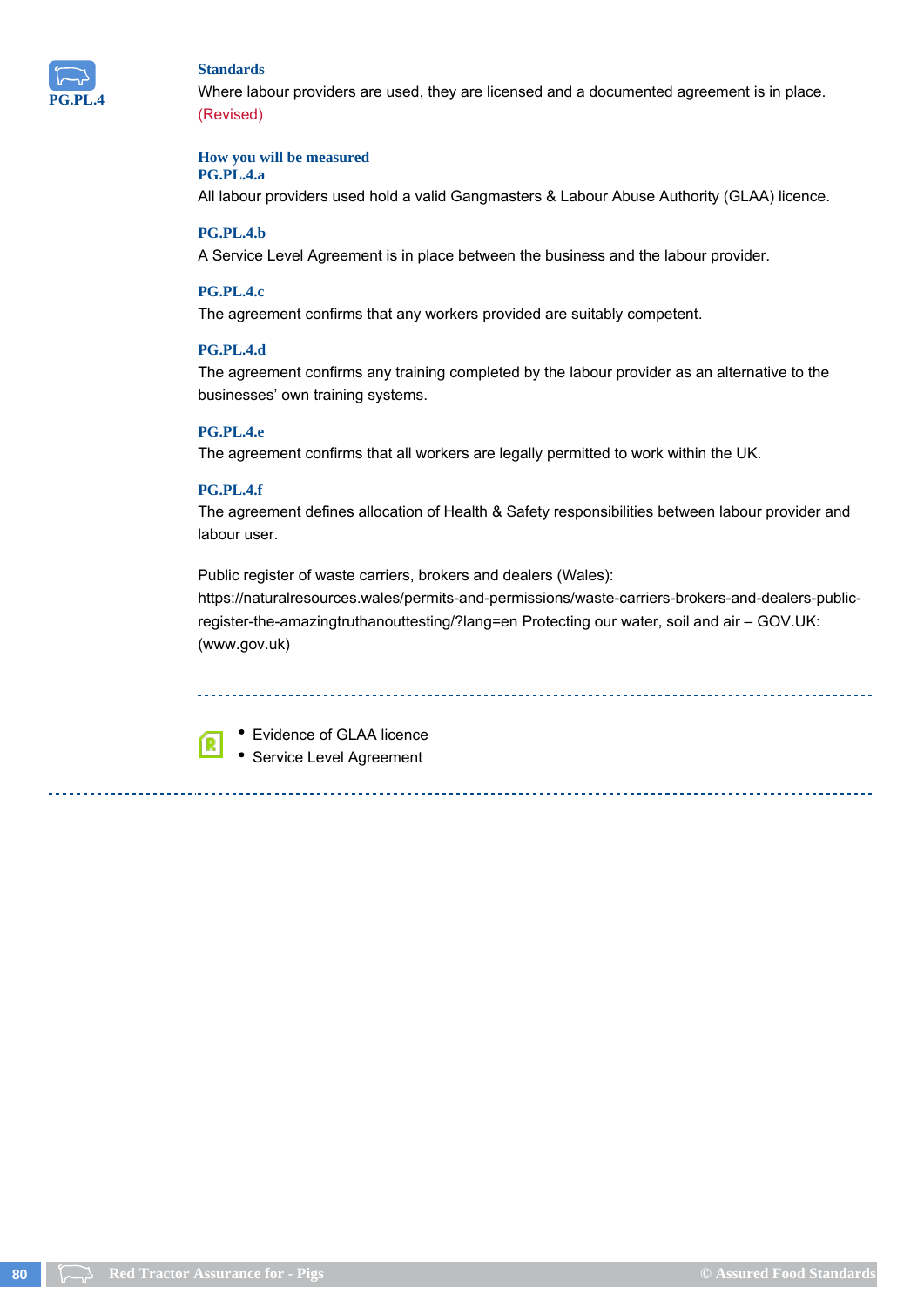PG.PL.4

### Standards

Where labour providers are used, they are licensed and a documented agreement is in place. (Revised)

### How you will be measured

**PG.PL.4.a**

All labour providers used hold a valid Gangmasters & Labour Abuse Authority (GLAA) licence.

**PG.PL.4.b**

A Service Level Agreement is in place between the business and the labour provider.

**PG.PL.4.c**

The agreement confirms that any workers provided are suitably competent.

**PG.PL.4.d**

The agreement confirms any training completed by the labour provider as an alternative to the businesses' own training systems.

**PG.PL.4.e**

The agreement confirms that all workers are legally permitted to work within the UK.

**PG.PL.4.f**

The agreement defines allocation of Health & Safety responsibilities between labour provider and labour user.

Public register of waste carriers, brokers and dealers (Wales): https://naturalresources.wales/permits-and-permissions/waste-carriers-brokers-and-dealers-public-register-the-amazingtruthanouttesting/?lang=en Protecting our water, soil and air – GOV.UK: (www.gov.uk)

---

- Evidence of GLAA licence
- Service Level Agreement

---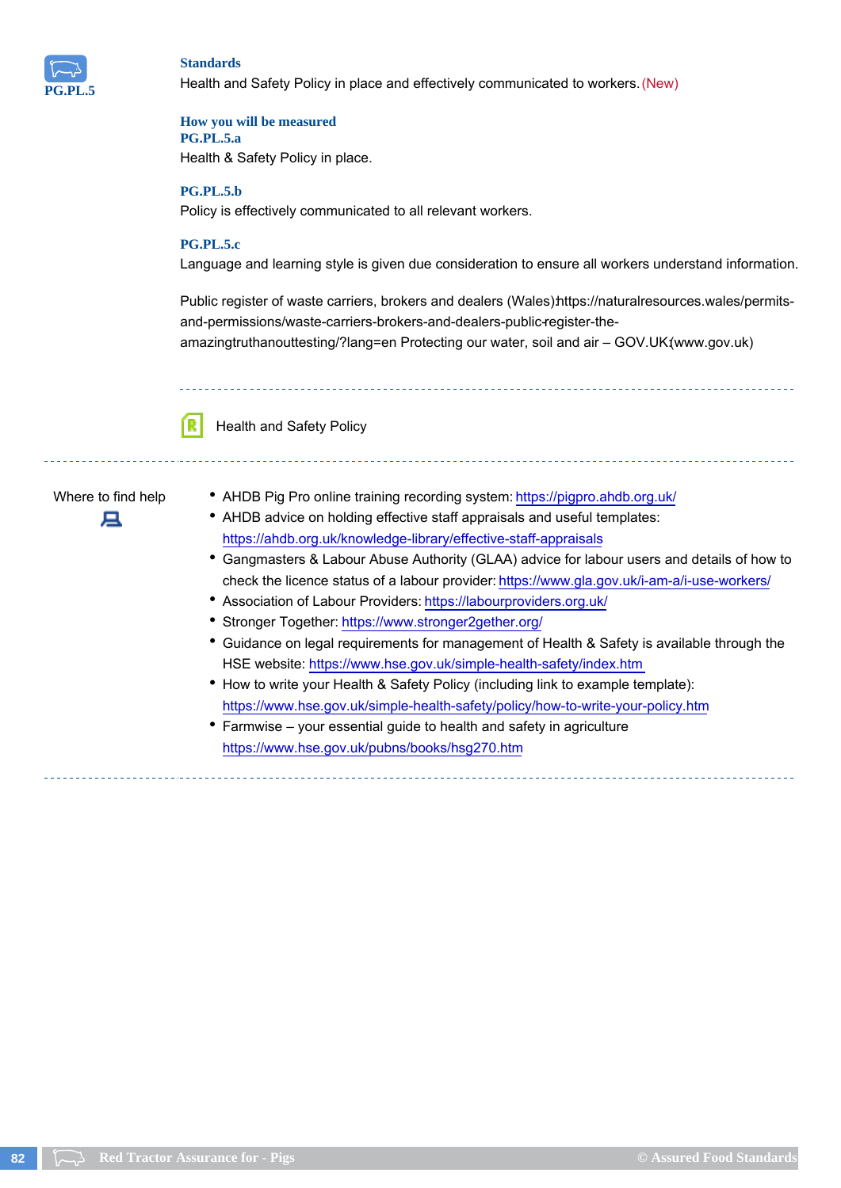**PG.PL.5**

### Standards

Health and Safety Policy in place and effectively communicated to workers. (New)

### How you will be measured

**PG.PL.5.a**

Health & Safety Policy in place.

**PG.PL.5.b**

Policy is effectively communicated to all relevant workers.

**PG.PL.5.c**

Language and learning style is given due consideration to ensure all workers understand information.

Public register of waste carriers, brokers and dealers (Wales):https://naturalresources.wales/permits-and-permissions/waste-carriers-brokers-and-dealers-public-register-the-amazingtruthanouttesting/?lang=en Protecting our water, soil and air – GOV.UK (www.gov.uk)

Health and Safety Policy

### Where to find help

- AHDB Pig Pro online training recording system: https://pigpro.ahdb.org.uk/
- AHDB advice on holding effective staff appraisals and useful templates: https://ahdb.org.uk/knowledge-library/effective-staff-appraisals
- Gangmasters & Labour Abuse Authority (GLAA) advice for labour users and details of how to check the licence status of a labour provider: https://www.gla.gov.uk/i-am-a/i-use-workers/
- Association of Labour Providers: https://labourproviders.org.uk/
- Stronger Together: https://www.stronger2gether.org/
- Guidance on legal requirements for management of Health & Safety is available through the HSE website: https://www.hse.gov.uk/simple-health-safety/index.htm
- How to write your Health & Safety Policy (including link to example template): https://www.hse.gov.uk/simple-health-safety/policy/how-to-write-your-policy.htm
- Farmwise – your essential guide to health and safety in agriculture https://www.hse.gov.uk/pubns/books/hsg270.htm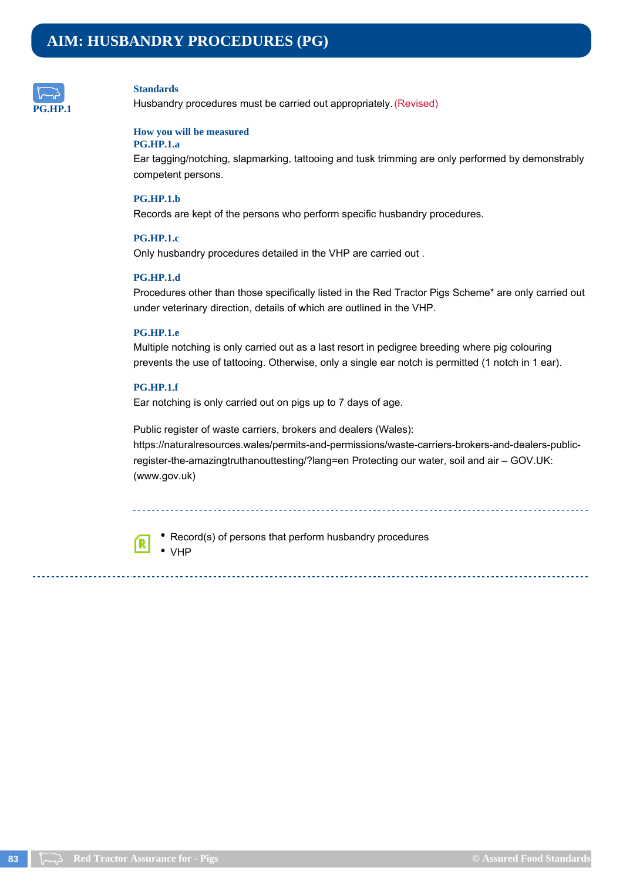# AIM: HUSBANDRY PROCEDURES (PG)

**PG.HP.1**

### Standards

Husbandry procedures must be carried out appropriately. (Revised)

### How you will be measured

**PG.HP.1.a**

Ear tagging/notching, slapmarking, tattooing and tusk trimming are only performed by demonstrably competent persons.

**PG.HP.1.b**

Records are kept of the persons who perform specific husbandry procedures.

**PG.HP.1.c**

Only husbandry procedures detailed in the VHP are carried out .

**PG.HP.1.d**

Procedures other than those specifically listed in the Red Tractor Pigs Scheme* are only carried out under veterinary direction, details of which are outlined in the VHP.

**PG.HP.1.e**

Multiple notching is only carried out as a last resort in pedigree breeding where pig colouring prevents the use of tattooing. Otherwise, only a single ear notch is permitted (1 notch in 1 ear).

**PG.HP.1.f**

Ear notching is only carried out on pigs up to 7 days of age.

Public register of waste carriers, brokers and dealers (Wales): https://naturalresources.wales/permits-and-permissions/waste-carriers-brokers-and-dealers-public-register-the-amazingtruthanouttesting/?lang=en Protecting our water, soil and air – GOV.UK: (www.gov.uk)

---

- Record(s) of persons that perform husbandry procedures
- VHP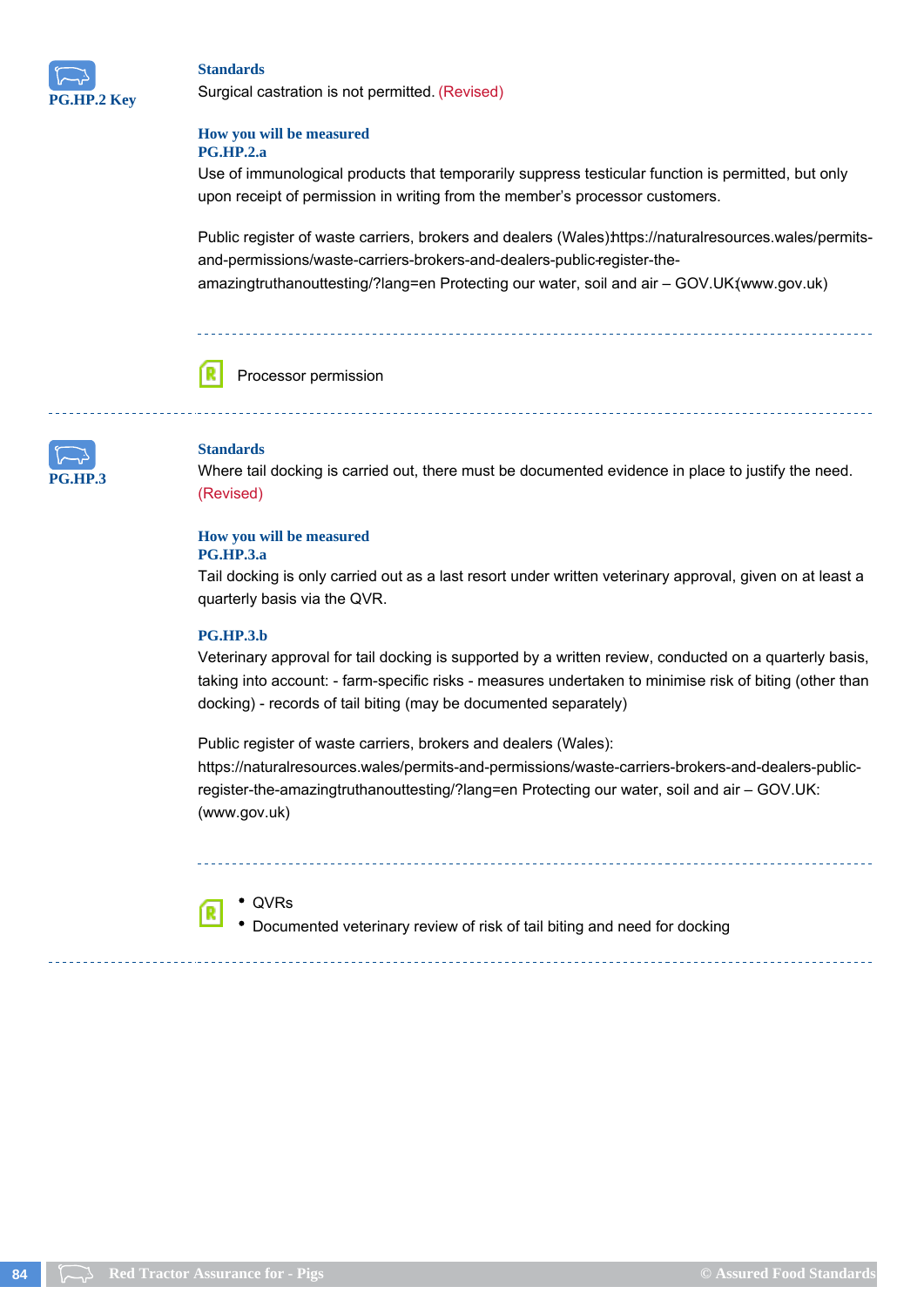**PG.HP.2 Key**

### Standards

Surgical castration is not permitted. (Revised)

### How you will be measured

**PG.HP.2.a**

Use of immunological products that temporarily suppress testicular function is permitted, but only upon receipt of permission in writing from the member's processor customers.

Public register of waste carriers, brokers and dealers (Wales):https://naturalresources.wales/permits-and-permissions/waste-carriers-brokers-and-dealers-public-register-the-amazingtruthanouttesting/?lang=en Protecting our water, soil and air – GOV.UK:(www.gov.uk)

Processor permission

---

**PG.HP.3**

### Standards

Where tail docking is carried out, there must be documented evidence in place to justify the need. (Revised)

### How you will be measured

**PG.HP.3.a**

Tail docking is only carried out as a last resort under written veterinary approval, given on at least a quarterly basis via the QVR.

**PG.HP.3.b**

Veterinary approval for tail docking is supported by a written review, conducted on a quarterly basis, taking into account: - farm-specific risks - measures undertaken to minimise risk of biting (other than docking) - records of tail biting (may be documented separately)

Public register of waste carriers, brokers and dealers (Wales): https://naturalresources.wales/permits-and-permissions/waste-carriers-brokers-and-dealers-public-register-the-amazingtruthanouttesting/?lang=en Protecting our water, soil and air – GOV.UK: (www.gov.uk)

- QVRs
- Documented veterinary review of risk of tail biting and need for docking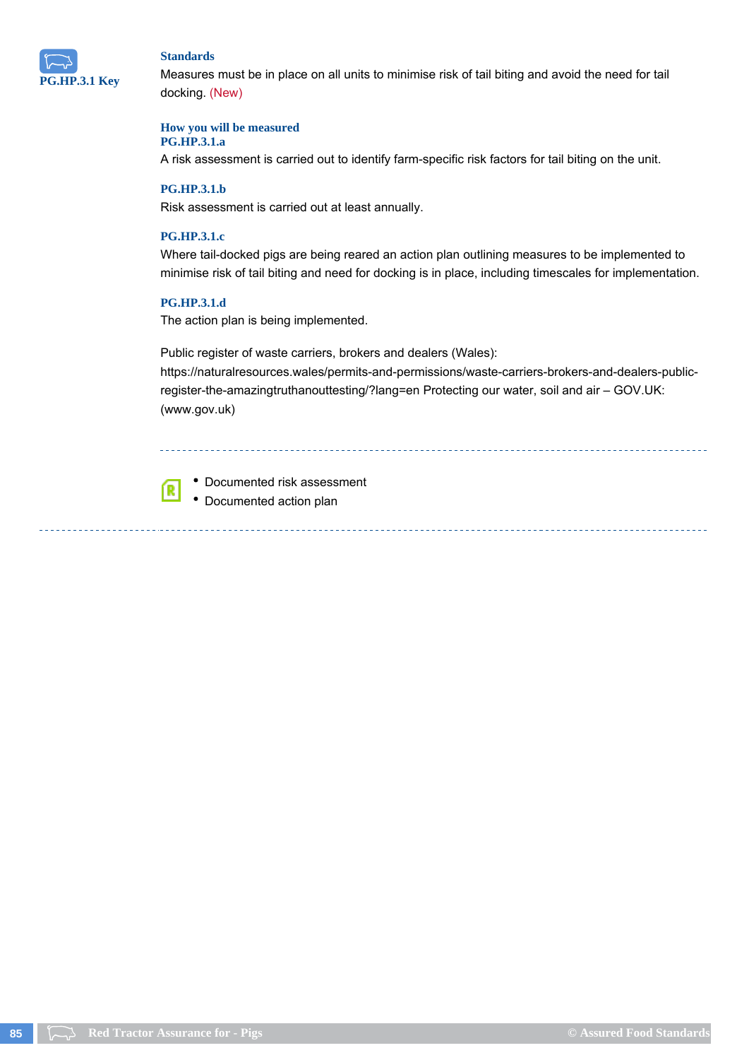**PG.HP.3.1 Key**

### Standards

Measures must be in place on all units to minimise risk of tail biting and avoid the need for tail docking. (New)

### How you will be measured

**PG.HP.3.1.a**

A risk assessment is carried out to identify farm-specific risk factors for tail biting on the unit.

**PG.HP.3.1.b**

Risk assessment is carried out at least annually.

**PG.HP.3.1.c**

Where tail-docked pigs are being reared an action plan outlining measures to be implemented to minimise risk of tail biting and need for docking is in place, including timescales for implementation.

**PG.HP.3.1.d**

The action plan is being implemented.

Public register of waste carriers, brokers and dealers (Wales): https://naturalresources.wales/permits-and-permissions/waste-carriers-brokers-and-dealers-public-register-the-amazingtruthanouttesting/?lang=en Protecting our water, soil and air – GOV.UK: (www.gov.uk)

- Documented risk assessment
- Documented action plan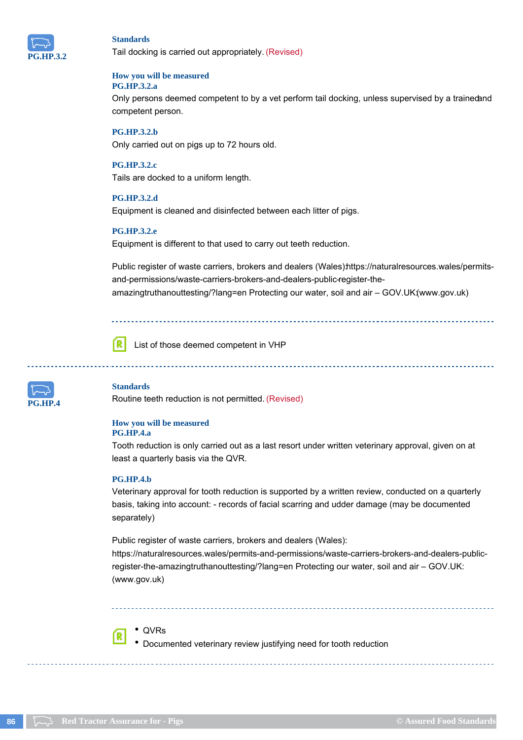**PG.HP.3.2**

### Standards

Tail docking is carried out appropriately. (Revised)

### How you will measure

**PG.HP.3.2.a**

Only persons deemed competent to by a vet perform tail docking, unless supervised by a trained and competent person.

**PG.HP.3.2.b**

Only carried out on pigs up to 72 hours old.

**PG.HP.3.2.c**

Tails are docked to a uniform length.

**PG.HP.3.2.d**

Equipment is cleaned and disinfected between each litter of pigs.

**PG.HP.3.2.e**

Equipment is different to that used to carry out teeth reduction.

Public register of waste carriers, brokers and dealers (Wales):https://naturalresources.wales/permits-and-permissions/waste-carriers-brokers-and-dealers-public-register-the-amazingtruthanouttesting/?lang=en Protecting our water, soil and air – GOV.UK:(www.gov.uk)

---

List of those deemed competent in VHP

---

**PG.HP.4**

### Standards

Routine teeth reduction is not permitted. (Revised)

### How you will be measured

**PG.HP.4.a**

Tooth reduction is only carried out as a last resort under written veterinary approval, given on at least a quarterly basis via the QVR.

**PG.HP.4.b**

Veterinary approval for tooth reduction is supported by a written review, conducted on a quarterly basis, taking into account: - records of facial scarring and udder damage (may be documented separately)

Public register of waste carriers, brokers and dealers (Wales): https://naturalresources.wales/permits-and-permissions/waste-carriers-brokers-and-dealers-public-register-the-amazingtruthanouttesting/?lang=en Protecting our water, soil and air – GOV.UK: (www.gov.uk)

---

- QVRs
- Documented veterinary review justifying need for tooth reduction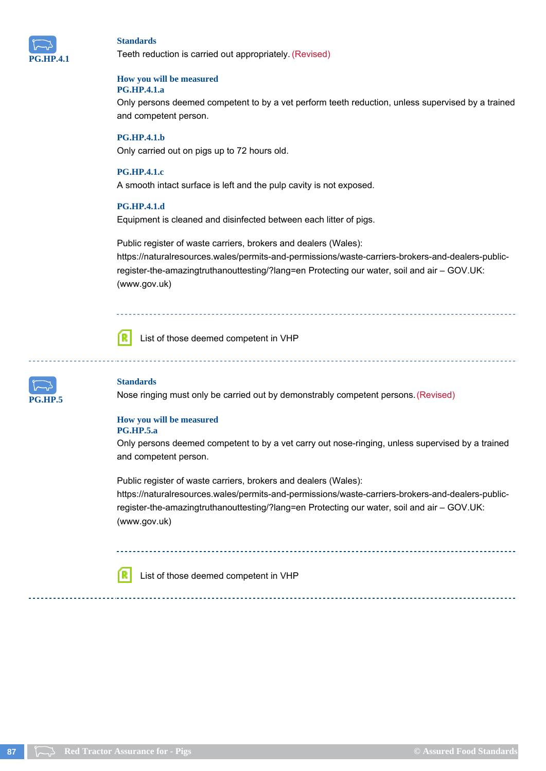**PG.HP.4.1**

### Standards

Teeth reduction is carried out appropriately. (Revised)

### How you will be measured

**PG.HP.4.1.a**

Only persons deemed competent to by a vet perform teeth reduction, unless supervised by a trained and competent person.

**PG.HP.4.1.b**

Only carried out on pigs up to 72 hours old.

**PG.HP.4.1.c**

A smooth intact surface is left and the pulp cavity is not exposed.

**PG.HP.4.1.d**

Equipment is cleaned and disinfected between each litter of pigs.

Public register of waste carriers, brokers and dealers (Wales): https://naturalresources.wales/permits-and-permissions/waste-carriers-brokers-and-dealers-public-register-the-amazingtruthanouttesting/?lang=en Protecting our water, soil and air – GOV.UK: (www.gov.uk)

---

R List of those deemed competent in VHP

---

**PG.HP.5**

### Standards

Nose ringing must only be carried out by demonstrably competent persons. (Revised)

### How you will be measured

**PG.HP.5.a**

Only persons deemed competent to by a vet carry out nose-ringing, unless supervised by a trained and competent person.

Public register of waste carriers, brokers and dealers (Wales): https://naturalresources.wales/permits-and-permissions/waste-carriers-brokers-and-dealers-public-register-the-amazingtruthanouttesting/?lang=en Protecting our water, soil and air – GOV.UK: (www.gov.uk)

---

R List of those deemed competent in VHP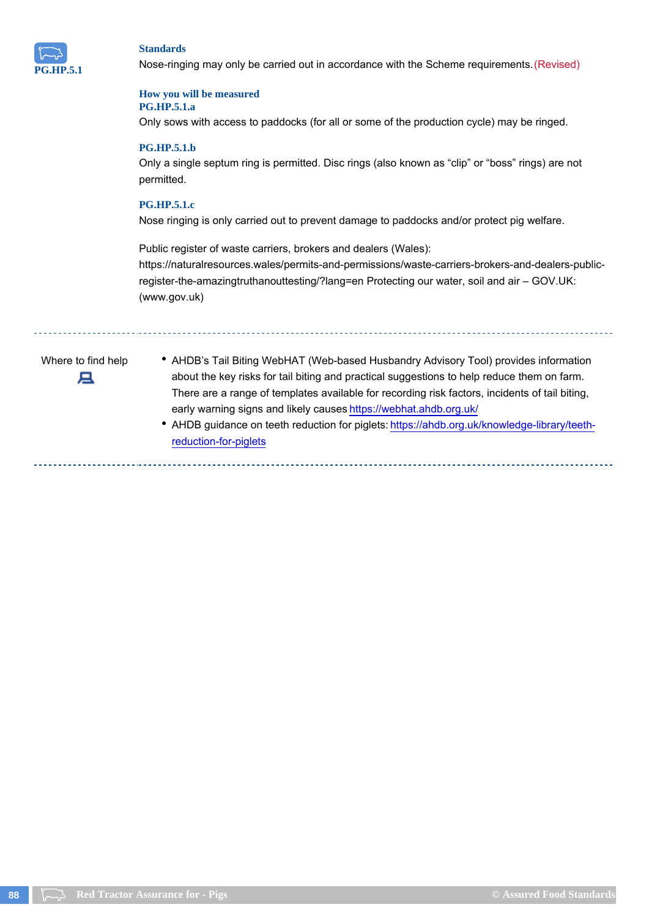**PG.HP.5.1**

### Standards

Nose-ringing may only be carried out in accordance with the Scheme requirements. (Revised)

### How you will be measured

**PG.HP.5.1.a**

Only sows with access to paddocks (for all or some of the production cycle) may be ringed.

**PG.HP.5.1.b**

Only a single septum ring is permitted. Disc rings (also known as “clip” or “boss” rings) are not permitted.

**PG.HP.5.1.c**

Nose ringing is only carried out to prevent damage to paddocks and/or protect pig welfare.

Public register of waste carriers, brokers and dealers (Wales): https://naturalresources.wales/permits-and-permissions/waste-carriers-brokers-and-dealers-public-register-the-amazingtruthanouttesting/?lang=en Protecting our water, soil and air – GOV.UK: (www.gov.uk)

---

**Where to find help**

- AHDB’s Tail Biting WebHAT (Web-based Husbandry Advisory Tool) provides information about the key risks for tail biting and practical suggestions to help reduce them on farm. There are a range of templates available for recording risk factors, incidents of tail biting, early warning signs and likely causes https://webhat.ahdb.org.uk/
- AHDB guidance on teeth reduction for piglets: https://ahdb.org.uk/knowledge-library/teeth-reduction-for-piglets

---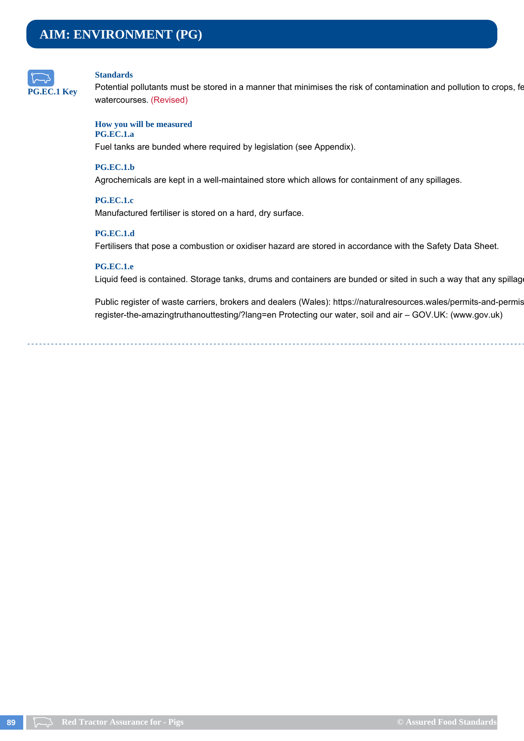# AIM: ENVIRONMENT (PG)

**PG.EC.1 Key**

### Standards

Potential pollutants must be stored in a manner that minimises the risk of contamination and pollution to crops, fe watercourses. (Revised)

### How you will be measured

**PG.EC.1.a**

Fuel tanks are bunded where required by legislation (see Appendix).

**PG.EC.1.b**

Agrochemicals are kept in a well-maintained store which allows for containment of any spillages.

**PG.EC.1.c**

Manufactured fertiliser is stored on a hard, dry surface.

**PG.EC.1.d**

Fertilisers that pose a combustion or oxidiser hazard are stored in accordance with the Safety Data Sheet.

**PG.EC.1.e**

Liquid feed is contained. Storage tanks, drums and containers are bunded or sited in such a way that any spillag

Public register of waste carriers, brokers and dealers (Wales): https://naturalresources.wales/permits-and-permis register-the-amazingtruthanouttesting/?lang=en Protecting our water, soil and air – GOV.UK: (www.gov.uk)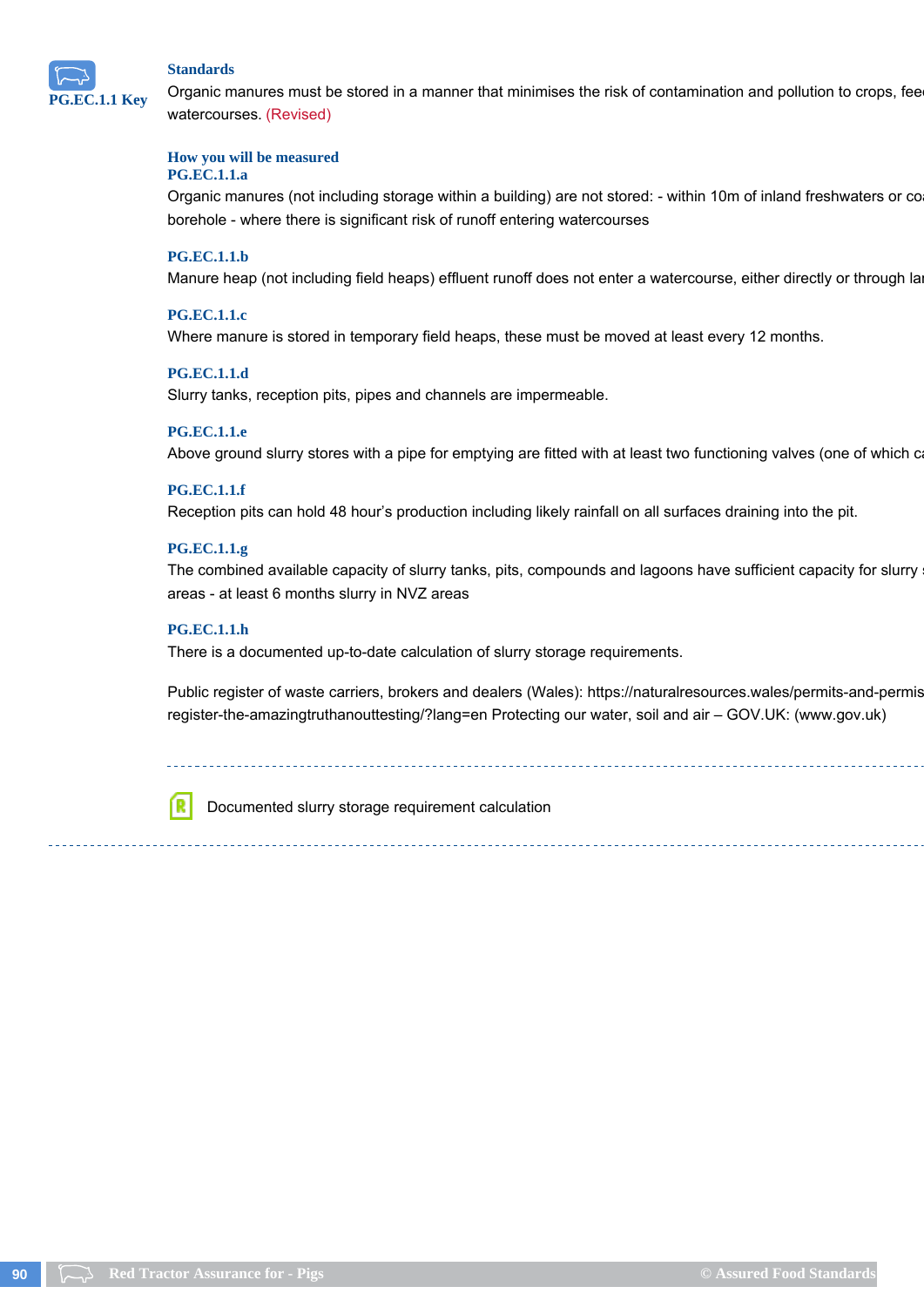PG.EC.1.1 Key

### Standards

Organic manures must be stored in a manner that minimises the risk of contamination and pollution to crops, fee watercourses. (Revised)

### How you will be measured

**PG.EC.1.1.a**

Organic manures (not including storage within a building) are not stored: - within 10m of inland freshwaters or coa borehole - where there is significant risk of runoff entering watercourses

**PG.EC.1.1.b**

Manure heap (not including field heaps) effluent runoff does not enter a watercourse, either directly or through la

**PG.EC.1.1.c**

Where manure is stored in temporary field heaps, these must be moved at least every 12 months.

**PG.EC.1.1.d**

Slurry tanks, reception pits, pipes and channels are impermeable.

**PG.EC.1.1.e**

Above ground slurry stores with a pipe for emptying are fitted with at least two functioning valves (one of which ca

**PG.EC.1.1.f**

Reception pits can hold 48 hour's production including likely rainfall on all surfaces draining into the pit.

**PG.EC.1.1.g**

The combined available capacity of slurry tanks, pits, compounds and lagoons have sufficient capacity for slurry areas - at least 6 months slurry in NVZ areas

**PG.EC.1.1.h**

There is a documented up-to-date calculation of slurry storage requirements.

Public register of waste carriers, brokers and dealers (Wales): https://naturalresources.wales/permits-and-permis register-the-amazingtruthanouttesting/?lang=en Protecting our water, soil and air – GOV.UK: (www.gov.uk)

---

Documented slurry storage requirement calculation

---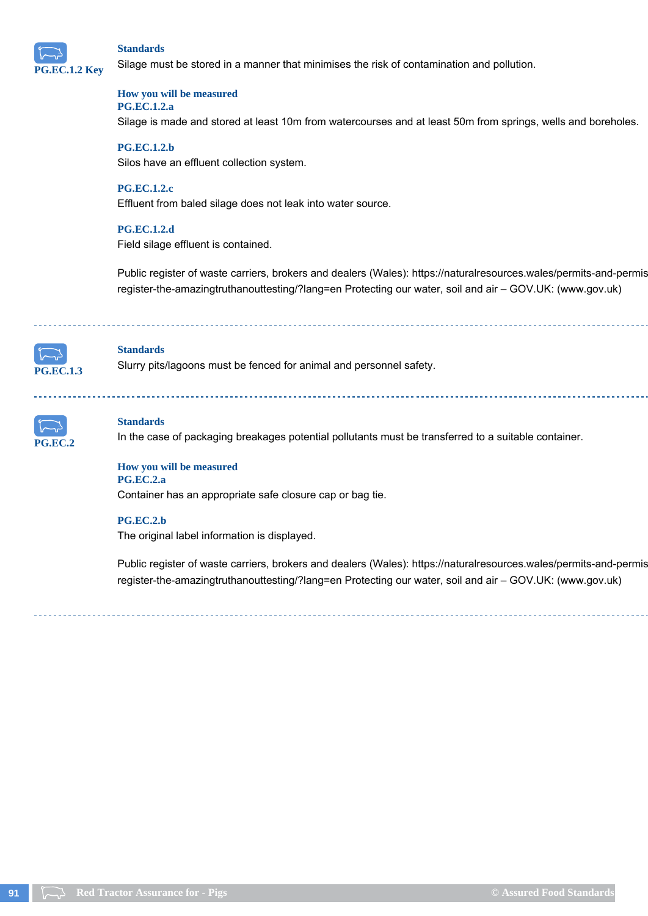**PG.EC.1.2 Key**

**Standards**

Silage must be stored in a manner that minimises the risk of contamination and pollution.

**How you will be measured**

**PG.EC.1.2.a**

Silage is made and stored at least 10m from watercourses and at least 50m from springs, wells and boreholes.

**PG.EC.1.2.b**

Silos have an effluent collection system.

**PG.EC.1.2.c**

Effluent from baled silage does not leak into water source.

**PG.EC.1.2.d**

Field silage effluent is contained.

Public register of waste carriers, brokers and dealers (Wales): https://naturalresources.wales/permits-and-permis register-the-amazingtruthanouttesting/?lang=en Protecting our water, soil and air – GOV.UK: (www.gov.uk)

---

**PG.EC.1.3**

**Standards**

Slurry pits/lagoons must be fenced for animal and personnel safety.

---

**PG.EC.2**

**Standards**

In the case of packaging breakages potential pollutants must be transferred to a suitable container.

**How you will be measured**

**PG.EC.2.a**

Container has an appropriate safe closure cap or bag tie.

**PG.EC.2.b**

The original label information is displayed.

Public register of waste carriers, brokers and dealers (Wales): https://naturalresources.wales/permits-and-permis register-the-amazingtruthanouttesting/?lang=en Protecting our water, soil and air – GOV.UK: (www.gov.uk)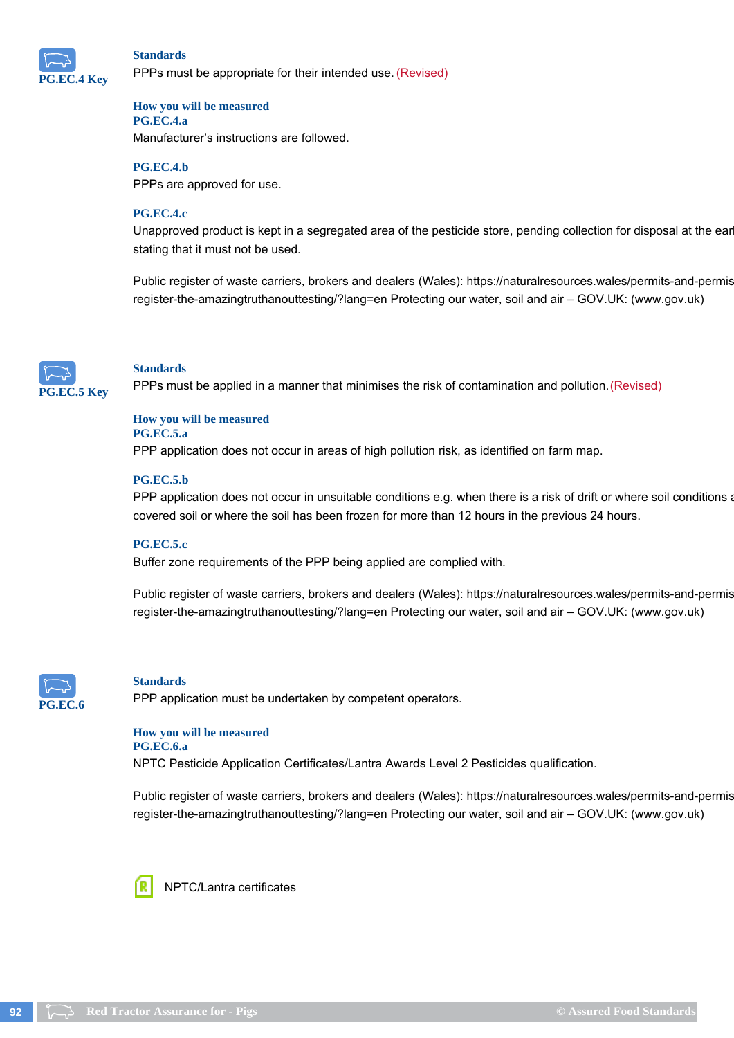**PG.EC.4 Key**

**Standards**

PPPs must be appropriate for their intended use. (Revised)

**How you will be measured**

**PG.EC.4.a**

Manufacturer's instructions are followed.

**PG.EC.4.b**

PPPs are approved for use.

**PG.EC.4.c**

Unapproved product is kept in a segregated area of the pesticide store, pending collection for disposal at the earl stating that it must not be used.

Public register of waste carriers, brokers and dealers (Wales): https://naturalresources.wales/permits-and-permis register-the-amazingtruthanouttesting/?lang=en Protecting our water, soil and air – GOV.UK: (www.gov.uk)

---

**PG.EC.5 Key**

**Standards**

PPPs must be applied in a manner that minimises the risk of contamination and pollution. (Revised)

**How you will be measured**

**PG.EC.5.a**

PPP application does not occur in areas of high pollution risk, as identified on farm map.

**PG.EC.5.b**

PPP application does not occur in unsuitable conditions e.g. when there is a risk of drift or where soil conditions a covered soil or where the soil has been frozen for more than 12 hours in the previous 24 hours.

**PG.EC.5.c**

Buffer zone requirements of the PPP being applied are complied with.

Public register of waste carriers, brokers and dealers (Wales): https://naturalresources.wales/permits-and-permis register-the-amazingtruthanouttesting/?lang=en Protecting our water, soil and air – GOV.UK: (www.gov.uk)

---

**PG.EC.6**

**Standards**

PPP application must be undertaken by competent operators.

**How you will be measured**

**PG.EC.6.a**

NPTC Pesticide Application Certificates/Lantra Awards Level 2 Pesticides qualification.

Public register of waste carriers, brokers and dealers (Wales): https://naturalresources.wales/permits-and-permis register-the-amazingtruthanouttesting/?lang=en Protecting our water, soil and air – GOV.UK: (www.gov.uk)

---

NPTC/Lantra certificates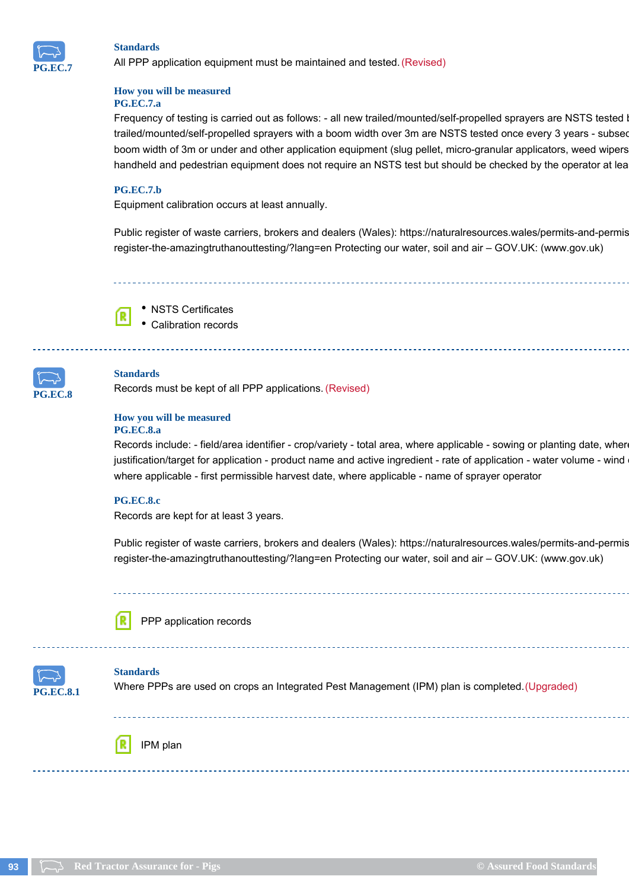**PG.EC.7**

### Standards

All PPP application equipment must be maintained and tested. (Revised)

#### How you will be measured

**PG.EC.7.a**

Frequency of testing is carried out as follows: - all new trailed/mounted/self-propelled sprayers are NSTS tested b trailed/mounted/self-propelled sprayers with a boom width over 3m are NSTS tested once every 3 years - subsec boom width of 3m or under and other application equipment (slug pellet, micro-granular applicators, weed wipers handheld and pedestrian equipment does not require an NSTS test but should be checked by the operator at lea

**PG.EC.7.b**

Equipment calibration occurs at least annually.

Public register of waste carriers, brokers and dealers (Wales): https://naturalresources.wales/permits-and-permis register-the-amazingtruthanouttesting/?lang=en Protecting our water, soil and air – GOV.UK: (www.gov.uk)

- NSTS Certificates
- Calibration records

---

**PG.EC.8**

### Standards

Records must be kept of all PPP applications. (Revised)

#### How you will be measured

**PG.EC.8.a**

Records include: - field/area identifier - crop/variety - total area, where applicable - sowing or planting date, where justification/target for application - product name and active ingredient - rate of application - water volume - wind where applicable - first permissible harvest date, where applicable - name of sprayer operator

**PG.EC.8.c**

Records are kept for at least 3 years.

Public register of waste carriers, brokers and dealers (Wales): https://naturalresources.wales/permits-and-permis register-the-amazingtruthanouttesting/?lang=en Protecting our water, soil and air – GOV.UK: (www.gov.uk)

PPP application records

---

**PG.EC.8.1**

### Standards

Where PPPs are used on crops an Integrated Pest Management (IPM) plan is completed. (Upgraded)

IPM plan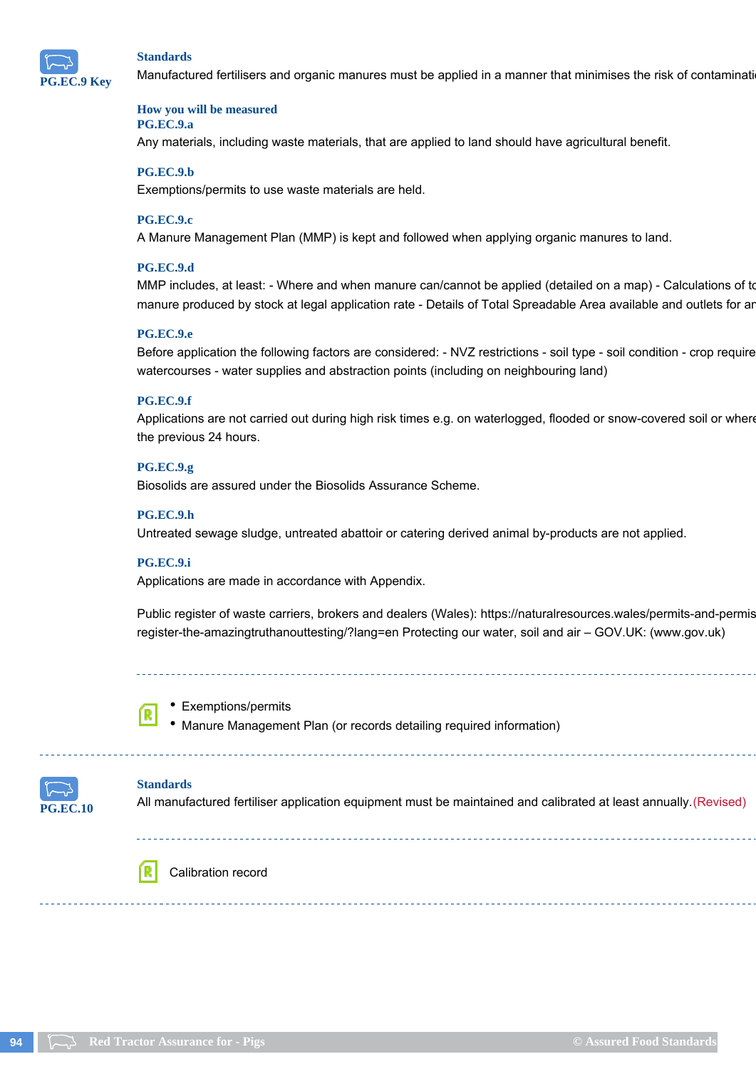**PG.EC.9 Key**

### Standards

Manufactured fertilisers and organic manures must be applied in a manner that minimises the risk of contaminati

### How you will be measured

**PG.EC.9.a**

Any materials, including waste materials, that are applied to land should have agricultural benefit.

**PG.EC.9.b**

Exemptions/permits to use waste materials are held.

**PG.EC.9.c**

A Manure Management Plan (MMP) is kept and followed when applying organic manures to land.

**PG.EC.9.d**

MMP includes, at least: - Where and when manure can/cannot be applied (detailed on a map) - Calculations of to manure produced by stock at legal application rate - Details of Total Spreadable Area available and outlets for ar

**PG.EC.9.e**

Before application the following factors are considered: - NVZ restrictions - soil type - soil condition - crop require watercourses - water supplies and abstraction points (including on neighbouring land)

**PG.EC.9.f**

Applications are not carried out during high risk times e.g. on waterlogged, flooded or snow-covered soil or where the previous 24 hours.

**PG.EC.9.g**

Biosolids are assured under the Biosolids Assurance Scheme.

**PG.EC.9.h**

Untreated sewage sludge, untreated abattoir or catering derived animal by-products are not applied.

**PG.EC.9.i**

Applications are made in accordance with Appendix.

Public register of waste carriers, brokers and dealers (Wales): https://naturalresources.wales/permits-and-permis register-the-amazingtruthanouttesting/?lang=en Protecting our water, soil and air – GOV.UK: (www.gov.uk)

- Exemptions/permits
- Manure Management Plan (or records detailing required information)

---

**PG.EC.10**

### Standards

All manufactured fertiliser application equipment must be maintained and calibrated at least annually. (Revised)

Calibration record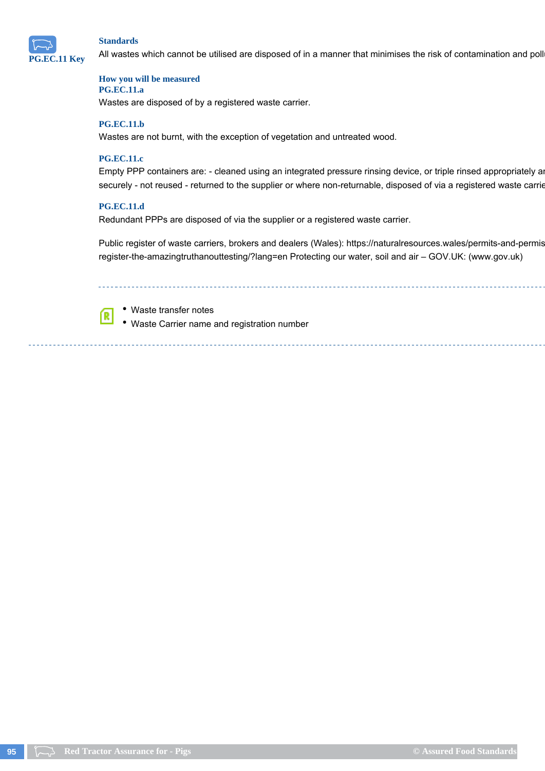**PG.EC.11 Key**

### Standards

All wastes which cannot be utilised are disposed of in a manner that minimises the risk of contamination and poll

### How you will be measured

**PG.EC.11.a**

Wastes are disposed of by a registered waste carrier.

**PG.EC.11.b**

Wastes are not burnt, with the exception of vegetation and untreated wood.

**PG.EC.11.c**

Empty PPP containers are: - cleaned using an integrated pressure rinsing device, or triple rinsed appropriately ar securely - not reused - returned to the supplier or where non-returnable, disposed of via a registered waste carrie

**PG.EC.11.d**

Redundant PPPs are disposed of via the supplier or a registered waste carrier.

Public register of waste carriers, brokers and dealers (Wales): https://naturalresources.wales/permits-and-permis register-the-amazingtruthanouttesting/?lang=en Protecting our water, soil and air – GOV.UK: (www.gov.uk)

---

- Waste transfer notes
- Waste Carrier name and registration number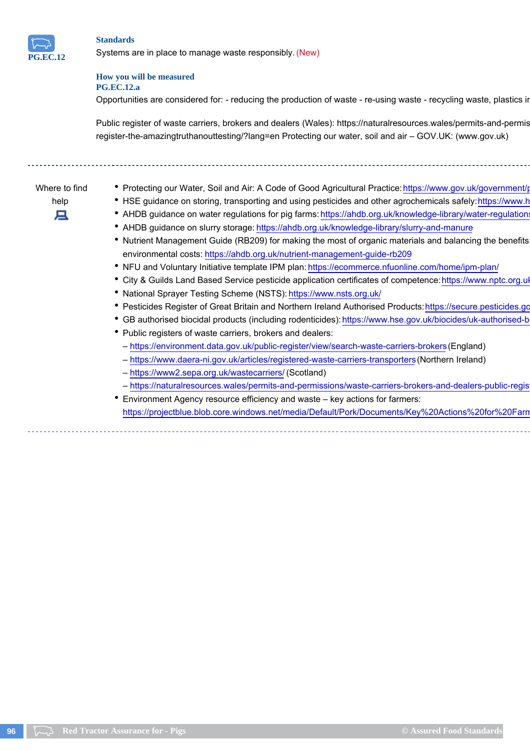PG.EC.12

**Standards**

Systems are in place to manage waste responsibly. (New)

**How you will be measured**

**PG.EC.12.a**

Opportunities are considered for: - reducing the production of waste - re-using waste - recycling waste, plastics ir

Public register of waste carriers, brokers and dealers (Wales): https://naturalresources.wales/permits-and-permis register-the-amazingtruthanouttesting/?lang=en Protecting our water, soil and air – GOV.UK: (www.gov.uk)

---

Where to find help

- Protecting our Water, Soil and Air: A Code of Good Agricultural Practice: https://www.gov.uk/government/p
- HSE guidance on storing, transporting and using pesticides and other agrochemicals safely: https://www.h
- AHDB guidance on water regulations for pig farms: https://ahdb.org.uk/knowledge-library/water-regulations
- AHDB guidance on slurry storage: https://ahdb.org.uk/knowledge-library/slurry-and-manure
- Nutrient Management Guide (RB209) for making the most of organic materials and balancing the benefits environmental costs: https://ahdb.org.uk/nutrient-management-guide-rb209
- NFU and Voluntary Initiative template IPM plan: https://ecommerce.nfuonline.com/home/ipm-plan/
- City & Guilds Land Based Service pesticide application certificates of competence: https://www.nptc.org.uk
- National Sprayer Testing Scheme (NSTS): https://www.nsts.org.uk/
- Pesticides Register of Great Britain and Northern Ireland Authorised Products: https://secure.pesticides.go
- GB authorised biocidal products (including rodenticides): https://www.hse.gov.uk/biocides/uk-authorised-b
- Public registers of waste carriers, brokers and dealers:
  – https://environment.data.gov.uk/public-register/view/search-waste-carriers-brokers (England)
  – https://www.daera-ni.gov.uk/articles/registered-waste-carriers-transporters (Northern Ireland)
  – https://www2.sepa.org.uk/wastecarriers/ (Scotland)
  – https://naturalresources.wales/permits-and-permissions/waste-carriers-brokers-and-dealers-public-regis
- Environment Agency resource efficiency and waste – key actions for farmers: https://projectblue.blob.core.windows.net/media/Default/Pork/Documents/Key%20Actions%20for%20Farm